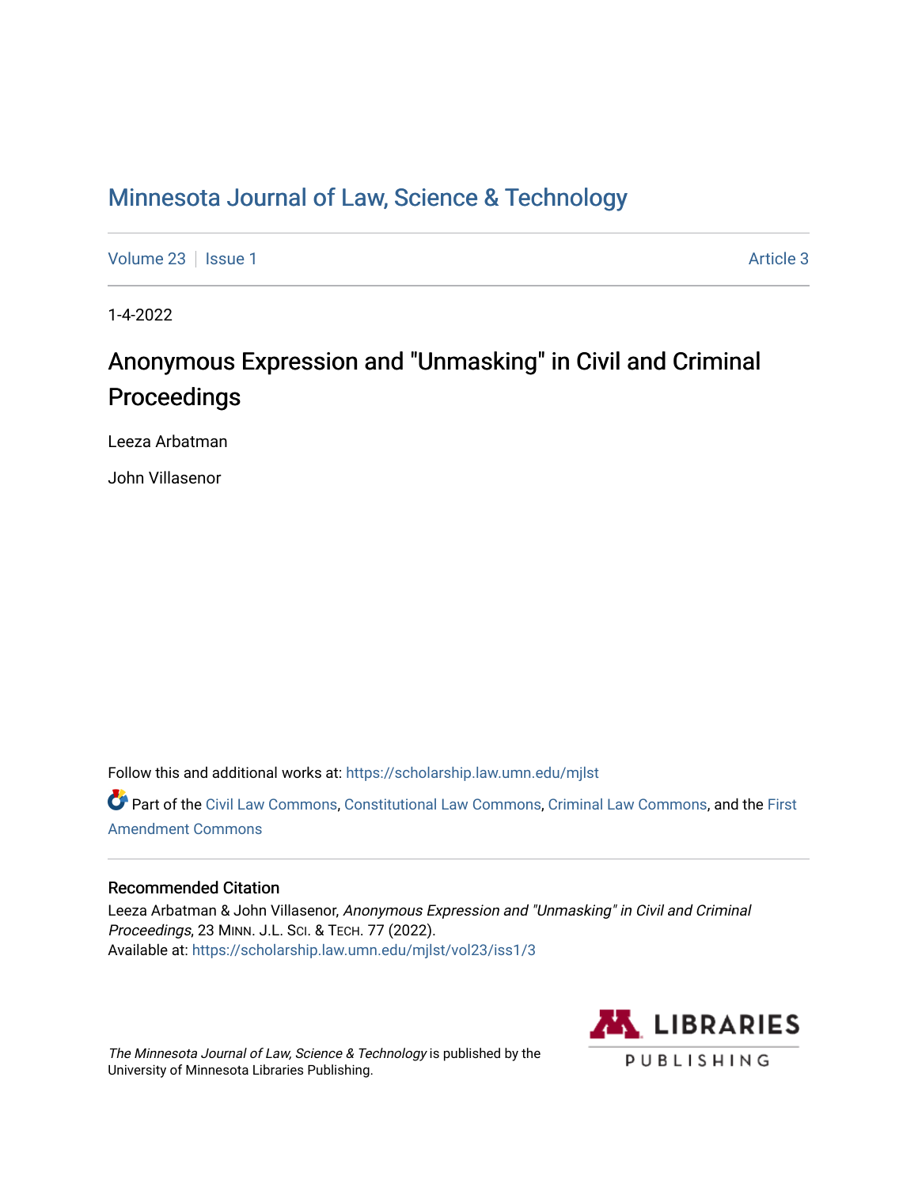# Minnesota Journal of Law, Science & Technology

Volume 23 | Issue 1 | Article 3

1-4-2022

## Anonymous Expression and "Unmasking" in Civil and Criminal Proceedings

Leeza Arbatman

John Villasenor

Follow this and additional works at: https://scholarship.law.umn.edu/mjlst

Part of the Civil Law Commons, Constitutional Law Commons, Criminal Law Commons, and the First Amendment Commons

### Recommended Citation

Leeza Arbatman & John Villasenor, *Anonymous Expression and "Unmasking" in Civil and Criminal Proceedings*, 23 MINN. J.L. SCI. & TECH. 77 (2022).
Available at: https://scholarship.law.umn.edu/mjlst/vol23/iss1/3

*The Minnesota Journal of Law, Science & Technology* is published by the University of Minnesota Libraries Publishing.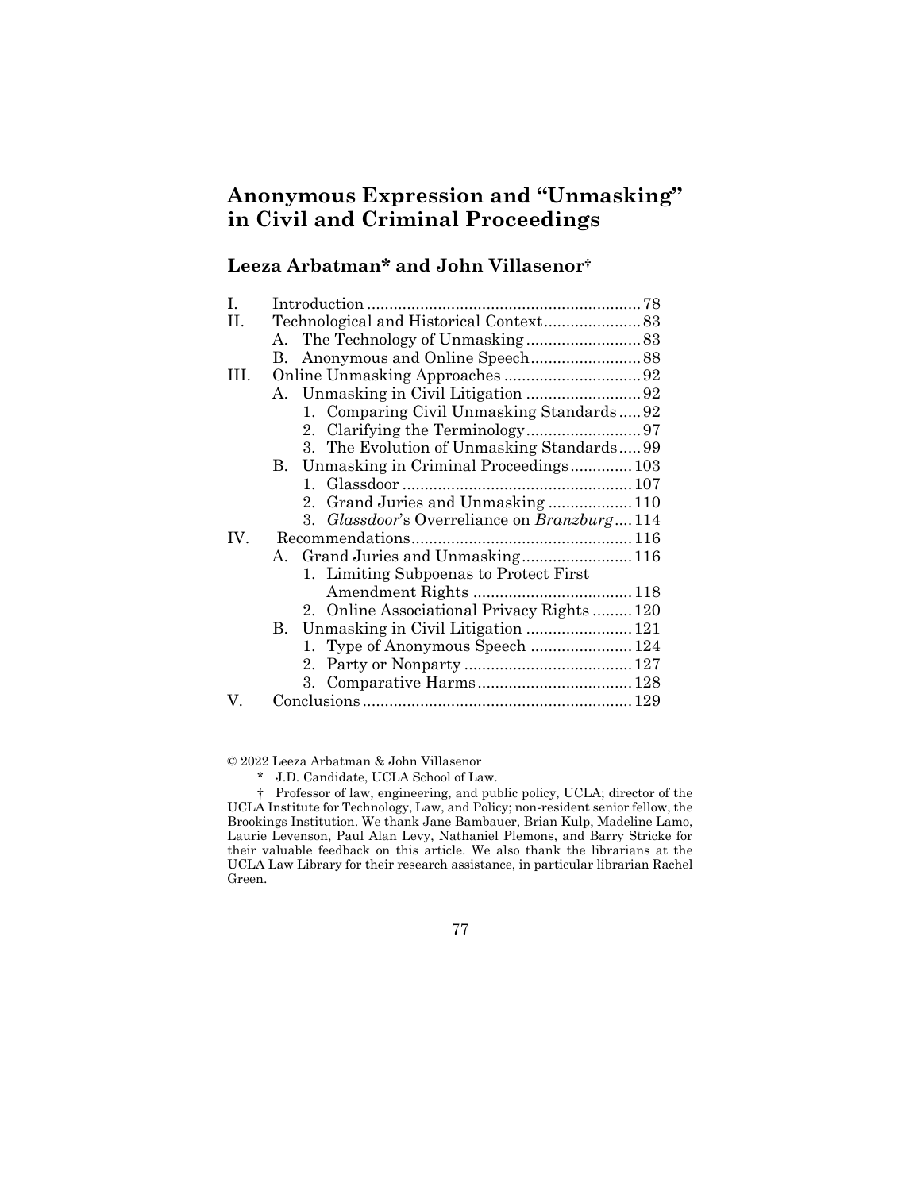# Anonymous Expression and "Unmasking" in Civil and Criminal Proceedings

## Leeza Arbatman* and John Villasenor†

| | | |
|---|---|---|
| I. | Introduction | 78 |
| II. | Technological and Historical Context | 83 |
| | A. The Technology of Unmasking | 83 |
| | B. Anonymous and Online Speech | 88 |
| III. | Online Unmasking Approaches | 92 |
| | A. Unmasking in Civil Litigation | 92 |
| | 1. Comparing Civil Unmasking Standards | 92 |
| | 2. Clarifying the Terminology | 97 |
| | 3. The Evolution of Unmasking Standards | 99 |
| | B. Unmasking in Criminal Proceedings | 103 |
| | 1. Glassdoor | 107 |
| | 2. Grand Juries and Unmasking | 110 |
| | 3. *Glassdoor*'s Overreliance on *Branzburg* | 114 |
| IV. | Recommendations | 116 |
| | A. Grand Juries and Unmasking | 116 |
| | 1. Limiting Subpoenas to Protect First Amendment Rights | 118 |
| | 2. Online Associational Privacy Rights | 120 |
| | B. Unmasking in Civil Litigation | 121 |
| | 1. Type of Anonymous Speech | 124 |
| | 2. Party or Nonparty | 127 |
| | 3. Comparative Harms | 128 |
| V. | Conclusions | 129 |

---

© 2022 Leeza Arbatman & John Villasenor

\* J.D. Candidate, UCLA School of Law.

† Professor of law, engineering, and public policy, UCLA; director of the UCLA Institute for Technology, Law, and Policy; non-resident senior fellow, the Brookings Institution. We thank Jane Bambauer, Brian Kulp, Madeline Lamo, Laurie Levenson, Paul Alan Levy, Nathaniel Plemons, and Barry Stricke for their valuable feedback on this article. We also thank the librarians at the UCLA Law Library for their research assistance, in particular librarian Rachel Green.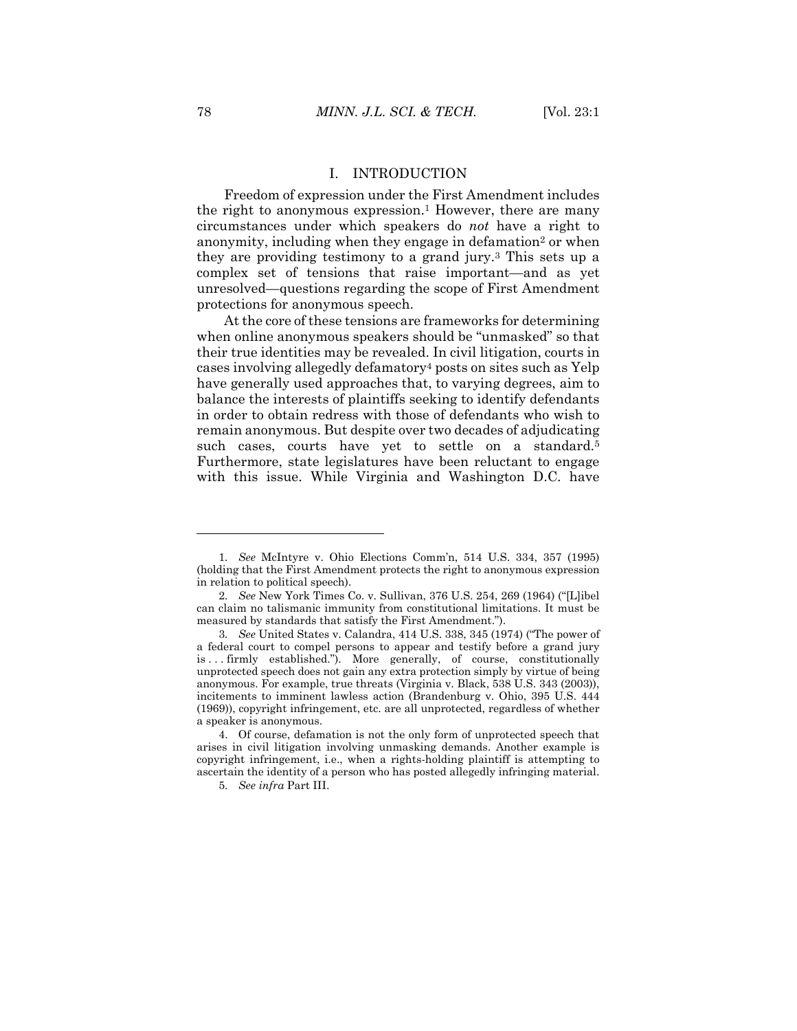## I. INTRODUCTION

Freedom of expression under the First Amendment includes the right to anonymous expression.[1] However, there are many circumstances under which speakers do *not* have a right to anonymity, including when they engage in defamation[2] or when they are providing testimony to a grand jury.[3] This sets up a complex set of tensions that raise important—and as yet unresolved—questions regarding the scope of First Amendment protections for anonymous speech.

At the core of these tensions are frameworks for determining when online anonymous speakers should be "unmasked" so that their true identities may be revealed. In civil litigation, courts in cases involving allegedly defamatory[4] posts on sites such as Yelp have generally used approaches that, to varying degrees, aim to balance the interests of plaintiffs seeking to identify defendants in order to obtain redress with those of defendants who wish to remain anonymous. But despite over two decades of adjudicating such cases, courts have yet to settle on a standard.[5] Furthermore, state legislatures have been reluctant to engage with this issue. While Virginia and Washington D.C. have

---

1. *See* McIntyre v. Ohio Elections Comm'n, 514 U.S. 334, 357 (1995) (holding that the First Amendment protects the right to anonymous expression in relation to political speech).

2. *See* New York Times Co. v. Sullivan, 376 U.S. 254, 269 (1964) ("[L]ibel can claim no talismanic immunity from constitutional limitations. It must be measured by standards that satisfy the First Amendment.").

3. *See* United States v. Calandra, 414 U.S. 338, 345 (1974) ("The power of a federal court to compel persons to appear and testify before a grand jury is . . . firmly established."). More generally, of course, constitutionally unprotected speech does not gain any extra protection simply by virtue of being anonymous. For example, true threats (Virginia v. Black, 538 U.S. 343 (2003)), incitements to imminent lawless action (Brandenburg v. Ohio, 395 U.S. 444 (1969)), copyright infringement, etc. are all unprotected, regardless of whether a speaker is anonymous.

4. Of course, defamation is not the only form of unprotected speech that arises in civil litigation involving unmasking demands. Another example is copyright infringement, i.e., when a rights-holding plaintiff is attempting to ascertain the identity of a person who has posted allegedly infringing material.

5. *See infra* Part III.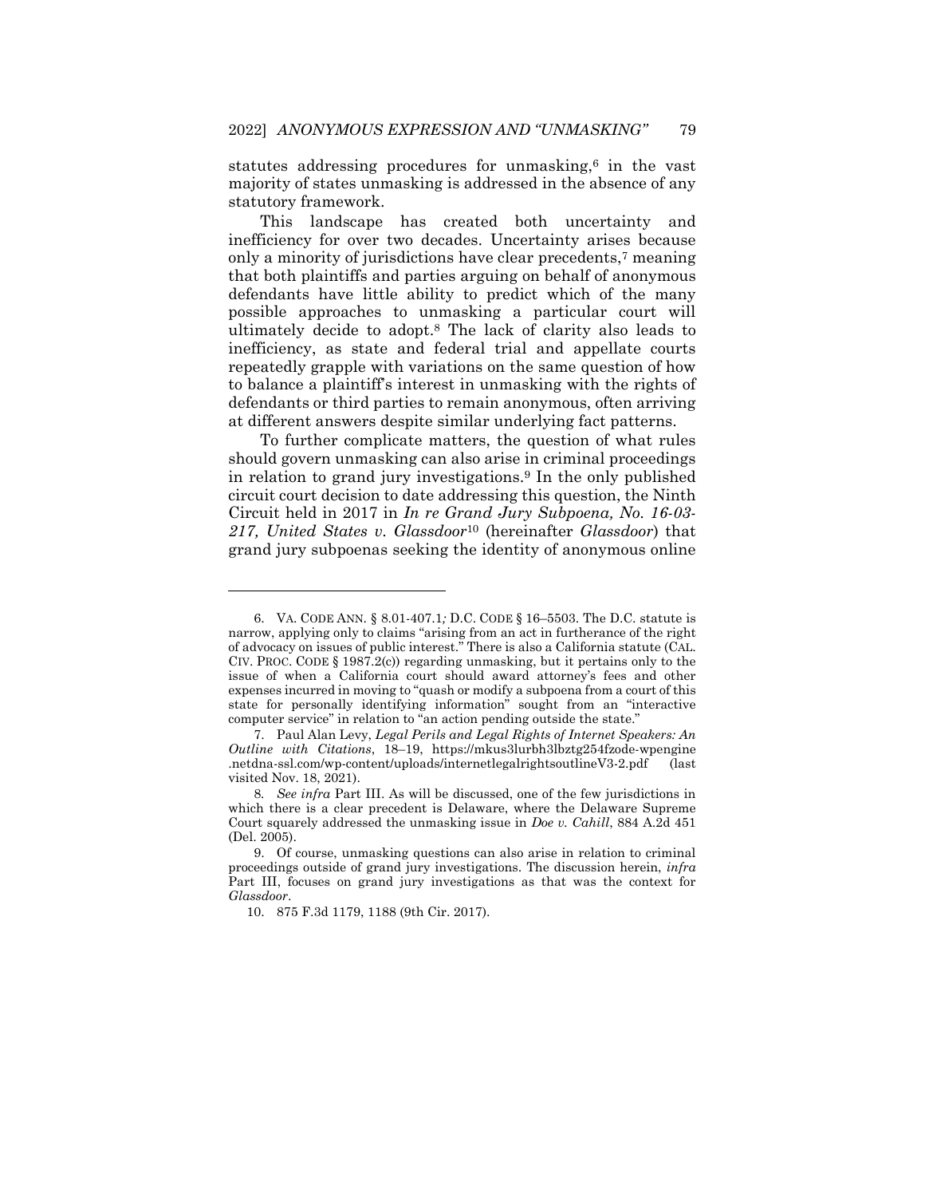statutes addressing procedures for unmasking,[6] in the vast majority of states unmasking is addressed in the absence of any statutory framework.

This landscape has created both uncertainty and inefficiency for over two decades. Uncertainty arises because only a minority of jurisdictions have clear precedents,[7] meaning that both plaintiffs and parties arguing on behalf of anonymous defendants have little ability to predict which of the many possible approaches to unmasking a particular court will ultimately decide to adopt.[8] The lack of clarity also leads to inefficiency, as state and federal trial and appellate courts repeatedly grapple with variations on the same question of how to balance a plaintiff's interest in unmasking with the rights of defendants or third parties to remain anonymous, often arriving at different answers despite similar underlying fact patterns.

To further complicate matters, the question of what rules should govern unmasking can also arise in criminal proceedings in relation to grand jury investigations.[9] In the only published circuit court decision to date addressing this question, the Ninth Circuit held in 2017 in *In re Grand Jury Subpoena, No. 16-03-217, United States v. Glassdoor*[10] (hereinafter *Glassdoor*) that grand jury subpoenas seeking the identity of anonymous online

---

6. VA. CODE ANN. § 8.01-407.1*;* D.C. CODE § 16–5503. The D.C. statute is narrow, applying only to claims "arising from an act in furtherance of the right of advocacy on issues of public interest." There is also a California statute (CAL. CIV. PROC. CODE § 1987.2(c)) regarding unmasking, but it pertains only to the issue of when a California court should award attorney's fees and other expenses incurred in moving to "quash or modify a subpoena from a court of this state for personally identifying information" sought from an "interactive computer service" in relation to "an action pending outside the state."

7. Paul Alan Levy, *Legal Perils and Legal Rights of Internet Speakers: An Outline with Citations*, 18–19, https://mkus3lurbh3lbztg254fzode-wpengine.netdna-ssl.com/wp-content/uploads/internetlegalrightsoutlineV3-2.pdf (last visited Nov. 18, 2021).

8. *See infra* Part III. As will be discussed, one of the few jurisdictions in which there is a clear precedent is Delaware, where the Delaware Supreme Court squarely addressed the unmasking issue in *Doe v. Cahill*, 884 A.2d 451 (Del. 2005).

9. Of course, unmasking questions can also arise in relation to criminal proceedings outside of grand jury investigations. The discussion herein, *infra* Part III, focuses on grand jury investigations as that was the context for *Glassdoor*.

10. 875 F.3d 1179, 1188 (9th Cir. 2017).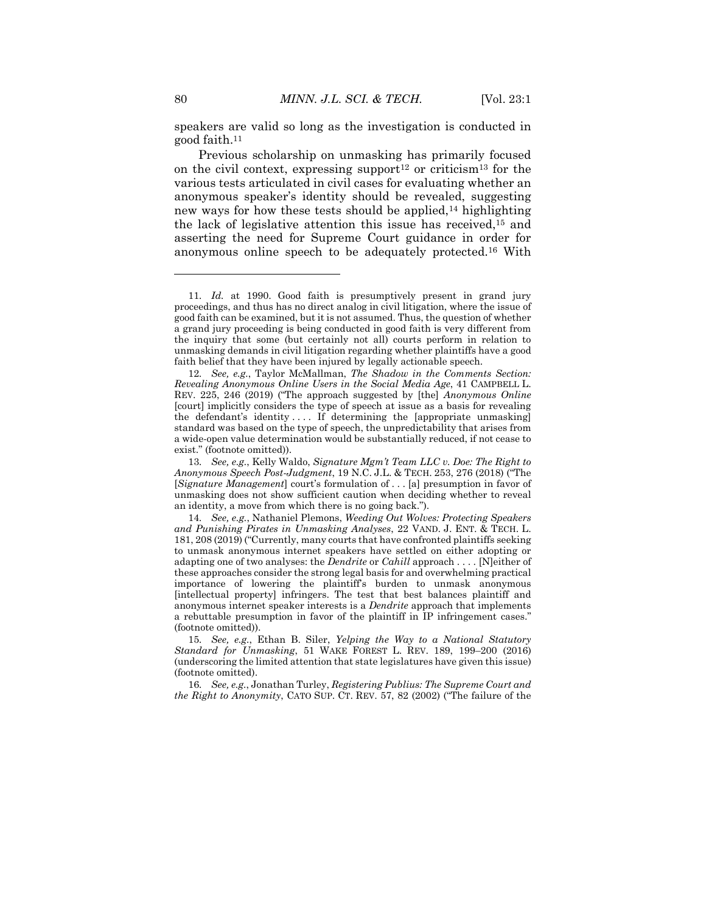speakers are valid so long as the investigation is conducted in good faith.[11]

Previous scholarship on unmasking has primarily focused on the civil context, expressing support[12] or criticism[13] for the various tests articulated in civil cases for evaluating whether an anonymous speaker's identity should be revealed, suggesting new ways for how these tests should be applied,[14] highlighting the lack of legislative attention this issue has received,[15] and asserting the need for Supreme Court guidance in order for anonymous online speech to be adequately protected.[16] With

---

11. *Id.* at 1990. Good faith is presumptively present in grand jury proceedings, and thus has no direct analog in civil litigation, where the issue of good faith can be examined, but it is not assumed. Thus, the question of whether a grand jury proceeding is being conducted in good faith is very different from the inquiry that some (but certainly not all) courts perform in relation to unmasking demands in civil litigation regarding whether plaintiffs have a good faith belief that they have been injured by legally actionable speech.

12. *See, e.g.*, Taylor McMallman, *The Shadow in the Comments Section: Revealing Anonymous Online Users in the Social Media Age*, 41 CAMPBELL L. REV. 225, 246 (2019) ("The approach suggested by [the] *Anonymous Online* [court] implicitly considers the type of speech at issue as a basis for revealing the defendant's identity . . . . If determining the [appropriate unmasking] standard was based on the type of speech, the unpredictability that arises from a wide-open value determination would be substantially reduced, if not cease to exist." (footnote omitted)).

13. *See, e.g.*, Kelly Waldo, *Signature Mgm't Team LLC v. Doe: The Right to Anonymous Speech Post-Judgment*, 19 N.C. J.L. & TECH. 253, 276 (2018) ("The [*Signature Management*] court's formulation of . . . [a] presumption in favor of unmasking does not show sufficient caution when deciding whether to reveal an identity, a move from which there is no going back.").

14. *See, e.g.*, Nathaniel Plemons, *Weeding Out Wolves: Protecting Speakers and Punishing Pirates in Unmasking Analyses*, 22 VAND. J. ENT. & TECH. L. 181, 208 (2019) ("Currently, many courts that have confronted plaintiffs seeking to unmask anonymous internet speakers have settled on either adopting or adapting one of two analyses: the *Dendrite* or *Cahill* approach . . . . [N]either of these approaches consider the strong legal basis for and overwhelming practical importance of lowering the plaintiff's burden to unmask anonymous [intellectual property] infringers. The test that best balances plaintiff and anonymous internet speaker interests is a *Dendrite* approach that implements a rebuttable presumption in favor of the plaintiff in IP infringement cases." (footnote omitted)).

15. *See, e.g.*, Ethan B. Siler, *Yelping the Way to a National Statutory Standard for Unmasking*, 51 WAKE FOREST L. REV. 189, 199–200 (2016) (underscoring the limited attention that state legislatures have given this issue) (footnote omitted).

16. *See, e.g.*, Jonathan Turley, *Registering Publius: The Supreme Court and the Right to Anonymity*, CATO SUP. CT. REV. 57, 82 (2002) ("The failure of the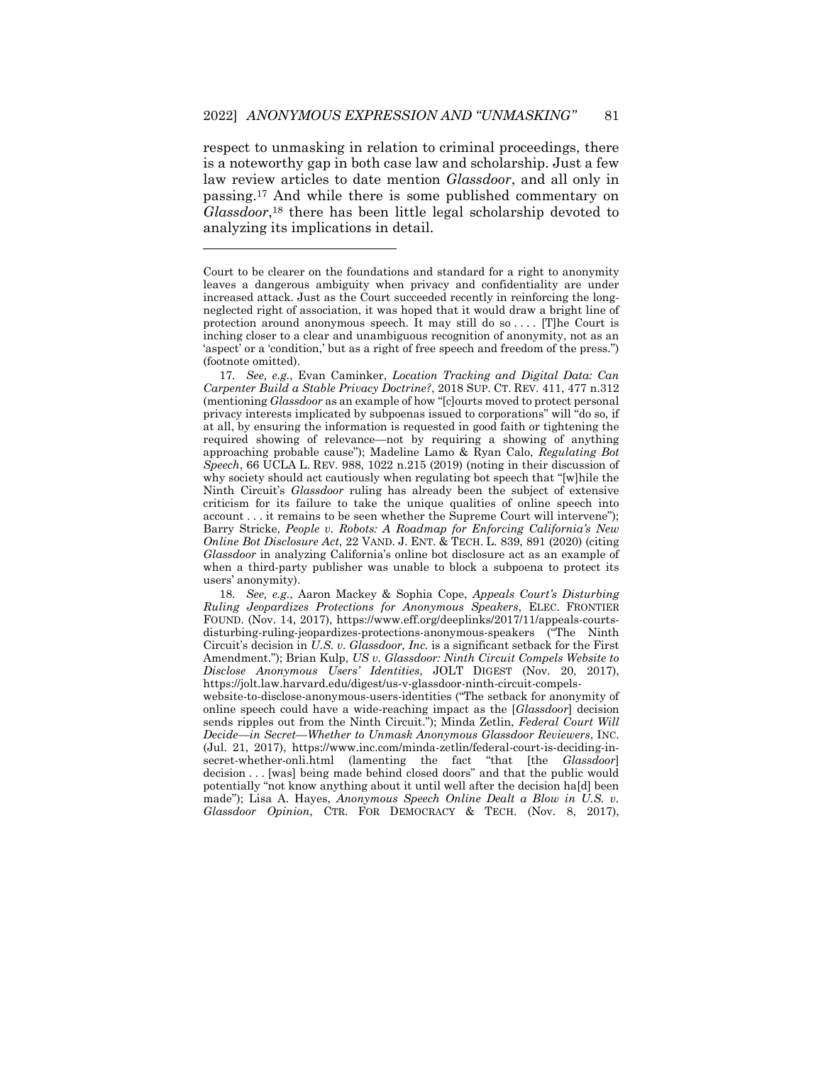respect to unmasking in relation to criminal proceedings, there is a noteworthy gap in both case law and scholarship. Just a few law review articles to date mention *Glassdoor*, and all only in passing.[17] And while there is some published commentary on *Glassdoor*,[18] there has been little legal scholarship devoted to analyzing its implications in detail.

---

Court to be clearer on the foundations and standard for a right to anonymity leaves a dangerous ambiguity when privacy and confidentiality are under increased attack. Just as the Court succeeded recently in reinforcing the long-neglected right of association, it was hoped that it would draw a bright line of protection around anonymous speech. It may still do so . . . . [T]he Court is inching closer to a clear and unambiguous recognition of anonymity, not as an 'aspect' or a 'condition,' but as a right of free speech and freedom of the press.") (footnote omitted).

17. *See, e.g.*, Evan Caminker, *Location Tracking and Digital Data: Can Carpenter Build a Stable Privacy Doctrine?*, 2018 SUP. CT. REV. 411, 477 n.312 (mentioning *Glassdoor* as an example of how "[c]ourts moved to protect personal privacy interests implicated by subpoenas issued to corporations" will "do so, if at all, by ensuring the information is requested in good faith or tightening the required showing of relevance—not by requiring a showing of anything approaching probable cause"); Madeline Lamo & Ryan Calo, *Regulating Bot Speech*, 66 UCLA L. REV. 988, 1022 n.215 (2019) (noting in their discussion of why society should act cautiously when regulating bot speech that "[w]hile the Ninth Circuit's *Glassdoor* ruling has already been the subject of extensive criticism for its failure to take the unique qualities of online speech into account . . . it remains to be seen whether the Supreme Court will intervene"); Barry Stricke, *People v. Robots: A Roadmap for Enforcing California's New Online Bot Disclosure Act*, 22 VAND. J. ENT. & TECH. L. 839, 891 (2020) (citing *Glassdoor* in analyzing California's online bot disclosure act as an example of when a third-party publisher was unable to block a subpoena to protect its users' anonymity).

18. *See, e.g.*, Aaron Mackey & Sophia Cope, *Appeals Court's Disturbing Ruling Jeopardizes Protections for Anonymous Speakers*, ELEC. FRONTIER FOUND. (Nov. 14, 2017), https://www.eff.org/deeplinks/2017/11/appeals-courts-disturbing-ruling-jeopardizes-protections-anonymous-speakers ("The Ninth Circuit's decision in *U.S. v. Glassdoor, Inc.* is a significant setback for the First Amendment."); Brian Kulp, *US v. Glassdoor: Ninth Circuit Compels Website to Disclose Anonymous Users' Identities*, JOLT DIGEST (Nov. 20, 2017), https://jolt.law.harvard.edu/digest/us-v-glassdoor-ninth-circuit-compels-website-to-disclose-anonymous-users-identities ("The setback for anonymity of online speech could have a wide-reaching impact as the [*Glassdoor*] decision sends ripples out from the Ninth Circuit."); Minda Zetlin, *Federal Court Will Decide—in Secret—Whether to Unmask Anonymous Glassdoor Reviewers*, INC. (Jul. 21, 2017), https://www.inc.com/minda-zetlin/federal-court-is-deciding-in-secret-whether-onli.html (lamenting the fact "that [the *Glassdoor*] decision . . . [was] being made behind closed doors" and that the public would potentially "not know anything about it until well after the decision ha[d] been made"); Lisa A. Hayes, *Anonymous Speech Online Dealt a Blow in U.S. v. Glassdoor Opinion*, CTR. FOR DEMOCRACY & TECH. (Nov. 8, 2017),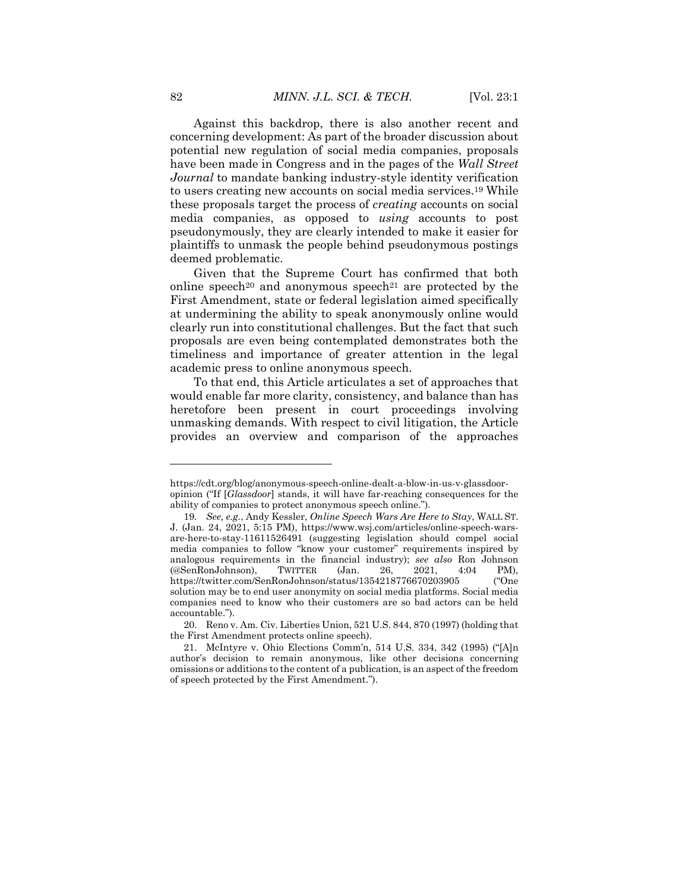Against this backdrop, there is also another recent and concerning development: As part of the broader discussion about potential new regulation of social media companies, proposals have been made in Congress and in the pages of the *Wall Street Journal* to mandate banking industry-style identity verification to users creating new accounts on social media services.[19] While these proposals target the process of *creating* accounts on social media companies, as opposed to *using* accounts to post pseudonymously, they are clearly intended to make it easier for plaintiffs to unmask the people behind pseudonymous postings deemed problematic.

Given that the Supreme Court has confirmed that both online speech[20] and anonymous speech[21] are protected by the First Amendment, state or federal legislation aimed specifically at undermining the ability to speak anonymously online would clearly run into constitutional challenges. But the fact that such proposals are even being contemplated demonstrates both the timeliness and importance of greater attention in the legal academic press to online anonymous speech.

To that end, this Article articulates a set of approaches that would enable far more clarity, consistency, and balance than has heretofore been present in court proceedings involving unmasking demands. With respect to civil litigation, the Article provides an overview and comparison of the approaches

---

https://cdt.org/blog/anonymous-speech-online-dealt-a-blow-in-us-v-glassdoor-opinion ("If [*Glassdoor*] stands, it will have far-reaching consequences for the ability of companies to protect anonymous speech online.").

19. *See, e.g.*, Andy Kessler, *Online Speech Wars Are Here to Stay*, WALL ST. J. (Jan. 24, 2021, 5:15 PM), https://www.wsj.com/articles/online-speech-wars-are-here-to-stay-11611526491 (suggesting legislation should compel social media companies to follow "know your customer" requirements inspired by analogous requirements in the financial industry); *see also* Ron Johnson (@SenRonJohnson), TWITTER (Jan. 26, 2021, 4:04 PM), https://twitter.com/SenRonJohnson/status/1354218776670203905 ("One solution may be to end user anonymity on social media platforms. Social media companies need to know who their customers are so bad actors can be held accountable.").

20. Reno v. Am. Civ. Liberties Union, 521 U.S. 844, 870 (1997) (holding that the First Amendment protects online speech).

21. McIntyre v. Ohio Elections Comm'n, 514 U.S. 334, 342 (1995) ("[A]n author's decision to remain anonymous, like other decisions concerning omissions or additions to the content of a publication, is an aspect of the freedom of speech protected by the First Amendment.").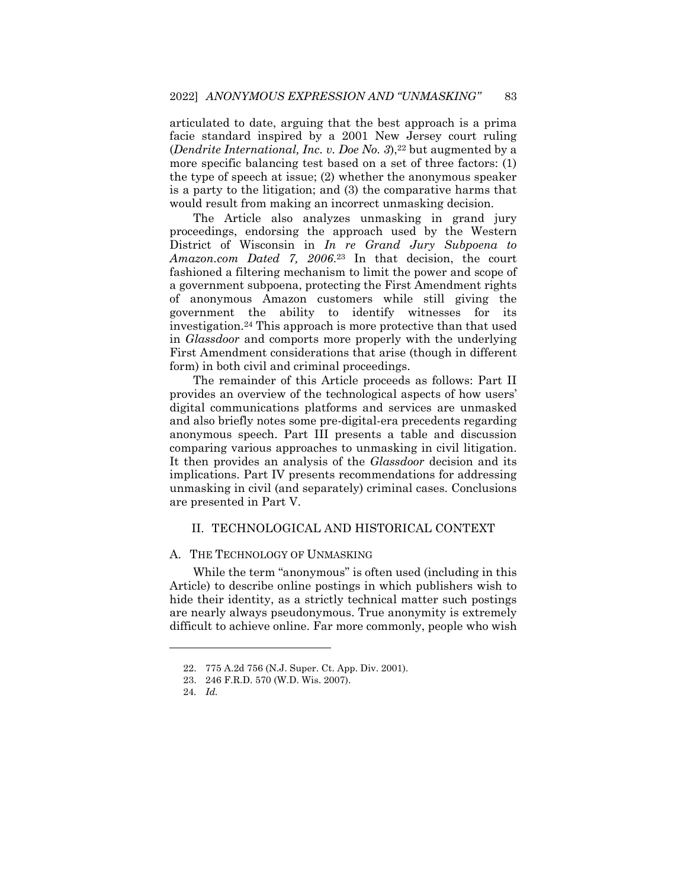articulated to date, arguing that the best approach is a prima facie standard inspired by a 2001 New Jersey court ruling (*Dendrite International, Inc. v. Doe No. 3*),[22] but augmented by a more specific balancing test based on a set of three factors: (1) the type of speech at issue; (2) whether the anonymous speaker is a party to the litigation; and (3) the comparative harms that would result from making an incorrect unmasking decision.

The Article also analyzes unmasking in grand jury proceedings, endorsing the approach used by the Western District of Wisconsin in *In re Grand Jury Subpoena to Amazon.com Dated 7, 2006*.[23] In that decision, the court fashioned a filtering mechanism to limit the power and scope of a government subpoena, protecting the First Amendment rights of anonymous Amazon customers while still giving the government the ability to identify witnesses for its investigation.[24] This approach is more protective than that used in *Glassdoor* and comports more properly with the underlying First Amendment considerations that arise (though in different form) in both civil and criminal proceedings.

The remainder of this Article proceeds as follows: Part II provides an overview of the technological aspects of how users' digital communications platforms and services are unmasked and also briefly notes some pre-digital-era precedents regarding anonymous speech. Part III presents a table and discussion comparing various approaches to unmasking in civil litigation. It then provides an analysis of the *Glassdoor* decision and its implications. Part IV presents recommendations for addressing unmasking in civil (and separately) criminal cases. Conclusions are presented in Part V.

## II. TECHNOLOGICAL AND HISTORICAL CONTEXT

### A. THE TECHNOLOGY OF UNMASKING

While the term "anonymous" is often used (including in this Article) to describe online postings in which publishers wish to hide their identity, as a strictly technical matter such postings are nearly always pseudonymous. True anonymity is extremely difficult to achieve online. Far more commonly, people who wish

---

22. 775 A.2d 756 (N.J. Super. Ct. App. Div. 2001).

23. 246 F.R.D. 570 (W.D. Wis. 2007).

24. *Id.*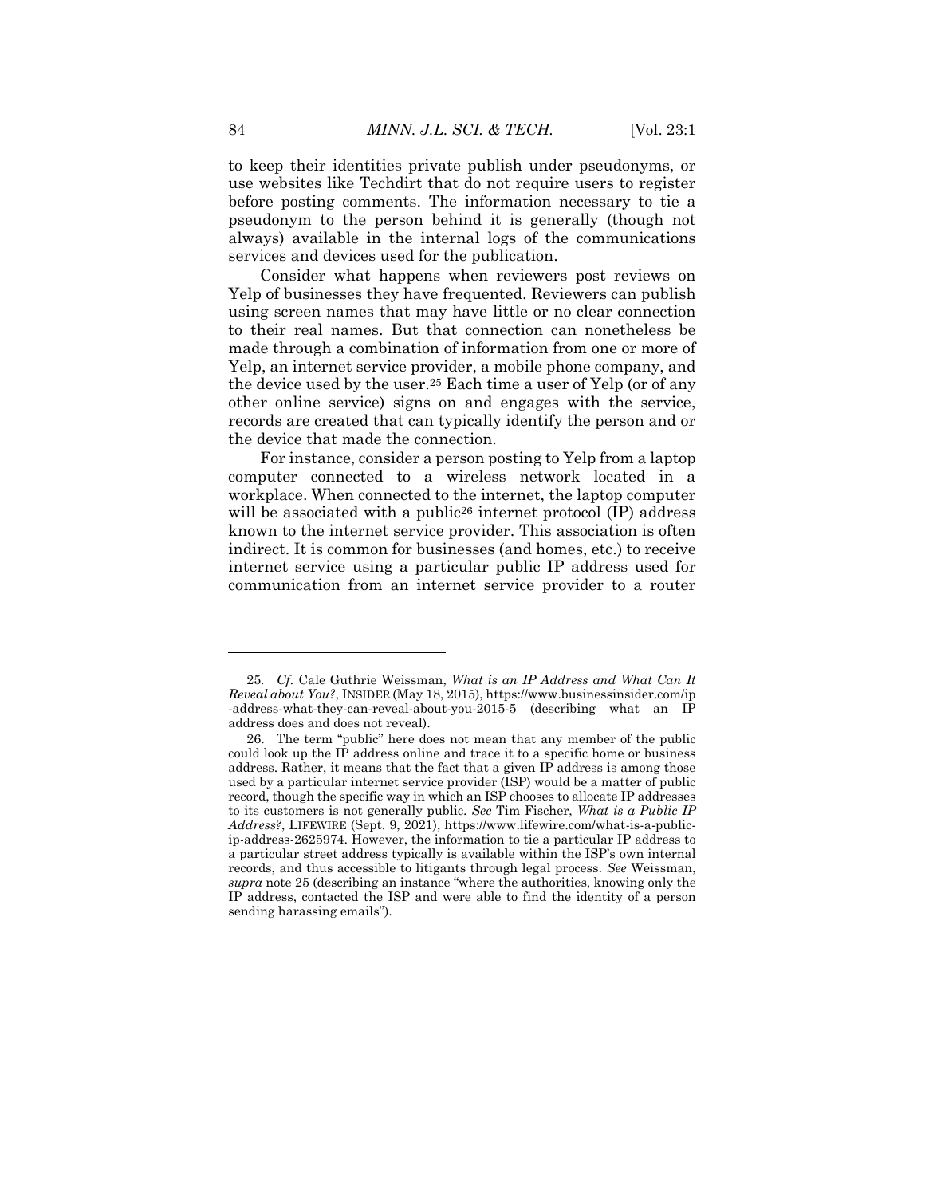to keep their identities private publish under pseudonyms, or use websites like Techdirt that do not require users to register before posting comments. The information necessary to tie a pseudonym to the person behind it is generally (though not always) available in the internal logs of the communications services and devices used for the publication.

Consider what happens when reviewers post reviews on Yelp of businesses they have frequented. Reviewers can publish using screen names that may have little or no clear connection to their real names. But that connection can nonetheless be made through a combination of information from one or more of Yelp, an internet service provider, a mobile phone company, and the device used by the user.[25] Each time a user of Yelp (or of any other online service) signs on and engages with the service, records are created that can typically identify the person and or the device that made the connection.

For instance, consider a person posting to Yelp from a laptop computer connected to a wireless network located in a workplace. When connected to the internet, the laptop computer will be associated with a public[26] internet protocol (IP) address known to the internet service provider. This association is often indirect. It is common for businesses (and homes, etc.) to receive internet service using a particular public IP address used for communication from an internet service provider to a router

---

25. *Cf.* Cale Guthrie Weissman, *What is an IP Address and What Can It Reveal about You?*, INSIDER (May 18, 2015), https://www.businessinsider.com/ip-address-what-they-can-reveal-about-you-2015-5 (describing what an IP address does and does not reveal).

26. The term "public" here does not mean that any member of the public could look up the IP address online and trace it to a specific home or business address. Rather, it means that the fact that a given IP address is among those used by a particular internet service provider (ISP) would be a matter of public record, though the specific way in which an ISP chooses to allocate IP addresses to its customers is not generally public. *See* Tim Fischer, *What is a Public IP Address?*, LIFEWIRE (Sept. 9, 2021), https://www.lifewire.com/what-is-a-public-ip-address-2625974. However, the information to tie a particular IP address to a particular street address typically is available within the ISP's own internal records, and thus accessible to litigants through legal process. *See* Weissman, *supra* note 25 (describing an instance "where the authorities, knowing only the IP address, contacted the ISP and were able to find the identity of a person sending harassing emails").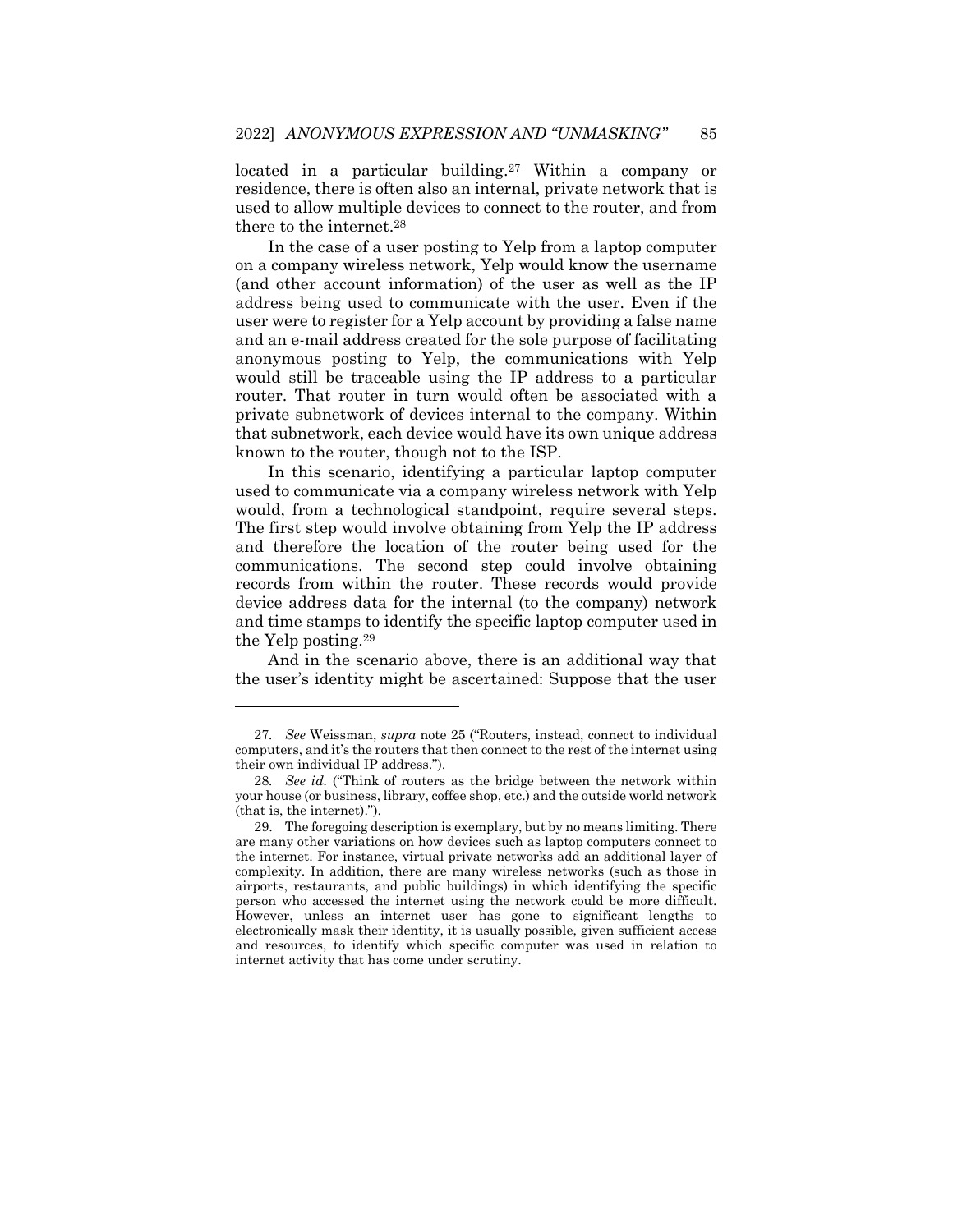located in a particular building.[27] Within a company or residence, there is often also an internal, private network that is used to allow multiple devices to connect to the router, and from there to the internet.[28]

In the case of a user posting to Yelp from a laptop computer on a company wireless network, Yelp would know the username (and other account information) of the user as well as the IP address being used to communicate with the user. Even if the user were to register for a Yelp account by providing a false name and an e-mail address created for the sole purpose of facilitating anonymous posting to Yelp, the communications with Yelp would still be traceable using the IP address to a particular router. That router in turn would often be associated with a private subnetwork of devices internal to the company. Within that subnetwork, each device would have its own unique address known to the router, though not to the ISP.

In this scenario, identifying a particular laptop computer used to communicate via a company wireless network with Yelp would, from a technological standpoint, require several steps. The first step would involve obtaining from Yelp the IP address and therefore the location of the router being used for the communications. The second step could involve obtaining records from within the router. These records would provide device address data for the internal (to the company) network and time stamps to identify the specific laptop computer used in the Yelp posting.[29]

And in the scenario above, there is an additional way that the user's identity might be ascertained: Suppose that the user

---

27. *See* Weissman, *supra* note 25 ("Routers, instead, connect to individual computers, and it's the routers that then connect to the rest of the internet using their own individual IP address.").

28. *See id.* ("Think of routers as the bridge between the network within your house (or business, library, coffee shop, etc.) and the outside world network (that is, the internet).").

29. The foregoing description is exemplary, but by no means limiting. There are many other variations on how devices such as laptop computers connect to the internet. For instance, virtual private networks add an additional layer of complexity. In addition, there are many wireless networks (such as those in airports, restaurants, and public buildings) in which identifying the specific person who accessed the internet using the network could be more difficult. However, unless an internet user has gone to significant lengths to electronically mask their identity, it is usually possible, given sufficient access and resources, to identify which specific computer was used in relation to internet activity that has come under scrutiny.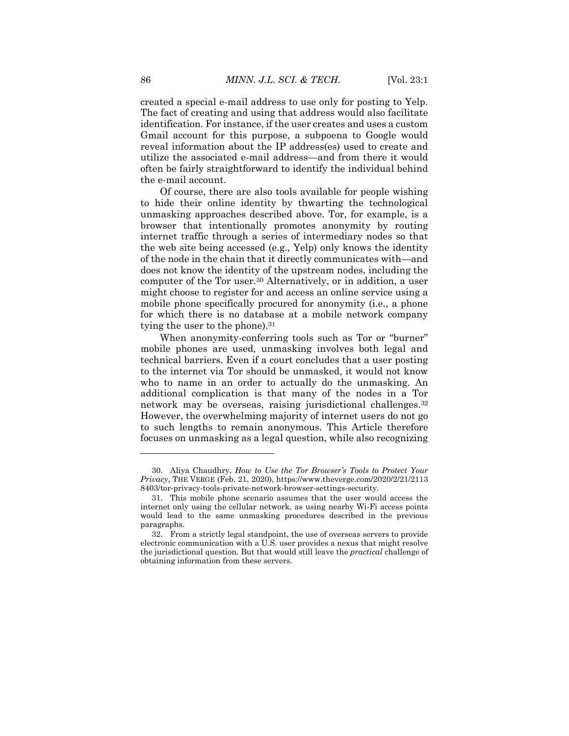created a special e-mail address to use only for posting to Yelp. The fact of creating and using that address would also facilitate identification. For instance, if the user creates and uses a custom Gmail account for this purpose, a subpoena to Google would reveal information about the IP address(es) used to create and utilize the associated e-mail address—and from there it would often be fairly straightforward to identify the individual behind the e-mail account.

Of course, there are also tools available for people wishing to hide their online identity by thwarting the technological unmasking approaches described above. Tor, for example, is a browser that intentionally promotes anonymity by routing internet traffic through a series of intermediary nodes so that the web site being accessed (e.g., Yelp) only knows the identity of the node in the chain that it directly communicates with—and does not know the identity of the upstream nodes, including the computer of the Tor user.[30] Alternatively, or in addition, a user might choose to register for and access an online service using a mobile phone specifically procured for anonymity (i.e., a phone for which there is no database at a mobile network company tying the user to the phone).[31]

When anonymity-conferring tools such as Tor or "burner" mobile phones are used, unmasking involves both legal and technical barriers. Even if a court concludes that a user posting to the internet via Tor should be unmasked, it would not know who to name in an order to actually do the unmasking. An additional complication is that many of the nodes in a Tor network may be overseas, raising jurisdictional challenges.[32] However, the overwhelming majority of internet users do not go to such lengths to remain anonymous. This Article therefore focuses on unmasking as a legal question, while also recognizing

---

30. Aliya Chaudhry, *How to Use the Tor Browser's Tools to Protect Your Privacy*, THE VERGE (Feb. 21, 2020), https://www.theverge.com/2020/2/21/21138403/tor-privacy-tools-private-network-browser-settings-security.

31. This mobile phone scenario assumes that the user would access the internet only using the cellular network, as using nearby Wi-Fi access points would lead to the same unmasking procedures described in the previous paragraphs.

32. From a strictly legal standpoint, the use of overseas servers to provide electronic communication with a U.S. user provides a nexus that might resolve the jurisdictional question. But that would still leave the *practical* challenge of obtaining information from these servers.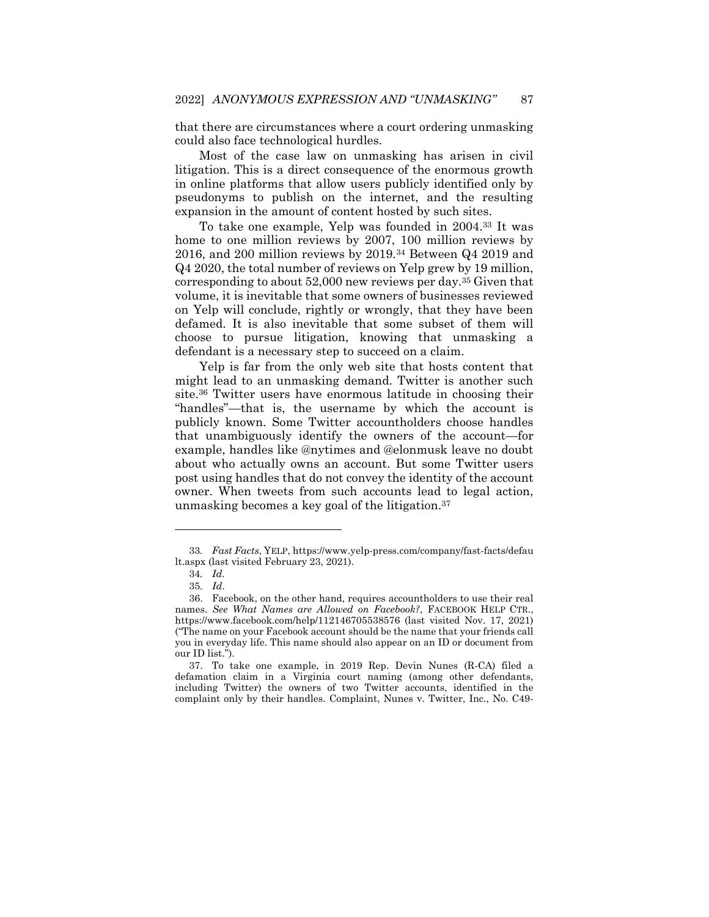that there are circumstances where a court ordering unmasking could also face technological hurdles.

Most of the case law on unmasking has arisen in civil litigation. This is a direct consequence of the enormous growth in online platforms that allow users publicly identified only by pseudonyms to publish on the internet, and the resulting expansion in the amount of content hosted by such sites.

To take one example, Yelp was founded in 2004.[33] It was home to one million reviews by 2007, 100 million reviews by 2016, and 200 million reviews by 2019.[34] Between Q4 2019 and Q4 2020, the total number of reviews on Yelp grew by 19 million, corresponding to about 52,000 new reviews per day.[35] Given that volume, it is inevitable that some owners of businesses reviewed on Yelp will conclude, rightly or wrongly, that they have been defamed. It is also inevitable that some subset of them will choose to pursue litigation, knowing that unmasking a defendant is a necessary step to succeed on a claim.

Yelp is far from the only web site that hosts content that might lead to an unmasking demand. Twitter is another such site.[36] Twitter users have enormous latitude in choosing their "handles"—that is, the username by which the account is publicly known. Some Twitter accountholders choose handles that unambiguously identify the owners of the account—for example, handles like @nytimes and @elonmusk leave no doubt about who actually owns an account. But some Twitter users post using handles that do not convey the identity of the account owner. When tweets from such accounts lead to legal action, unmasking becomes a key goal of the litigation.[37]

---

33. *Fast Facts*, YELP, https://www.yelp-press.com/company/fast-facts/default.aspx (last visited February 23, 2021).

34. *Id.*

35. *Id.*

36. Facebook, on the other hand, requires accountholders to use their real names. *See What Names are Allowed on Facebook?*, FACEBOOK HELP CTR., https://www.facebook.com/help/112146705538576 (last visited Nov. 17, 2021) ("The name on your Facebook account should be the name that your friends call you in everyday life. This name should also appear on an ID or document from our ID list.").

37. To take one example, in 2019 Rep. Devin Nunes (R-CA) filed a defamation claim in a Virginia court naming (among other defendants, including Twitter) the owners of two Twitter accounts, identified in the complaint only by their handles. Complaint, Nunes v. Twitter, Inc., No. C49-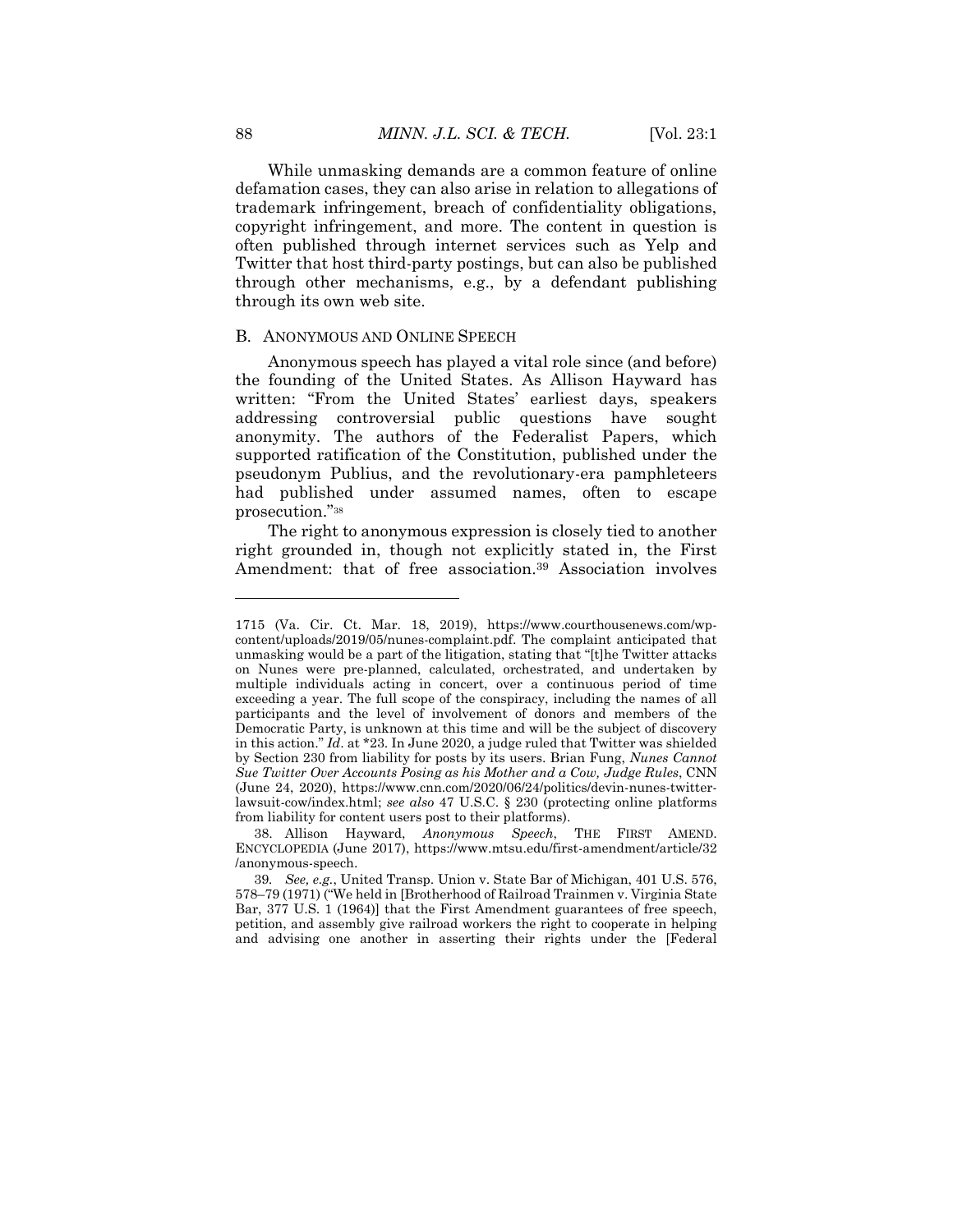While unmasking demands are a common feature of online defamation cases, they can also arise in relation to allegations of trademark infringement, breach of confidentiality obligations, copyright infringement, and more. The content in question is often published through internet services such as Yelp and Twitter that host third-party postings, but can also be published through other mechanisms, e.g., by a defendant publishing through its own web site.

### B. ANONYMOUS AND ONLINE SPEECH

Anonymous speech has played a vital role since (and before) the founding of the United States. As Allison Hayward has written: "From the United States' earliest days, speakers addressing controversial public questions have sought anonymity. The authors of the Federalist Papers, which supported ratification of the Constitution, published under the pseudonym Publius, and the revolutionary-era pamphleteers had published under assumed names, often to escape prosecution."[38]

The right to anonymous expression is closely tied to another right grounded in, though not explicitly stated in, the First Amendment: that of free association.[39] Association involves

---

1715 (Va. Cir. Ct. Mar. 18, 2019), https://www.courthousenews.com/wp-content/uploads/2019/05/nunes-complaint.pdf. The complaint anticipated that unmasking would be a part of the litigation, stating that "[t]he Twitter attacks on Nunes were pre-planned, calculated, orchestrated, and undertaken by multiple individuals acting in concert, over a continuous period of time exceeding a year. The full scope of the conspiracy, including the names of all participants and the level of involvement of donors and members of the Democratic Party, is unknown at this time and will be the subject of discovery in this action." *Id*. at \*23. In June 2020, a judge ruled that Twitter was shielded by Section 230 from liability for posts by its users. Brian Fung, *Nunes Cannot Sue Twitter Over Accounts Posing as his Mother and a Cow, Judge Rules*, CNN (June 24, 2020), https://www.cnn.com/2020/06/24/politics/devin-nunes-twitter-lawsuit-cow/index.html; *see also* 47 U.S.C. § 230 (protecting online platforms from liability for content users post to their platforms).

38. Allison Hayward, *Anonymous Speech*, THE FIRST AMEND. ENCYCLOPEDIA (June 2017), https://www.mtsu.edu/first-amendment/article/32/anonymous-speech.

39. *See, e.g.*, United Transp. Union v. State Bar of Michigan, 401 U.S. 576, 578–79 (1971) ("We held in [Brotherhood of Railroad Trainmen v. Virginia State Bar, 377 U.S. 1 (1964)] that the First Amendment guarantees of free speech, petition, and assembly give railroad workers the right to cooperate in helping and advising one another in asserting their rights under the [Federal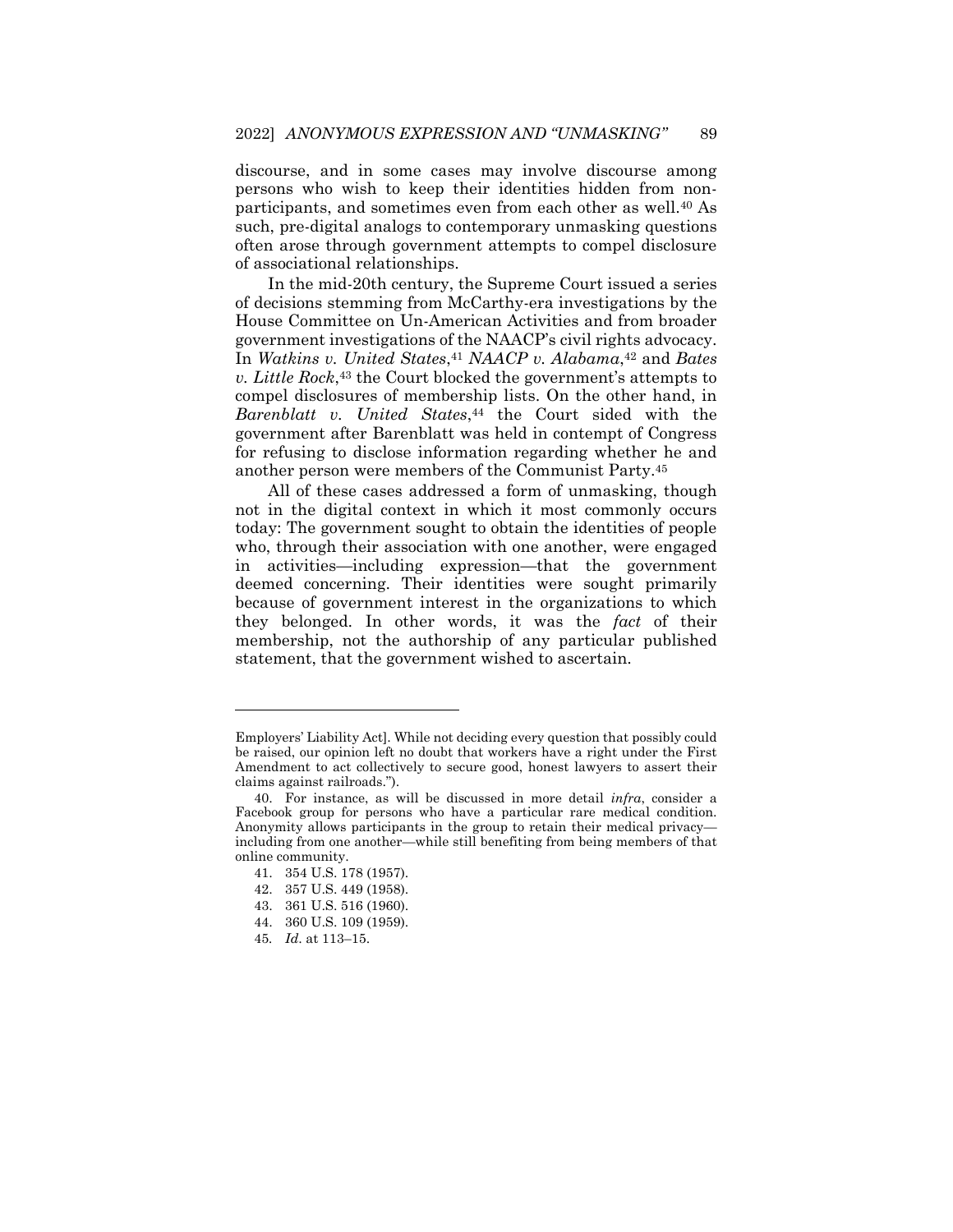discourse, and in some cases may involve discourse among persons who wish to keep their identities hidden from non-participants, and sometimes even from each other as well.[40] As such, pre-digital analogs to contemporary unmasking questions often arose through government attempts to compel disclosure of associational relationships.

In the mid-20th century, the Supreme Court issued a series of decisions stemming from McCarthy-era investigations by the House Committee on Un-American Activities and from broader government investigations of the NAACP's civil rights advocacy. In *Watkins v. United States*,[41] *NAACP v. Alabama*,[42] and *Bates v. Little Rock*,[43] the Court blocked the government's attempts to compel disclosures of membership lists. On the other hand, in *Barenblatt v. United States*,[44] the Court sided with the government after Barenblatt was held in contempt of Congress for refusing to disclose information regarding whether he and another person were members of the Communist Party.[45]

All of these cases addressed a form of unmasking, though not in the digital context in which it most commonly occurs today: The government sought to obtain the identities of people who, through their association with one another, were engaged in activities—including expression—that the government deemed concerning. Their identities were sought primarily because of government interest in the organizations to which they belonged. In other words, it was the *fact* of their membership, not the authorship of any particular published statement, that the government wished to ascertain.

---

Employers' Liability Act]. While not deciding every question that possibly could be raised, our opinion left no doubt that workers have a right under the First Amendment to act collectively to secure good, honest lawyers to assert their claims against railroads.").

40. For instance, as will be discussed in more detail *infra*, consider a Facebook group for persons who have a particular rare medical condition. Anonymity allows participants in the group to retain their medical privacy—including from one another—while still benefiting from being members of that online community.

41. 354 U.S. 178 (1957).

42. 357 U.S. 449 (1958).

43. 361 U.S. 516 (1960).

44. 360 U.S. 109 (1959).

45. *Id*. at 113–15.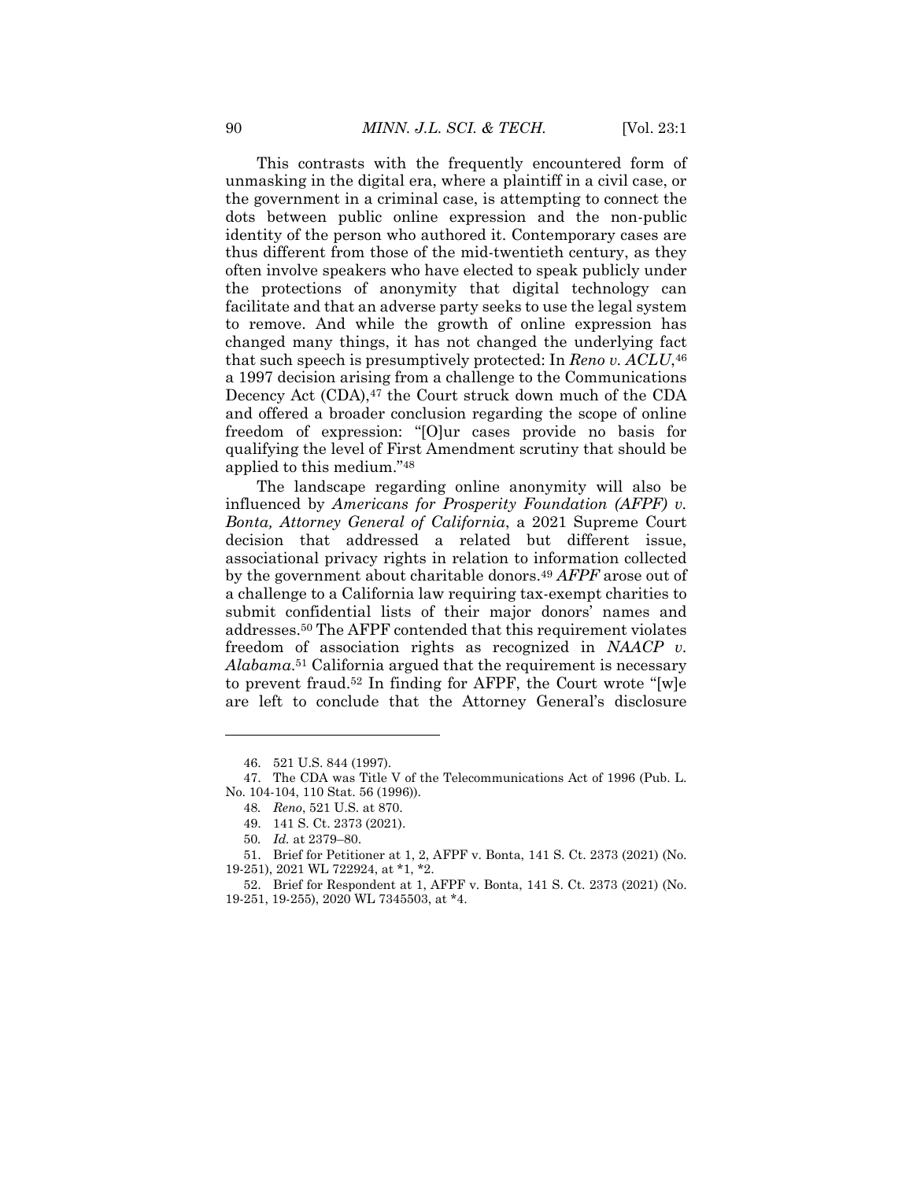This contrasts with the frequently encountered form of unmasking in the digital era, where a plaintiff in a civil case, or the government in a criminal case, is attempting to connect the dots between public online expression and the non-public identity of the person who authored it. Contemporary cases are thus different from those of the mid-twentieth century, as they often involve speakers who have elected to speak publicly under the protections of anonymity that digital technology can facilitate and that an adverse party seeks to use the legal system to remove. And while the growth of online expression has changed many things, it has not changed the underlying fact that such speech is presumptively protected: In *Reno v. ACLU*,[46] a 1997 decision arising from a challenge to the Communications Decency Act (CDA),[47] the Court struck down much of the CDA and offered a broader conclusion regarding the scope of online freedom of expression: "[O]ur cases provide no basis for qualifying the level of First Amendment scrutiny that should be applied to this medium."[48]

The landscape regarding online anonymity will also be influenced by *Americans for Prosperity Foundation (AFPF) v. Bonta, Attorney General of California*, a 2021 Supreme Court decision that addressed a related but different issue, associational privacy rights in relation to information collected by the government about charitable donors.[49] *AFPF* arose out of a challenge to a California law requiring tax-exempt charities to submit confidential lists of their major donors' names and addresses.[50] The AFPF contended that this requirement violates freedom of association rights as recognized in *NAACP v. Alabama*.[51] California argued that the requirement is necessary to prevent fraud.[52] In finding for AFPF, the Court wrote "[w]e are left to conclude that the Attorney General's disclosure

---

46. 521 U.S. 844 (1997).

47. The CDA was Title V of the Telecommunications Act of 1996 (Pub. L. No. 104-104, 110 Stat. 56 (1996)).

48. *Reno*, 521 U.S. at 870.

49. 141 S. Ct. 2373 (2021).

50. *Id.* at 2379–80.

51. Brief for Petitioner at 1, 2, AFPF v. Bonta, 141 S. Ct. 2373 (2021) (No. 19-251), 2021 WL 722924, at *1, *2.

52. Brief for Respondent at 1, AFPF v. Bonta, 141 S. Ct. 2373 (2021) (No. 19-251, 19-255), 2020 WL 7345503, at *4.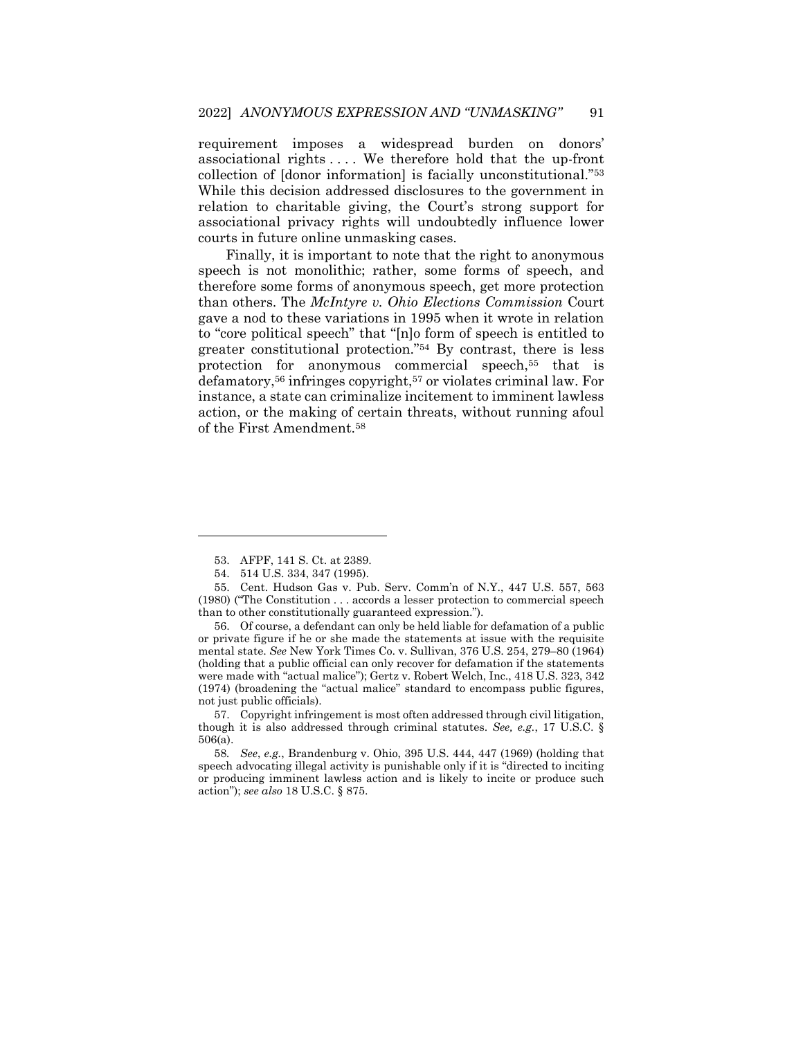requirement imposes a widespread burden on donors' associational rights . . . . We therefore hold that the up-front collection of [donor information] is facially unconstitutional."[53] While this decision addressed disclosures to the government in relation to charitable giving, the Court's strong support for associational privacy rights will undoubtedly influence lower courts in future online unmasking cases.

Finally, it is important to note that the right to anonymous speech is not monolithic; rather, some forms of speech, and therefore some forms of anonymous speech, get more protection than others. The *McIntyre v. Ohio Elections Commission* Court gave a nod to these variations in 1995 when it wrote in relation to "core political speech" that "[n]o form of speech is entitled to greater constitutional protection."[54] By contrast, there is less protection for anonymous commercial speech,[55] that is defamatory,[56] infringes copyright,[57] or violates criminal law. For instance, a state can criminalize incitement to imminent lawless action, or the making of certain threats, without running afoul of the First Amendment.[58]

---

53. AFPF, 141 S. Ct. at 2389.

54. 514 U.S. 334, 347 (1995).

55. Cent. Hudson Gas v. Pub. Serv. Comm'n of N.Y., 447 U.S. 557, 563 (1980) ("The Constitution . . . accords a lesser protection to commercial speech than to other constitutionally guaranteed expression.").

56. Of course, a defendant can only be held liable for defamation of a public or private figure if he or she made the statements at issue with the requisite mental state. *See* New York Times Co. v. Sullivan, 376 U.S. 254, 279–80 (1964) (holding that a public official can only recover for defamation if the statements were made with "actual malice"); Gertz v. Robert Welch, Inc., 418 U.S. 323, 342 (1974) (broadening the "actual malice" standard to encompass public figures, not just public officials).

57. Copyright infringement is most often addressed through civil litigation, though it is also addressed through criminal statutes. *See, e.g.*, 17 U.S.C. § 506(a).

58. *See*, *e.g.*, Brandenburg v. Ohio, 395 U.S. 444, 447 (1969) (holding that speech advocating illegal activity is punishable only if it is "directed to inciting or producing imminent lawless action and is likely to incite or produce such action"); *see also* 18 U.S.C. § 875.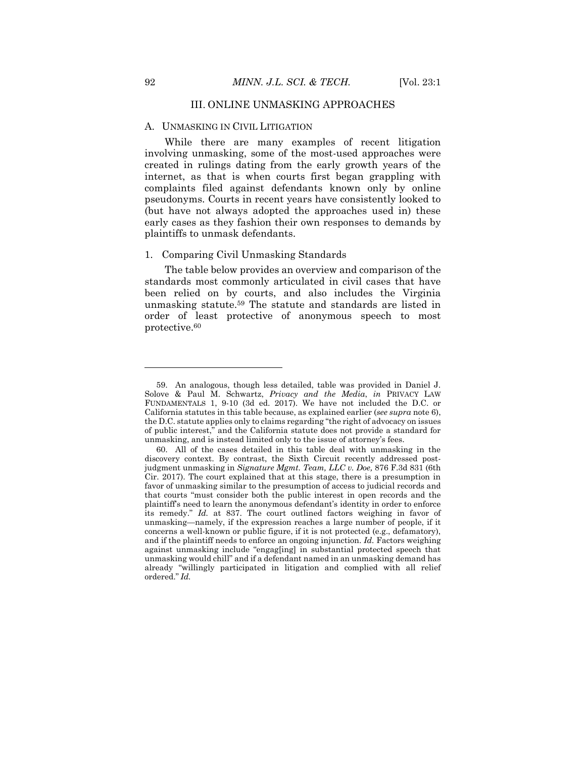## III. ONLINE UNMASKING APPROACHES

### A. UNMASKING IN CIVIL LITIGATION

While there are many examples of recent litigation involving unmasking, some of the most-used approaches were created in rulings dating from the early growth years of the internet, as that is when courts first began grappling with complaints filed against defendants known only by online pseudonyms. Courts in recent years have consistently looked to (but have not always adopted the approaches used in) these early cases as they fashion their own responses to demands by plaintiffs to unmask defendants.

#### 1. Comparing Civil Unmasking Standards

The table below provides an overview and comparison of the standards most commonly articulated in civil cases that have been relied on by courts, and also includes the Virginia unmasking statute.[59] The statute and standards are listed in order of least protective of anonymous speech to most protective.[60]

---

59. An analogous, though less detailed, table was provided in Daniel J. Solove & Paul M. Schwartz, *Privacy and the Media*, *in* PRIVACY LAW FUNDAMENTALS 1, 9-10 (3d ed. 2017). We have not included the D.C. or California statutes in this table because, as explained earlier (*see supra* note 6), the D.C. statute applies only to claims regarding "the right of advocacy on issues of public interest," and the California statute does not provide a standard for unmasking, and is instead limited only to the issue of attorney's fees.

60. All of the cases detailed in this table deal with unmasking in the discovery context. By contrast, the Sixth Circuit recently addressed post-judgment unmasking in *Signature Mgmt. Team, LLC v. Doe,* 876 F.3d 831 (6th Cir. 2017). The court explained that at this stage, there is a presumption in favor of unmasking similar to the presumption of access to judicial records and that courts "must consider both the public interest in open records and the plaintiff's need to learn the anonymous defendant's identity in order to enforce its remedy." *Id.* at 837. The court outlined factors weighing in favor of unmasking—namely, if the expression reaches a large number of people, if it concerns a well-known or public figure, if it is not protected (e.g., defamatory), and if the plaintiff needs to enforce an ongoing injunction. *Id*. Factors weighing against unmasking include "engag[ing] in substantial protected speech that unmasking would chill" and if a defendant named in an unmasking demand has already "willingly participated in litigation and complied with all relief ordered." *Id.*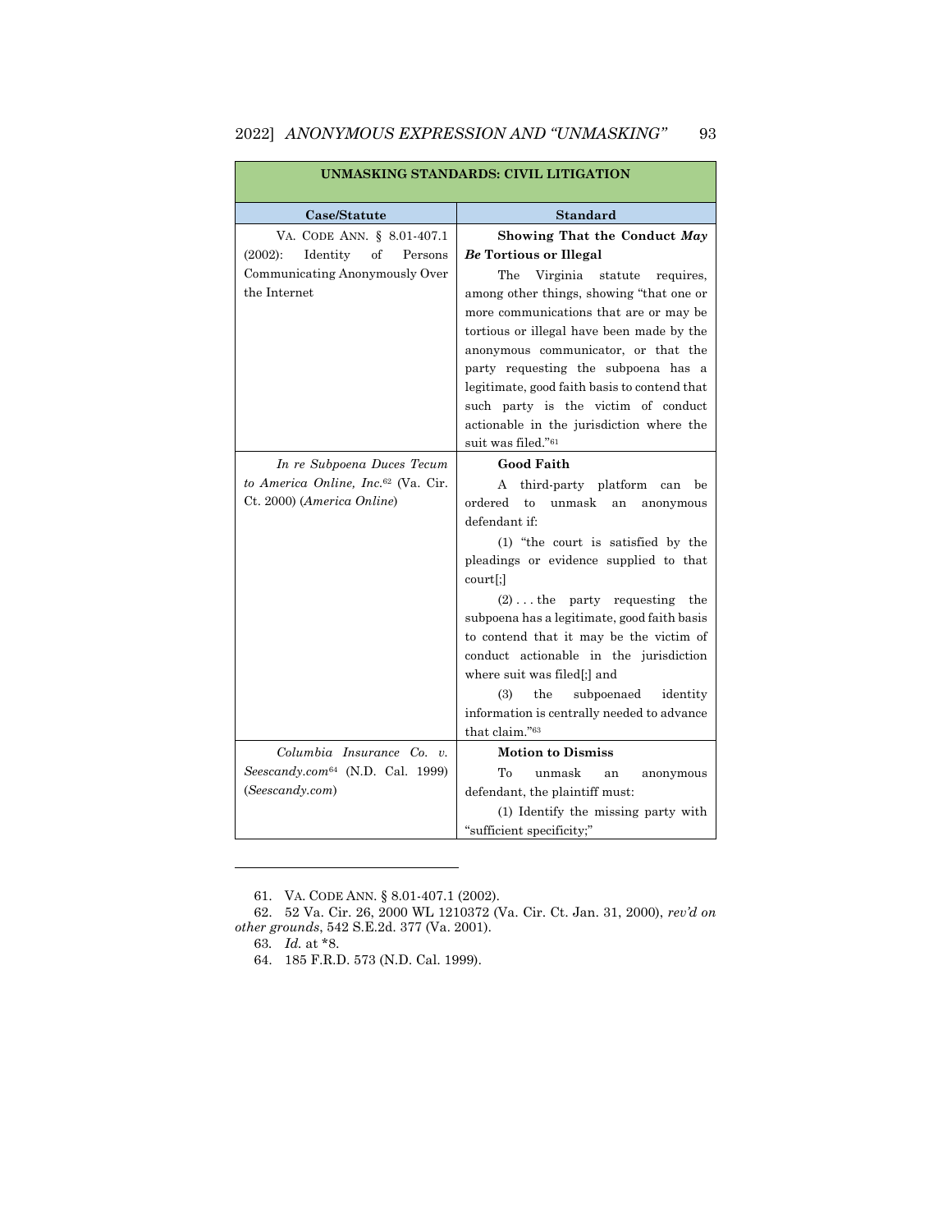| UNMASKING STANDARDS: CIVIL LITIGATION | |
|---|---|
| **Case/Statute** | **Standard** |
| VA. CODE ANN. § 8.01-407.1 (2002): Identity of Persons Communicating Anonymously Over the Internet | **Showing That the Conduct *May Be* Tortious or Illegal**<br><br>The Virginia statute requires, among other things, showing "that one or more communications that are or may be tortious or illegal have been made by the anonymous communicator, or that the party requesting the subpoena has a legitimate, good faith basis to contend that such party is the victim of conduct actionable in the jurisdiction where the suit was filed."[61] |
| *In re Subpoena Duces Tecum to America Online, Inc.*[62] (Va. Cir. Ct. 2000) (*America Online*) | **Good Faith**<br><br>A third-party platform can be ordered to unmask an anonymous defendant if:<br><br>(1) "the court is satisfied by the pleadings or evidence supplied to that court[;]<br><br>(2) . . . the party requesting the subpoena has a legitimate, good faith basis to contend that it may be the victim of conduct actionable in the jurisdiction where suit was filed[;] and<br><br>(3) the subpoenaed identity information is centrally needed to advance that claim."[63] |
| *Columbia Insurance Co. v. Seescandy.com*[64] (N.D. Cal. 1999) (*Seescandy.com*) | **Motion to Dismiss**<br><br>To unmask an anonymous defendant, the plaintiff must:<br><br>(1) Identify the missing party with "sufficient specificity;" |

61. VA. CODE ANN. § 8.01-407.1 (2002).

62. 52 Va. Cir. 26, 2000 WL 1210372 (Va. Cir. Ct. Jan. 31, 2000), *rev'd on other grounds*, 542 S.E.2d. 377 (Va. 2001).

63. *Id.* at *8.

64. 185 F.R.D. 573 (N.D. Cal. 1999).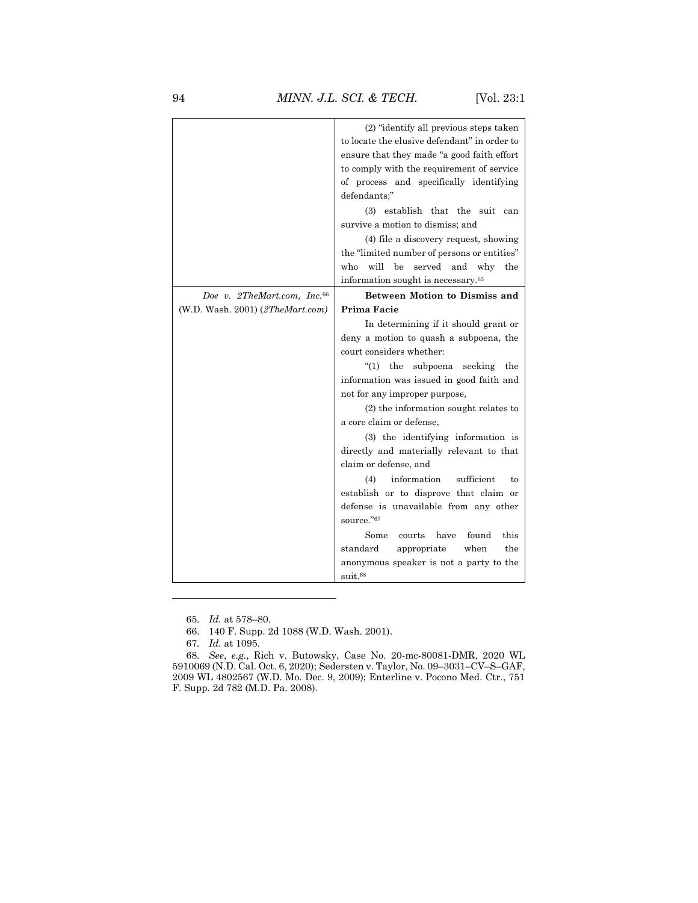| | |
|---|---|
| | (2) "identify all previous steps taken to locate the elusive defendant" in order to ensure that they made "a good faith effort to comply with the requirement of service of process and specifically identifying defendants;"<br><br>(3) establish that the suit can survive a motion to dismiss; and<br><br>(4) file a discovery request, showing the "limited number of persons or entities" who will be served and why the information sought is necessary.[65] |
| *Doe v. 2TheMart.com, Inc.*[66] (W.D. Wash. 2001) (*2TheMart.com)* | **Between Motion to Dismiss and Prima Facie**<br><br>In determining if it should grant or deny a motion to quash a subpoena, the court considers whether:<br><br>"(1) the subpoena seeking the information was issued in good faith and not for any improper purpose,<br><br>(2) the information sought relates to a core claim or defense,<br><br>(3) the identifying information is directly and materially relevant to that claim or defense, and<br><br>(4) information sufficient to establish or to disprove that claim or defense is unavailable from any other source."[67]<br><br>Some courts have found this standard appropriate when the anonymous speaker is not a party to the suit.[68] |

---

65. *Id.* at 578–80.

66. 140 F. Supp. 2d 1088 (W.D. Wash. 2001).

67. *Id.* at 1095.

68. *See, e.g.*, Rich v. Butowsky, Case No. 20-mc-80081-DMR, 2020 WL 5910069 (N.D. Cal. Oct. 6, 2020); Sedersten v. Taylor, No. 09–3031–CV–S–GAF, 2009 WL 4802567 (W.D. Mo. Dec. 9, 2009); Enterline v. Pocono Med. Ctr., 751 F. Supp. 2d 782 (M.D. Pa. 2008).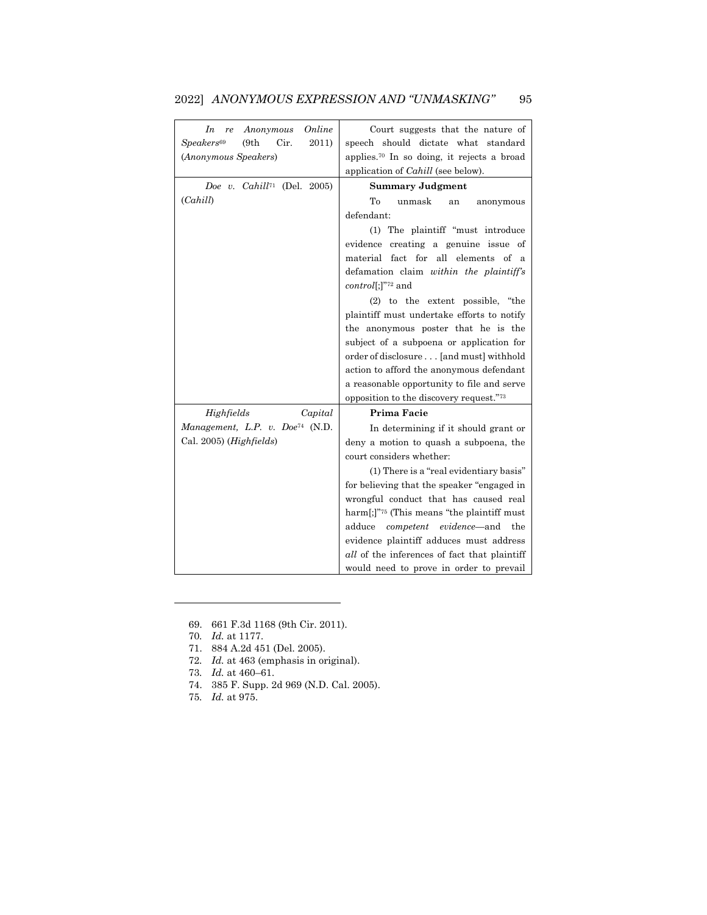| | |
|---|---|
| *In re Anonymous Online Speakers*[69] (9th Cir. 2011) (*Anonymous Speakers*) | Court suggests that the nature of speech should dictate what standard applies.[70] In so doing, it rejects a broad application of *Cahill* (see below). |
| *Doe v. Cahill*[71] (Del. 2005) (*Cahill*) | **Summary Judgment** <br> To unmask an anonymous defendant: <br> (1) The plaintiff "must introduce evidence creating a genuine issue of material fact for all elements of a defamation claim *within the plaintiff's control*[;]"[72] and <br> (2) to the extent possible, "the plaintiff must undertake efforts to notify the anonymous poster that he is the subject of a subpoena or application for order of disclosure . . . [and must] withhold action to afford the anonymous defendant a reasonable opportunity to file and serve opposition to the discovery request."[73] |
| *Highfields Capital Management, L.P. v. Doe*[74] (N.D. Cal. 2005) (*Highfields*) | **Prima Facie** <br> In determining if it should grant or deny a motion to quash a subpoena, the court considers whether: <br> (1) There is a "real evidentiary basis" for believing that the speaker "engaged in wrongful conduct that has caused real harm[;]"[75] (This means "the plaintiff must adduce *competent evidence*—and the evidence plaintiff adduces must address *all* of the inferences of fact that plaintiff would need to prove in order to prevail |

69. 661 F.3d 1168 (9th Cir. 2011).
70. *Id.* at 1177.
71. 884 A.2d 451 (Del. 2005).
72. *Id.* at 463 (emphasis in original).
73. *Id.* at 460–61.
74. 385 F. Supp. 2d 969 (N.D. Cal. 2005).
75. *Id.* at 975.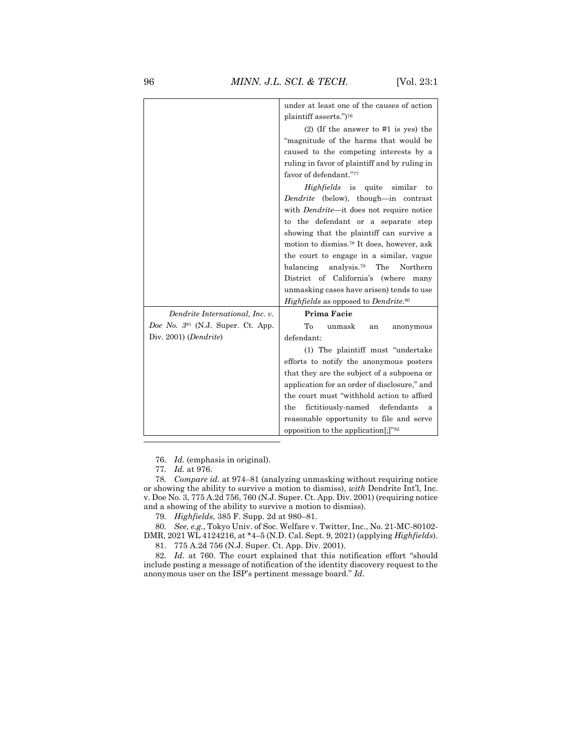| | |
|---|---|
| | under at least one of the causes of action plaintiff asserts.")[76] (2) (If the answer to #1 is yes) the "magnitude of the harms that would be caused to the competing interests by a ruling in favor of plaintiff and by ruling in favor of defendant."[77] *Highfields* is quite similar to *Dendrite* (below), though—in contrast with *Dendrite*—it does not require notice to the defendant or a separate step showing that the plaintiff can survive a motion to dismiss.[78] It does, however, ask the court to engage in a similar, vague balancing analysis.[79] The Northern District of California's (where many unmasking cases have arisen) tends to use *Highfields* as opposed to *Dendrite*.[80] |
| *Dendrite International, Inc. v. Doe No. 3*[81] (N.J. Super. Ct. App. Div. 2001) (*Dendrite*) | **Prima Facie** To unmask an anonymous defendant: (1) The plaintiff must "undertake efforts to notify the anonymous posters that they are the subject of a subpoena or application for an order of disclosure," and the court must "withhold action to afford the fictitiously-named defendants a reasonable opportunity to file and serve opposition to the application[;]"[82] |

76. *Id.* (emphasis in original).

77. *Id.* at 976.

78. *Compare id.* at 974–81 (analyzing unmasking without requiring notice or showing the ability to survive a motion to dismiss), *with* Dendrite Int'l, Inc. v. Doe No. 3, 775 A.2d 756, 760 (N.J. Super. Ct. App. Div. 2001) (requiring notice and a showing of the ability to survive a motion to dismiss).

79. *Highfields*, 385 F. Supp. 2d at 980–81.

80. *See, e.g.*, Tokyo Univ. of Soc. Welfare v. Twitter, Inc., No. 21-MC-80102-DMR, 2021 WL 4124216, at *4–5 (N.D. Cal. Sept. 9, 2021) (applying *Highfields*).

81. 775 A.2d 756 (N.J. Super. Ct. App. Div. 2001).

82. *Id.* at 760. The court explained that this notification effort "should include posting a message of notification of the identity discovery request to the anonymous user on the ISP's pertinent message board." *Id.*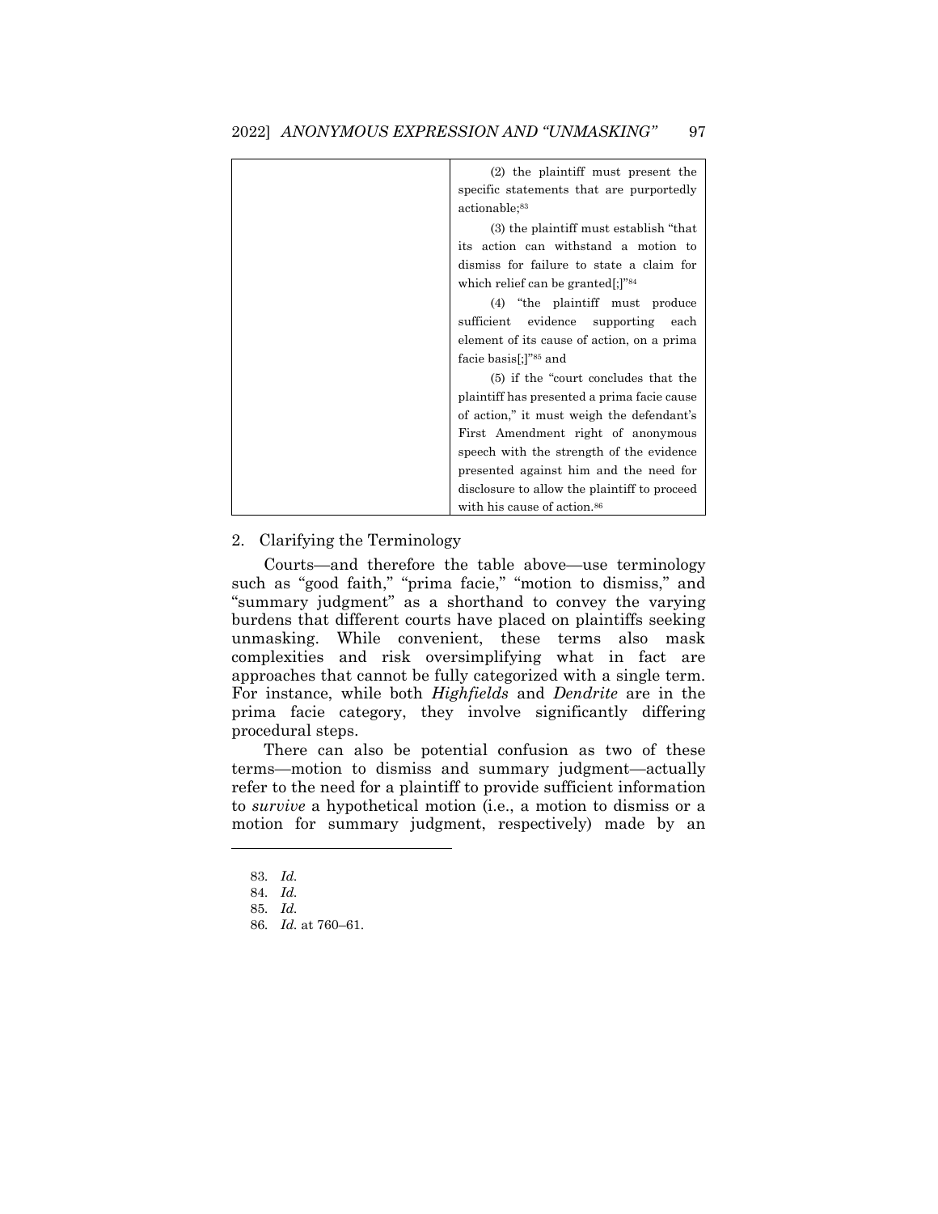| | |
|---|---|
| | (2) the plaintiff must present the specific statements that are purportedly actionable;[83] (3) the plaintiff must establish "that its action can withstand a motion to dismiss for failure to state a claim for which relief can be granted[;]"[84] (4) "the plaintiff must produce sufficient evidence supporting each element of its cause of action, on a prima facie basis[;]"[85] and (5) if the "court concludes that the plaintiff has presented a prima facie cause of action," it must weigh the defendant's First Amendment right of anonymous speech with the strength of the evidence presented against him and the need for disclosure to allow the plaintiff to proceed with his cause of action.[86] |

2. Clarifying the Terminology

Courts—and therefore the table above—use terminology such as "good faith," "prima facie," "motion to dismiss," and "summary judgment" as a shorthand to convey the varying burdens that different courts have placed on plaintiffs seeking unmasking. While convenient, these terms also mask complexities and risk oversimplifying what in fact are approaches that cannot be fully categorized with a single term. For instance, while both *Highfields* and *Dendrite* are in the prima facie category, they involve significantly differing procedural steps.

There can also be potential confusion as two of these terms—motion to dismiss and summary judgment—actually refer to the need for a plaintiff to provide sufficient information to *survive* a hypothetical motion (i.e., a motion to dismiss or a motion for summary judgment, respectively) made by an

83. *Id.*
84. *Id.*
85. *Id.*
86. *Id.* at 760–61.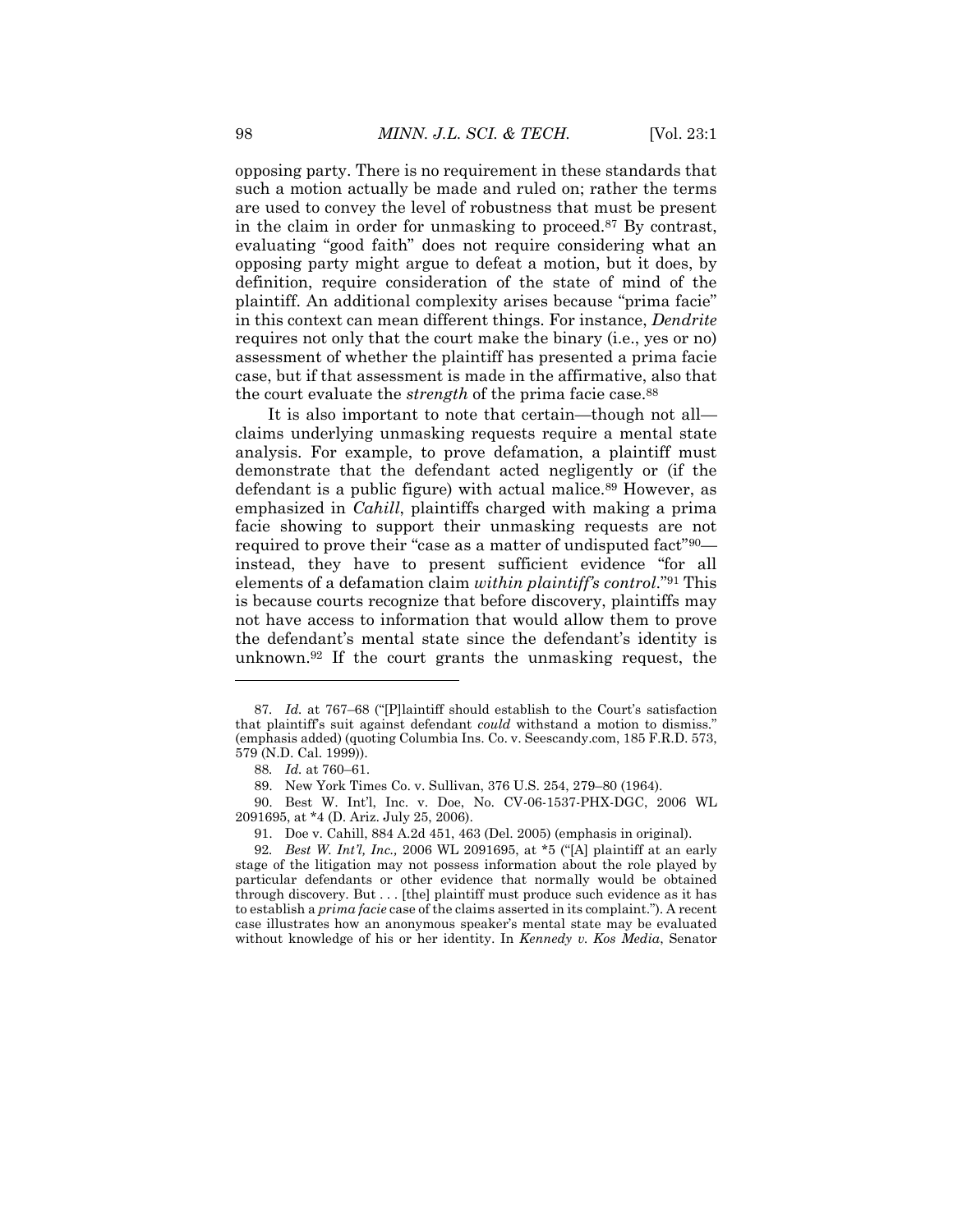opposing party. There is no requirement in these standards that such a motion actually be made and ruled on; rather the terms are used to convey the level of robustness that must be present in the claim in order for unmasking to proceed.[87] By contrast, evaluating "good faith" does not require considering what an opposing party might argue to defeat a motion, but it does, by definition, require consideration of the state of mind of the plaintiff. An additional complexity arises because "prima facie" in this context can mean different things. For instance, *Dendrite* requires not only that the court make the binary (i.e., yes or no) assessment of whether the plaintiff has presented a prima facie case, but if that assessment is made in the affirmative, also that the court evaluate the *strength* of the prima facie case.[88]

It is also important to note that certain—though not all—claims underlying unmasking requests require a mental state analysis. For example, to prove defamation, a plaintiff must demonstrate that the defendant acted negligently or (if the defendant is a public figure) with actual malice.[89] However, as emphasized in *Cahill*, plaintiffs charged with making a prima facie showing to support their unmasking requests are not required to prove their "case as a matter of undisputed fact"[90]—instead, they have to present sufficient evidence "for all elements of a defamation claim *within plaintiff's control*."[91] This is because courts recognize that before discovery, plaintiffs may not have access to information that would allow them to prove the defendant's mental state since the defendant's identity is unknown.[92] If the court grants the unmasking request, the

---

87. *Id.* at 767–68 ("[P]laintiff should establish to the Court's satisfaction that plaintiff's suit against defendant *could* withstand a motion to dismiss." (emphasis added) (quoting Columbia Ins. Co. v. Seescandy.com, 185 F.R.D. 573, 579 (N.D. Cal. 1999)).

88. *Id.* at 760–61.

89. New York Times Co. v. Sullivan, 376 U.S. 254, 279–80 (1964).

90. Best W. Int'l, Inc. v. Doe, No. CV-06-1537-PHX-DGC, 2006 WL 2091695, at *4 (D. Ariz. July 25, 2006).

91. Doe v. Cahill, 884 A.2d 451, 463 (Del. 2005) (emphasis in original).

92. *Best W. Int'l, Inc.,* 2006 WL 2091695, at *5 ("[A] plaintiff at an early stage of the litigation may not possess information about the role played by particular defendants or other evidence that normally would be obtained through discovery. But . . . [the] plaintiff must produce such evidence as it has to establish a *prima facie* case of the claims asserted in its complaint."). A recent case illustrates how an anonymous speaker's mental state may be evaluated without knowledge of his or her identity. In *Kennedy v. Kos Media*, Senator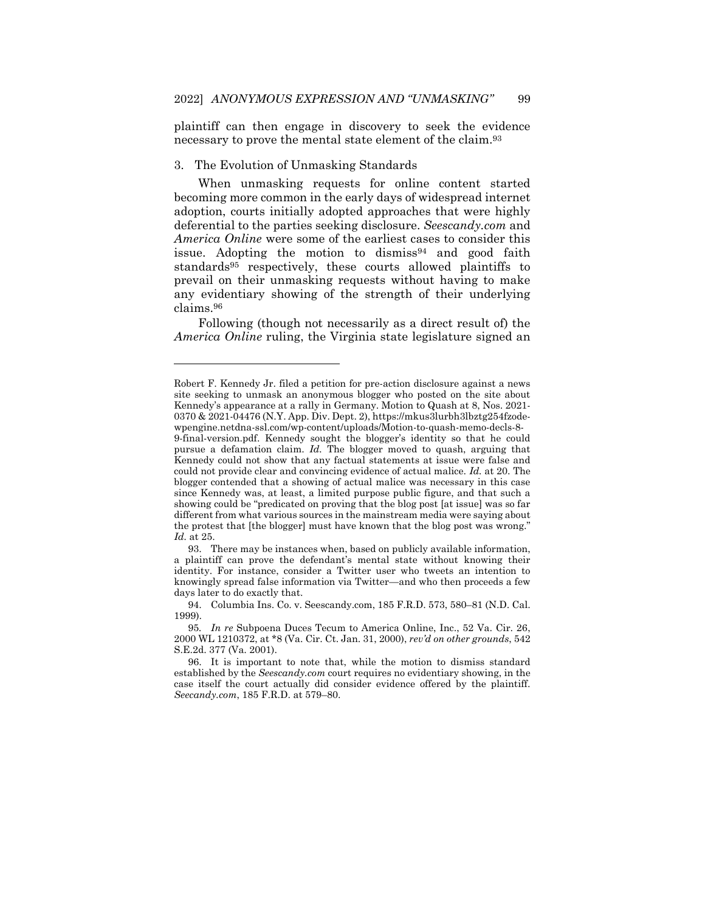plaintiff can then engage in discovery to seek the evidence necessary to prove the mental state element of the claim.[93]

### 3. The Evolution of Unmasking Standards

When unmasking requests for online content started becoming more common in the early days of widespread internet adoption, courts initially adopted approaches that were highly deferential to the parties seeking disclosure. *Seescandy.com* and *America Online* were some of the earliest cases to consider this issue. Adopting the motion to dismiss[94] and good faith standards[95] respectively, these courts allowed plaintiffs to prevail on their unmasking requests without having to make any evidentiary showing of the strength of their underlying claims.[96]

Following (though not necessarily as a direct result of) the *America Online* ruling, the Virginia state legislature signed an

---

Robert F. Kennedy Jr. filed a petition for pre-action disclosure against a news site seeking to unmask an anonymous blogger who posted on the site about Kennedy's appearance at a rally in Germany. Motion to Quash at 8, Nos. 2021-0370 & 2021-04476 (N.Y. App. Div. Dept. 2), https://mkus3lurbh3lbztg254fzode-wpengine.netdna-ssl.com/wp-content/uploads/Motion-to-quash-memo-decls-8-9-final-version.pdf. Kennedy sought the blogger's identity so that he could pursue a defamation claim. *Id.* The blogger moved to quash, arguing that Kennedy could not show that any factual statements at issue were false and could not provide clear and convincing evidence of actual malice. *Id.* at 20. The blogger contended that a showing of actual malice was necessary in this case since Kennedy was, at least, a limited purpose public figure, and that such a showing could be "predicated on proving that the blog post [at issue] was so far different from what various sources in the mainstream media were saying about the protest that [the blogger] must have known that the blog post was wrong." *Id.* at 25.

93. There may be instances when, based on publicly available information, a plaintiff can prove the defendant's mental state without knowing their identity. For instance, consider a Twitter user who tweets an intention to knowingly spread false information via Twitter—and who then proceeds a few days later to do exactly that.

94. Columbia Ins. Co. v. Seescandy.com, 185 F.R.D. 573, 580–81 (N.D. Cal. 1999).

95. *In re* Subpoena Duces Tecum to America Online, Inc., 52 Va. Cir. 26, 2000 WL 1210372, at *8 (Va. Cir. Ct. Jan. 31, 2000), *rev'd on other grounds*, 542 S.E.2d. 377 (Va. 2001).

96. It is important to note that, while the motion to dismiss standard established by the *Seescandy.com* court requires no evidentiary showing, in the case itself the court actually did consider evidence offered by the plaintiff. *Seecandy.com*, 185 F.R.D. at 579–80.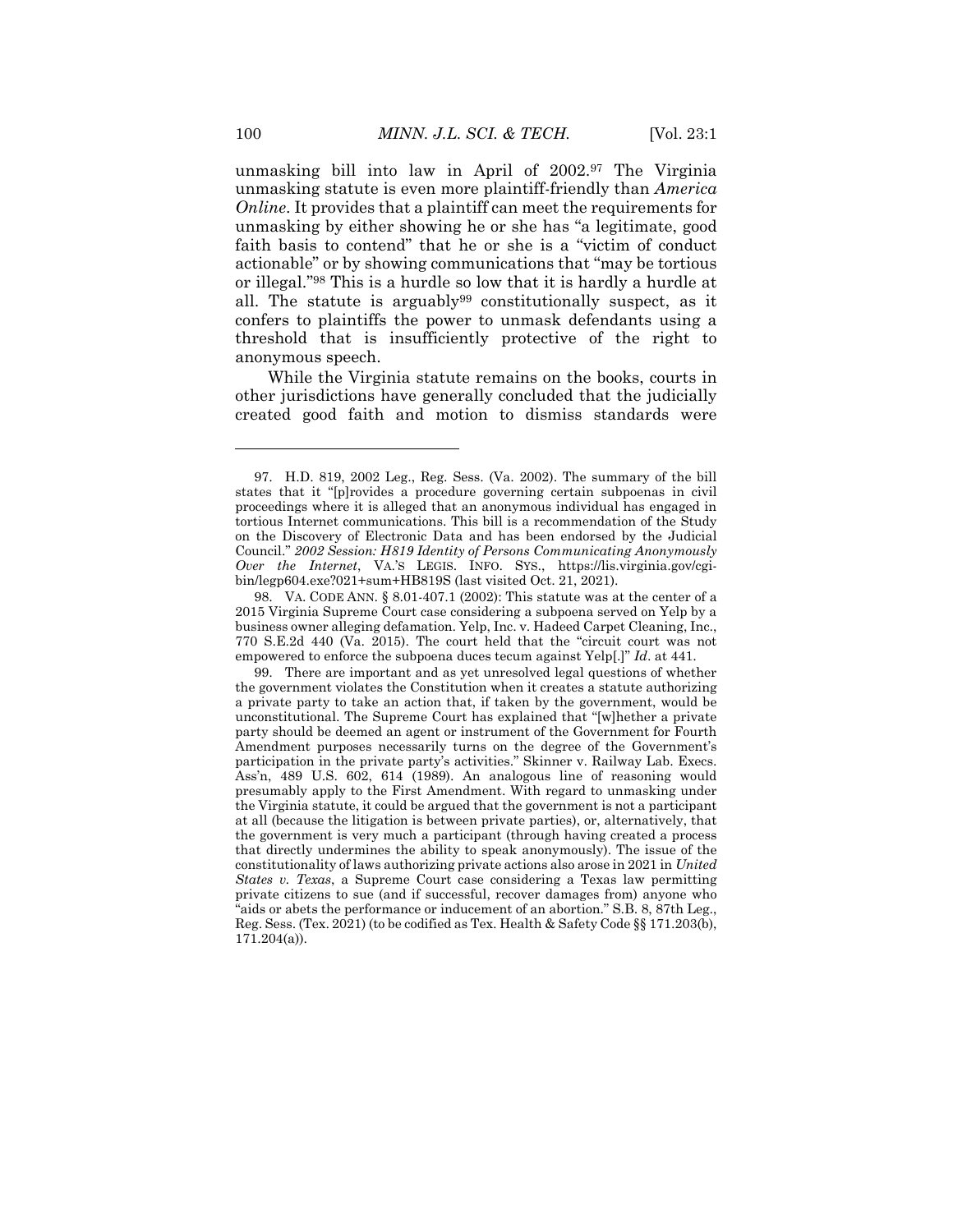unmasking bill into law in April of 2002.[97] The Virginia unmasking statute is even more plaintiff-friendly than *America Online*. It provides that a plaintiff can meet the requirements for unmasking by either showing he or she has "a legitimate, good faith basis to contend" that he or she is a "victim of conduct actionable" or by showing communications that "may be tortious or illegal."[98] This is a hurdle so low that it is hardly a hurdle at all. The statute is arguably[99] constitutionally suspect, as it confers to plaintiffs the power to unmask defendants using a threshold that is insufficiently protective of the right to anonymous speech.

While the Virginia statute remains on the books, courts in other jurisdictions have generally concluded that the judicially created good faith and motion to dismiss standards were

---

97. H.D. 819, 2002 Leg., Reg. Sess. (Va. 2002). The summary of the bill states that it "[p]rovides a procedure governing certain subpoenas in civil proceedings where it is alleged that an anonymous individual has engaged in tortious Internet communications. This bill is a recommendation of the Study on the Discovery of Electronic Data and has been endorsed by the Judicial Council." *2002 Session: H819 Identity of Persons Communicating Anonymously Over the Internet*, VA.'S LEGIS. INFO. SYS., https://lis.virginia.gov/cgi-bin/legp604.exe?021+sum+HB819S (last visited Oct. 21, 2021).

98. VA. CODE ANN. § 8.01-407.1 (2002): This statute was at the center of a 2015 Virginia Supreme Court case considering a subpoena served on Yelp by a business owner alleging defamation. Yelp, Inc. v. Hadeed Carpet Cleaning, Inc., 770 S.E.2d 440 (Va. 2015). The court held that the "circuit court was not empowered to enforce the subpoena duces tecum against Yelp[.]" *Id*. at 441.

99. There are important and as yet unresolved legal questions of whether the government violates the Constitution when it creates a statute authorizing a private party to take an action that, if taken by the government, would be unconstitutional. The Supreme Court has explained that "[w]hether a private party should be deemed an agent or instrument of the Government for Fourth Amendment purposes necessarily turns on the degree of the Government's participation in the private party's activities." Skinner v. Railway Lab. Execs. Ass'n, 489 U.S. 602, 614 (1989). An analogous line of reasoning would presumably apply to the First Amendment. With regard to unmasking under the Virginia statute, it could be argued that the government is not a participant at all (because the litigation is between private parties), or, alternatively, that the government is very much a participant (through having created a process that directly undermines the ability to speak anonymously). The issue of the constitutionality of laws authorizing private actions also arose in 2021 in *United States v. Texas*, a Supreme Court case considering a Texas law permitting private citizens to sue (and if successful, recover damages from) anyone who "aids or abets the performance or inducement of an abortion." S.B. 8, 87th Leg., Reg. Sess. (Tex. 2021) (to be codified as Tex. Health & Safety Code §§ 171.203(b), 171.204(a)).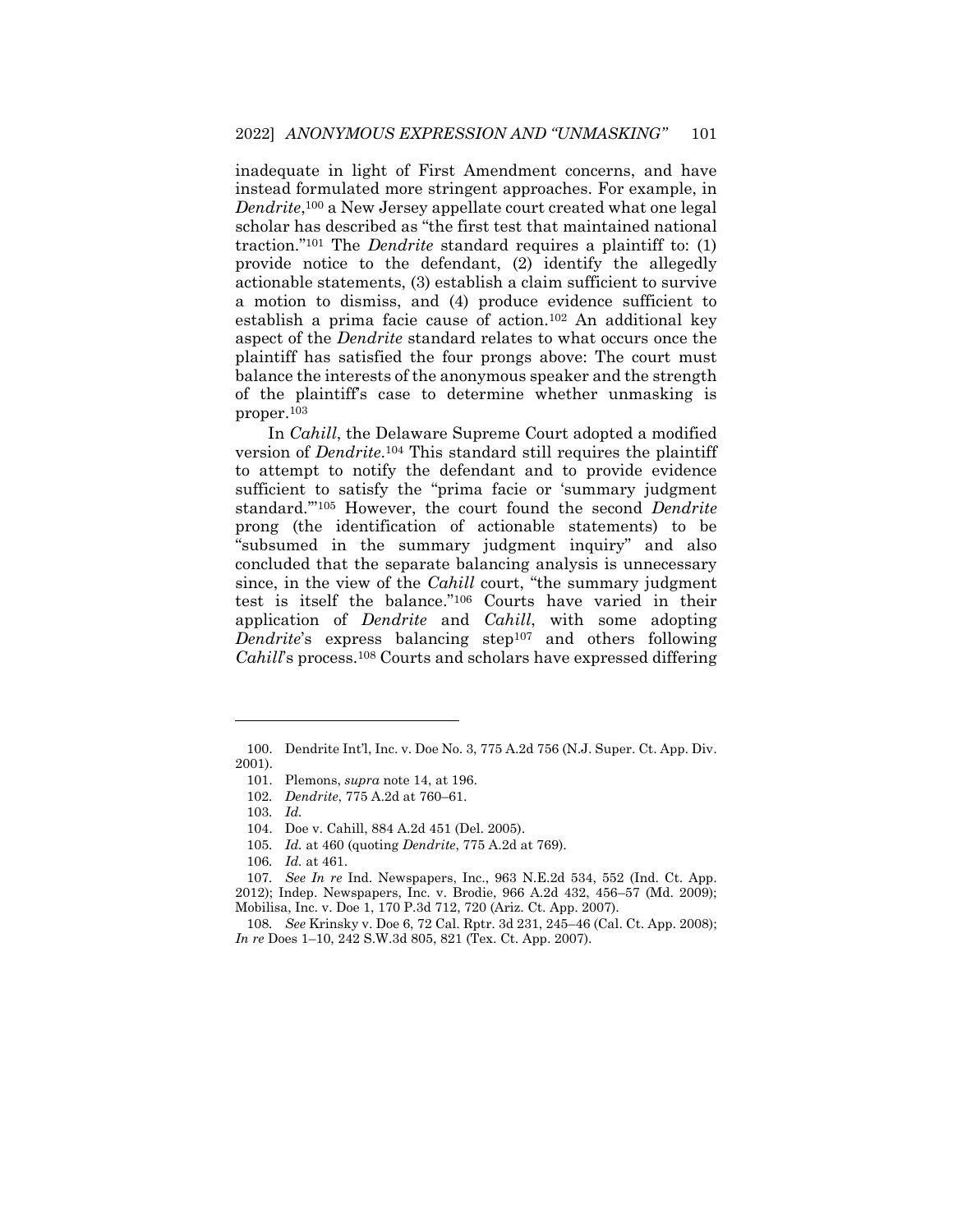inadequate in light of First Amendment concerns, and have instead formulated more stringent approaches. For example, in *Dendrite*,[100] a New Jersey appellate court created what one legal scholar has described as "the first test that maintained national traction."[101] The *Dendrite* standard requires a plaintiff to: (1) provide notice to the defendant, (2) identify the allegedly actionable statements, (3) establish a claim sufficient to survive a motion to dismiss, and (4) produce evidence sufficient to establish a prima facie cause of action.[102] An additional key aspect of the *Dendrite* standard relates to what occurs once the plaintiff has satisfied the four prongs above: The court must balance the interests of the anonymous speaker and the strength of the plaintiff's case to determine whether unmasking is proper.[103]

In *Cahill*, the Delaware Supreme Court adopted a modified version of *Dendrite*.[104] This standard still requires the plaintiff to attempt to notify the defendant and to provide evidence sufficient to satisfy the "prima facie or 'summary judgment standard.'"[105] However, the court found the second *Dendrite* prong (the identification of actionable statements) to be "subsumed in the summary judgment inquiry" and also concluded that the separate balancing analysis is unnecessary since, in the view of the *Cahill* court, "the summary judgment test is itself the balance."[106] Courts have varied in their application of *Dendrite* and *Cahill*, with some adopting *Dendrite*'s express balancing step[107] and others following *Cahill*'s process.[108] Courts and scholars have expressed differing

---

100. Dendrite Int'l, Inc. v. Doe No. 3, 775 A.2d 756 (N.J. Super. Ct. App. Div. 2001).

101. Plemons, *supra* note 14, at 196.

102. *Dendrite*, 775 A.2d at 760–61.

103. *Id.*

104. Doe v. Cahill, 884 A.2d 451 (Del. 2005).

105. *Id.* at 460 (quoting *Dendrite*, 775 A.2d at 769).

106. *Id.* at 461.

107. *See In re* Ind. Newspapers, Inc., 963 N.E.2d 534, 552 (Ind. Ct. App. 2012); Indep. Newspapers, Inc. v. Brodie, 966 A.2d 432, 456–57 (Md. 2009); Mobilisa, Inc. v. Doe 1, 170 P.3d 712, 720 (Ariz. Ct. App. 2007).

108. *See* Krinsky v. Doe 6, 72 Cal. Rptr. 3d 231, 245–46 (Cal. Ct. App. 2008); *In re* Does 1–10, 242 S.W.3d 805, 821 (Tex. Ct. App. 2007).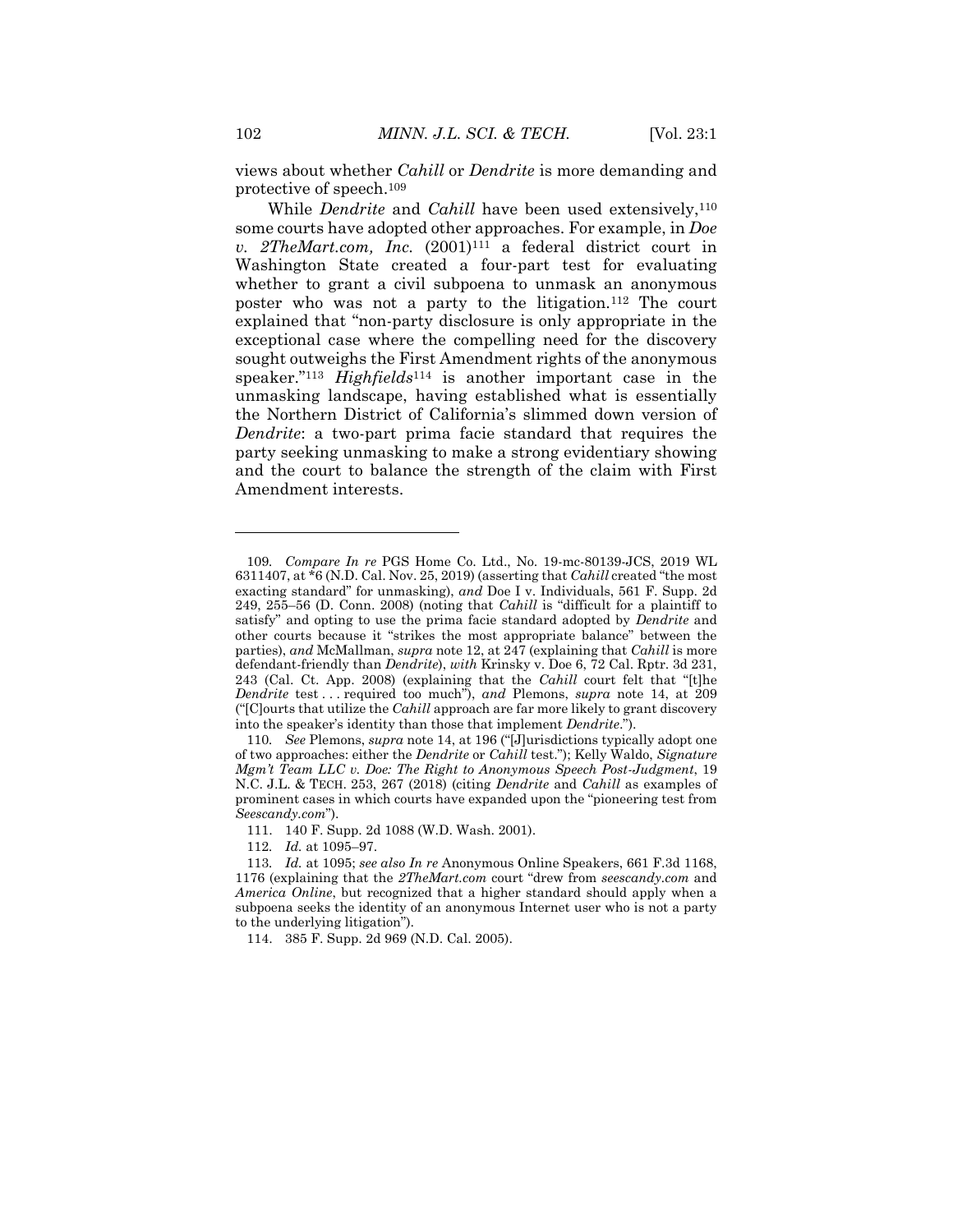views about whether *Cahill* or *Dendrite* is more demanding and protective of speech.[109]

While *Dendrite* and *Cahill* have been used extensively,[110] some courts have adopted other approaches. For example, in *Doe v. 2TheMart.com, Inc.* (2001)[111] a federal district court in Washington State created a four-part test for evaluating whether to grant a civil subpoena to unmask an anonymous poster who was not a party to the litigation.[112] The court explained that "non-party disclosure is only appropriate in the exceptional case where the compelling need for the discovery sought outweighs the First Amendment rights of the anonymous speaker."[113] *Highfields*[114] is another important case in the unmasking landscape, having established what is essentially the Northern District of California's slimmed down version of *Dendrite*: a two-part prima facie standard that requires the party seeking unmasking to make a strong evidentiary showing and the court to balance the strength of the claim with First Amendment interests.

---

109. *Compare In re* PGS Home Co. Ltd., No. 19-mc-80139-JCS, 2019 WL 6311407, at *6 (N.D. Cal. Nov. 25, 2019) (asserting that *Cahill* created "the most exacting standard" for unmasking), *and* Doe I v. Individuals, 561 F. Supp. 2d 249, 255–56 (D. Conn. 2008) (noting that *Cahill* is "difficult for a plaintiff to satisfy" and opting to use the prima facie standard adopted by *Dendrite* and other courts because it "strikes the most appropriate balance" between the parties), *and* McMallman, *supra* note 12, at 247 (explaining that *Cahill* is more defendant-friendly than *Dendrite*), *with* Krinsky v. Doe 6, 72 Cal. Rptr. 3d 231, 243 (Cal. Ct. App. 2008) (explaining that the *Cahill* court felt that "[t]he *Dendrite* test . . . required too much"), *and* Plemons, *supra* note 14, at 209 ("[C]ourts that utilize the *Cahill* approach are far more likely to grant discovery into the speaker's identity than those that implement *Dendrite*.").

110. *See* Plemons, *supra* note 14, at 196 ("[J]urisdictions typically adopt one of two approaches: either the *Dendrite* or *Cahill* test."); Kelly Waldo, *Signature Mgm't Team LLC v. Doe: The Right to Anonymous Speech Post-Judgment*, 19 N.C. J.L. & TECH. 253, 267 (2018) (citing *Dendrite* and *Cahill* as examples of prominent cases in which courts have expanded upon the "pioneering test from *Seescandy.com*").

111. 140 F. Supp. 2d 1088 (W.D. Wash. 2001).

112. *Id.* at 1095–97.

113. *Id.* at 1095; *see also In re* Anonymous Online Speakers, 661 F.3d 1168, 1176 (explaining that the *2TheMart.com* court "drew from *seescandy.com* and *America Online*, but recognized that a higher standard should apply when a subpoena seeks the identity of an anonymous Internet user who is not a party to the underlying litigation").

114. 385 F. Supp. 2d 969 (N.D. Cal. 2005).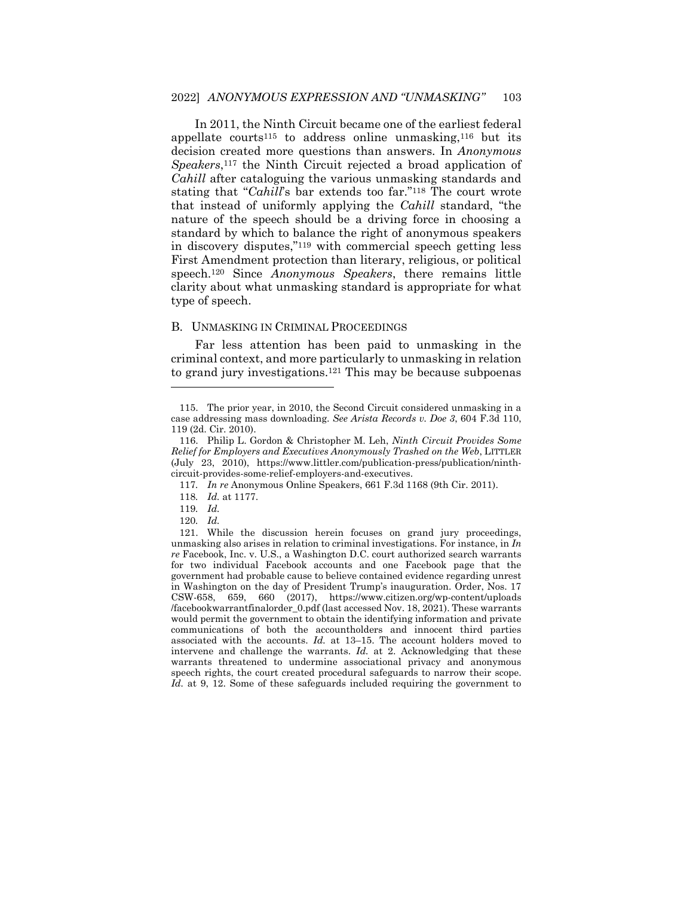In 2011, the Ninth Circuit became one of the earliest federal appellate courts[115] to address online unmasking,[116] but its decision created more questions than answers. In *Anonymous Speakers*,[117] the Ninth Circuit rejected a broad application of *Cahill* after cataloguing the various unmasking standards and stating that "*Cahill*'s bar extends too far."[118] The court wrote that instead of uniformly applying the *Cahill* standard, "the nature of the speech should be a driving force in choosing a standard by which to balance the right of anonymous speakers in discovery disputes,"[119] with commercial speech getting less First Amendment protection than literary, religious, or political speech.[120] Since *Anonymous Speakers*, there remains little clarity about what unmasking standard is appropriate for what type of speech.

### B. UNMASKING IN CRIMINAL PROCEEDINGS

Far less attention has been paid to unmasking in the criminal context, and more particularly to unmasking in relation to grand jury investigations.[121] This may be because subpoenas

---

115. The prior year, in 2010, the Second Circuit considered unmasking in a case addressing mass downloading. *See Arista Records v. Doe 3*, 604 F.3d 110, 119 (2d. Cir. 2010).

116. Philip L. Gordon & Christopher M. Leh, *Ninth Circuit Provides Some Relief for Employers and Executives Anonymously Trashed on the Web*, LITTLER (July 23, 2010), https://www.littler.com/publication-press/publication/ninth-circuit-provides-some-relief-employers-and-executives.

117. *In re* Anonymous Online Speakers, 661 F.3d 1168 (9th Cir. 2011).

118. *Id.* at 1177.

119. *Id.*

120. *Id.*

121. While the discussion herein focuses on grand jury proceedings, unmasking also arises in relation to criminal investigations. For instance, in *In re* Facebook, Inc. v. U.S., a Washington D.C. court authorized search warrants for two individual Facebook accounts and one Facebook page that the government had probable cause to believe contained evidence regarding unrest in Washington on the day of President Trump's inauguration. Order, Nos. 17 CSW-658, 659, 660 (2017), https://www.citizen.org/wp-content/uploads/facebookwarrantfinalorder_0.pdf (last accessed Nov. 18, 2021). These warrants would permit the government to obtain the identifying information and private communications of both the accountholders and innocent third parties associated with the accounts. *Id.* at 13–15. The account holders moved to intervene and challenge the warrants. *Id.* at 2. Acknowledging that these warrants threatened to undermine associational privacy and anonymous speech rights, the court created procedural safeguards to narrow their scope. *Id.* at 9, 12. Some of these safeguards included requiring the government to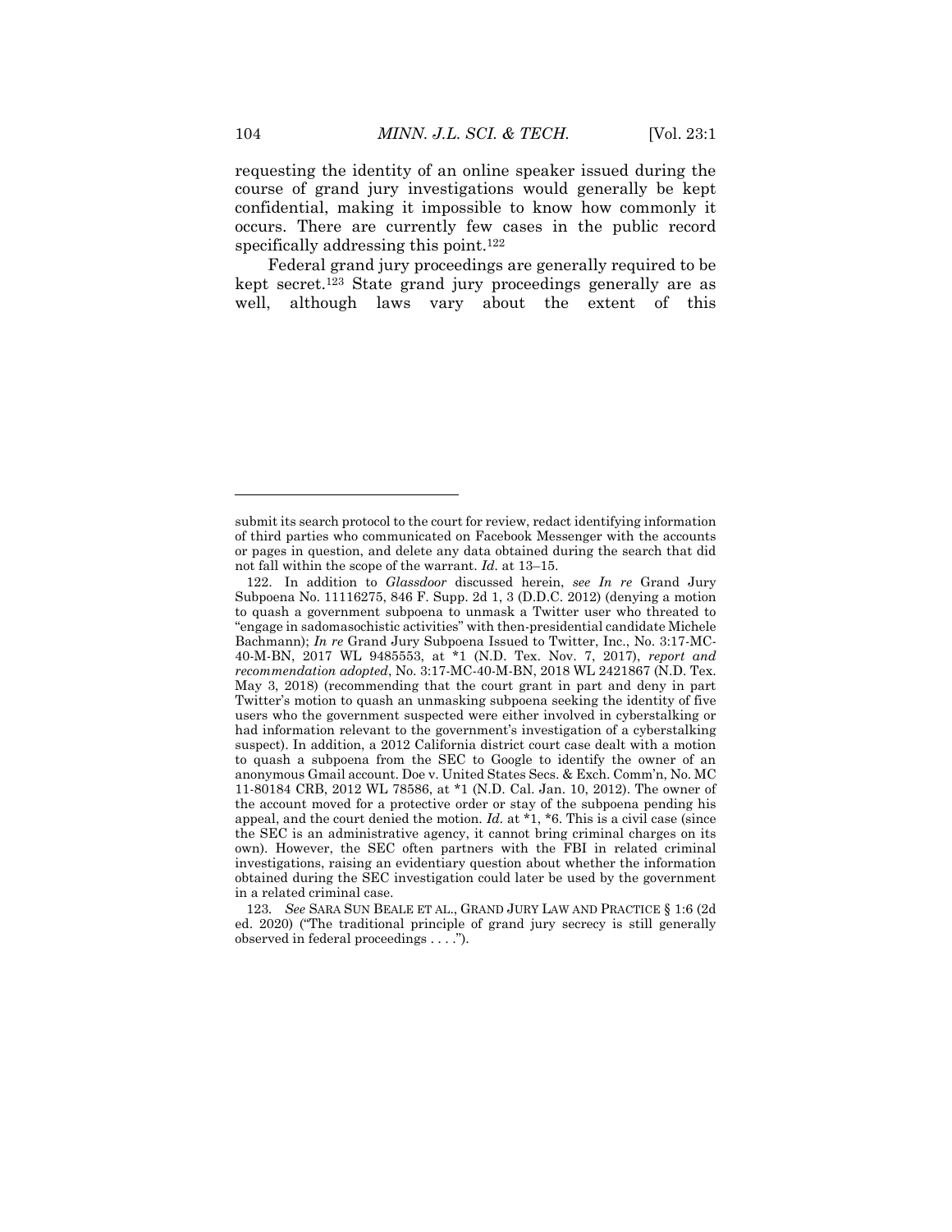requesting the identity of an online speaker issued during the course of grand jury investigations would generally be kept confidential, making it impossible to know how commonly it occurs. There are currently few cases in the public record specifically addressing this point.[122]

Federal grand jury proceedings are generally required to be kept secret.[123] State grand jury proceedings generally are as well, although laws vary about the extent of this

---

submit its search protocol to the court for review, redact identifying information of third parties who communicated on Facebook Messenger with the accounts or pages in question, and delete any data obtained during the search that did not fall within the scope of the warrant. *Id.* at 13–15.

122. In addition to *Glassdoor* discussed herein, *see In re* Grand Jury Subpoena No. 11116275, 846 F. Supp. 2d 1, 3 (D.D.C. 2012) (denying a motion to quash a government subpoena to unmask a Twitter user who threated to "engage in sadomasochistic activities" with then-presidential candidate Michele Bachmann); *In re* Grand Jury Subpoena Issued to Twitter, Inc., No. 3:17-MC-40-M-BN, 2017 WL 9485553, at *1 (N.D. Tex. Nov. 7, 2017), *report and recommendation adopted*, No. 3:17-MC-40-M-BN, 2018 WL 2421867 (N.D. Tex. May 3, 2018) (recommending that the court grant in part and deny in part Twitter's motion to quash an unmasking subpoena seeking the identity of five users who the government suspected were either involved in cyberstalking or had information relevant to the government's investigation of a cyberstalking suspect). In addition, a 2012 California district court case dealt with a motion to quash a subpoena from the SEC to Google to identify the owner of an anonymous Gmail account. Doe v. United States Secs. & Exch. Comm'n, No. MC 11-80184 CRB, 2012 WL 78586, at *1 (N.D. Cal. Jan. 10, 2012). The owner of the account moved for a protective order or stay of the subpoena pending his appeal, and the court denied the motion. *Id.* at *1, *6. This is a civil case (since the SEC is an administrative agency, it cannot bring criminal charges on its own). However, the SEC often partners with the FBI in related criminal investigations, raising an evidentiary question about whether the information obtained during the SEC investigation could later be used by the government in a related criminal case.

123. *See* SARA SUN BEALE ET AL., GRAND JURY LAW AND PRACTICE § 1:6 (2d ed. 2020) ("The traditional principle of grand jury secrecy is still generally observed in federal proceedings . . . .").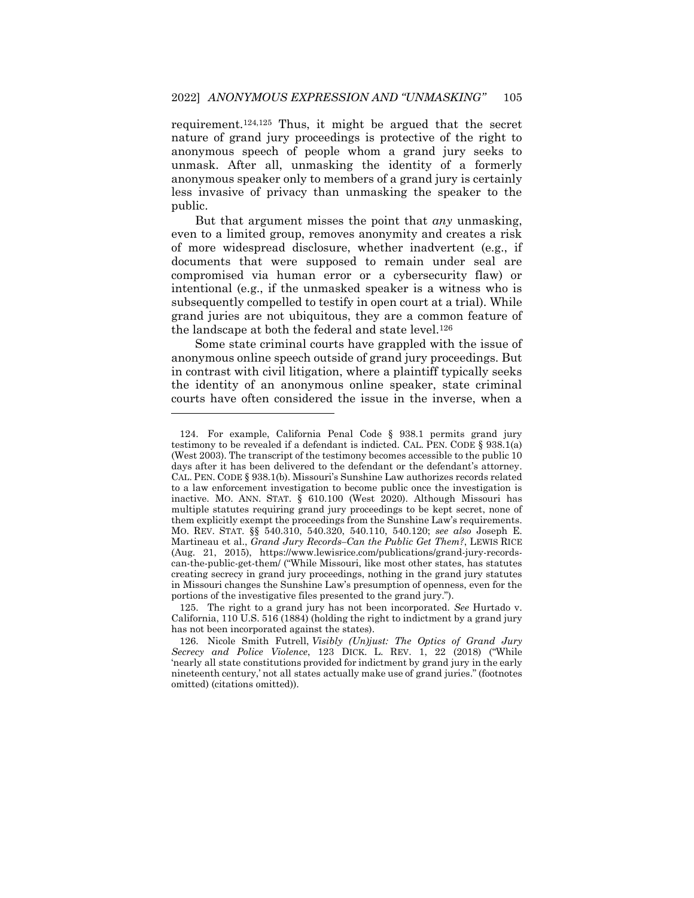requirement.[124,125] Thus, it might be argued that the secret nature of grand jury proceedings is protective of the right to anonymous speech of people whom a grand jury seeks to unmask. After all, unmasking the identity of a formerly anonymous speaker only to members of a grand jury is certainly less invasive of privacy than unmasking the speaker to the public.

But that argument misses the point that *any* unmasking, even to a limited group, removes anonymity and creates a risk of more widespread disclosure, whether inadvertent (e.g., if documents that were supposed to remain under seal are compromised via human error or a cybersecurity flaw) or intentional (e.g., if the unmasked speaker is a witness who is subsequently compelled to testify in open court at a trial). While grand juries are not ubiquitous, they are a common feature of the landscape at both the federal and state level.[126]

Some state criminal courts have grappled with the issue of anonymous online speech outside of grand jury proceedings. But in contrast with civil litigation, where a plaintiff typically seeks the identity of an anonymous online speaker, state criminal courts have often considered the issue in the inverse, when a

---

124. For example, California Penal Code § 938.1 permits grand jury testimony to be revealed if a defendant is indicted. CAL. PEN. CODE § 938.1(a) (West 2003). The transcript of the testimony becomes accessible to the public 10 days after it has been delivered to the defendant or the defendant's attorney. CAL. PEN. CODE § 938.1(b). Missouri's Sunshine Law authorizes records related to a law enforcement investigation to become public once the investigation is inactive. MO. ANN. STAT. § 610.100 (West 2020). Although Missouri has multiple statutes requiring grand jury proceedings to be kept secret, none of them explicitly exempt the proceedings from the Sunshine Law's requirements. MO. REV. STAT. §§ 540.310, 540.320, 540.110, 540.120; *see also* Joseph E. Martineau et al., *Grand Jury Records–Can the Public Get Them?*, LEWIS RICE (Aug. 21, 2015), https://www.lewisrice.com/publications/grand-jury-records-can-the-public-get-them/ ("While Missouri, like most other states, has statutes creating secrecy in grand jury proceedings, nothing in the grand jury statutes in Missouri changes the Sunshine Law's presumption of openness, even for the portions of the investigative files presented to the grand jury.").

125. The right to a grand jury has not been incorporated. *See* Hurtado v. California, 110 U.S. 516 (1884) (holding the right to indictment by a grand jury has not been incorporated against the states).

126. Nicole Smith Futrell, *Visibly (Un)just: The Optics of Grand Jury Secrecy and Police Violence*, 123 DICK. L. REV. 1, 22 (2018) ("While 'nearly all state constitutions provided for indictment by grand jury in the early nineteenth century,' not all states actually make use of grand juries." (footnotes omitted) (citations omitted)).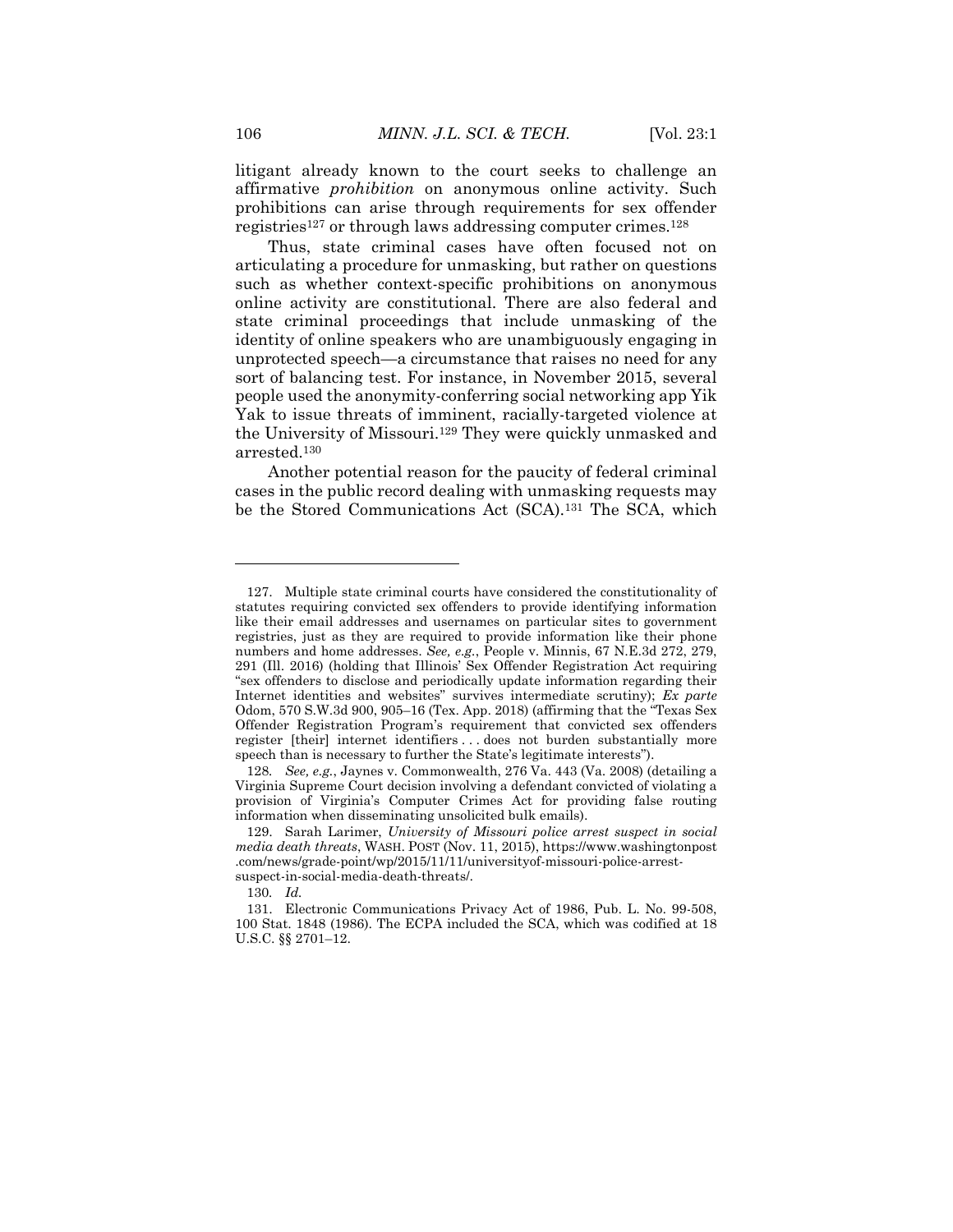litigant already known to the court seeks to challenge an affirmative *prohibition* on anonymous online activity. Such prohibitions can arise through requirements for sex offender registries[127] or through laws addressing computer crimes.[128]

Thus, state criminal cases have often focused not on articulating a procedure for unmasking, but rather on questions such as whether context-specific prohibitions on anonymous online activity are constitutional. There are also federal and state criminal proceedings that include unmasking of the identity of online speakers who are unambiguously engaging in unprotected speech—a circumstance that raises no need for any sort of balancing test. For instance, in November 2015, several people used the anonymity-conferring social networking app Yik Yak to issue threats of imminent, racially-targeted violence at the University of Missouri.[129] They were quickly unmasked and arrested.[130]

Another potential reason for the paucity of federal criminal cases in the public record dealing with unmasking requests may be the Stored Communications Act (SCA).[131] The SCA, which

---

127. Multiple state criminal courts have considered the constitutionality of statutes requiring convicted sex offenders to provide identifying information like their email addresses and usernames on particular sites to government registries, just as they are required to provide information like their phone numbers and home addresses. *See, e.g.*, People v. Minnis, 67 N.E.3d 272, 279, 291 (Ill. 2016) (holding that Illinois' Sex Offender Registration Act requiring "sex offenders to disclose and periodically update information regarding their Internet identities and websites" survives intermediate scrutiny); *Ex parte* Odom, 570 S.W.3d 900, 905–16 (Tex. App. 2018) (affirming that the "Texas Sex Offender Registration Program's requirement that convicted sex offenders register [their] internet identifiers . . . does not burden substantially more speech than is necessary to further the State's legitimate interests").

128. *See, e.g.*, Jaynes v. Commonwealth, 276 Va. 443 (Va. 2008) (detailing a Virginia Supreme Court decision involving a defendant convicted of violating a provision of Virginia's Computer Crimes Act for providing false routing information when disseminating unsolicited bulk emails).

129. Sarah Larimer, *University of Missouri police arrest suspect in social media death threats*, WASH. POST (Nov. 11, 2015), https://www.washingtonpost.com/news/grade-point/wp/2015/11/11/universityof-missouri-police-arrest-suspect-in-social-media-death-threats/.

130. *Id.*

131. Electronic Communications Privacy Act of 1986, Pub. L. No. 99-508, 100 Stat. 1848 (1986). The ECPA included the SCA, which was codified at 18 U.S.C. §§ 2701–12.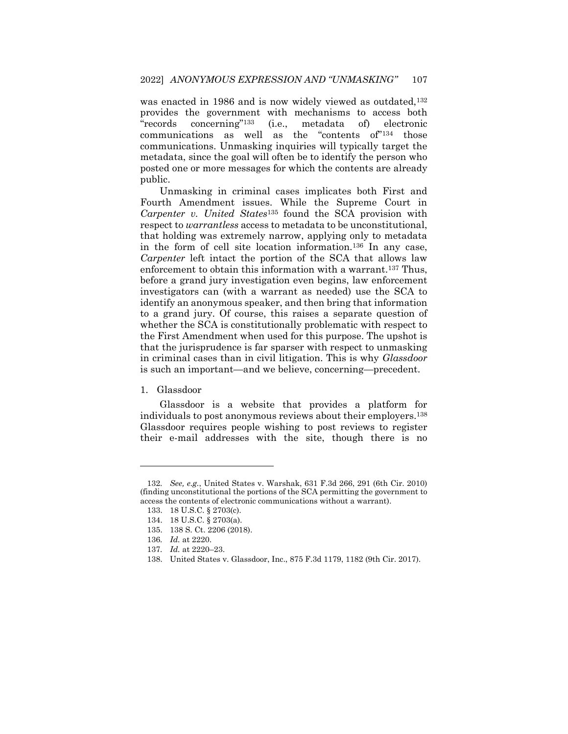was enacted in 1986 and is now widely viewed as outdated,[132] provides the government with mechanisms to access both "records concerning"[133] (i.e., metadata of) electronic communications as well as the "contents of"[134] those communications. Unmasking inquiries will typically target the metadata, since the goal will often be to identify the person who posted one or more messages for which the contents are already public.

Unmasking in criminal cases implicates both First and Fourth Amendment issues. While the Supreme Court in *Carpenter v. United States*[135] found the SCA provision with respect to *warrantless* access to metadata to be unconstitutional, that holding was extremely narrow, applying only to metadata in the form of cell site location information.[136] In any case, *Carpenter* left intact the portion of the SCA that allows law enforcement to obtain this information with a warrant.[137] Thus, before a grand jury investigation even begins, law enforcement investigators can (with a warrant as needed) use the SCA to identify an anonymous speaker, and then bring that information to a grand jury. Of course, this raises a separate question of whether the SCA is constitutionally problematic with respect to the First Amendment when used for this purpose. The upshot is that the jurisprudence is far sparser with respect to unmasking in criminal cases than in civil litigation. This is why *Glassdoor* is such an important—and we believe, concerning—precedent.

### 1. Glassdoor

Glassdoor is a website that provides a platform for individuals to post anonymous reviews about their employers.[138] Glassdoor requires people wishing to post reviews to register their e-mail addresses with the site, though there is no

---

132. *See, e.g.*, United States v. Warshak, 631 F.3d 266, 291 (6th Cir. 2010) (finding unconstitutional the portions of the SCA permitting the government to access the contents of electronic communications without a warrant).

133. 18 U.S.C. § 2703(c).

134. 18 U.S.C. § 2703(a).

135. 138 S. Ct. 2206 (2018).

136. *Id.* at 2220.

137. *Id.* at 2220–23.

138. United States v. Glassdoor, Inc., 875 F.3d 1179, 1182 (9th Cir. 2017).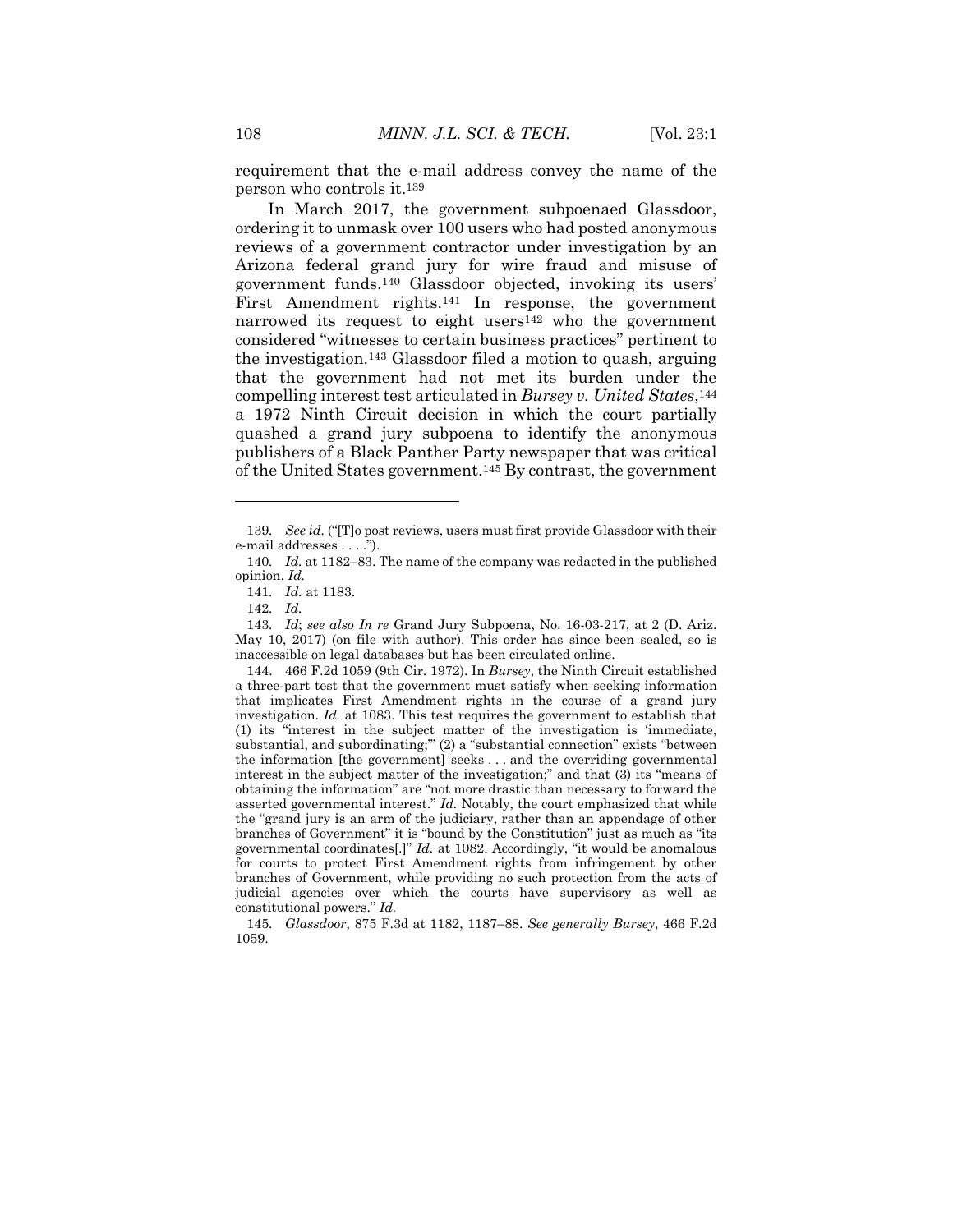requirement that the e-mail address convey the name of the person who controls it.[139]

In March 2017, the government subpoenaed Glassdoor, ordering it to unmask over 100 users who had posted anonymous reviews of a government contractor under investigation by an Arizona federal grand jury for wire fraud and misuse of government funds.[140] Glassdoor objected, invoking its users' First Amendment rights.[141] In response, the government narrowed its request to eight users[142] who the government considered "witnesses to certain business practices" pertinent to the investigation.[143] Glassdoor filed a motion to quash, arguing that the government had not met its burden under the compelling interest test articulated in *Bursey v. United States*,[144] a 1972 Ninth Circuit decision in which the court partially quashed a grand jury subpoena to identify the anonymous publishers of a Black Panther Party newspaper that was critical of the United States government.[145] By contrast, the government

---

139. *See id.* ("[T]o post reviews, users must first provide Glassdoor with their e-mail addresses . . . .").

140. *Id.* at 1182–83. The name of the company was redacted in the published opinion. *Id.*

141. *Id.* at 1183.

142. *Id.*

143. *Id*; *see also In re* Grand Jury Subpoena, No. 16-03-217, at 2 (D. Ariz. May 10, 2017) (on file with author). This order has since been sealed, so is inaccessible on legal databases but has been circulated online.

144. 466 F.2d 1059 (9th Cir. 1972). In *Bursey*, the Ninth Circuit established a three-part test that the government must satisfy when seeking information that implicates First Amendment rights in the course of a grand jury investigation. *Id.* at 1083. This test requires the government to establish that (1) its "interest in the subject matter of the investigation is 'immediate, substantial, and subordinating;'" (2) a "substantial connection" exists "between the information [the government] seeks . . . and the overriding governmental interest in the subject matter of the investigation;" and that (3) its "means of obtaining the information" are "not more drastic than necessary to forward the asserted governmental interest." *Id.* Notably, the court emphasized that while the "grand jury is an arm of the judiciary, rather than an appendage of other branches of Government" it is "bound by the Constitution" just as much as "its governmental coordinates[.]" *Id.* at 1082. Accordingly, "it would be anomalous for courts to protect First Amendment rights from infringement by other branches of Government, while providing no such protection from the acts of judicial agencies over which the courts have supervisory as well as constitutional powers." *Id.*

145. *Glassdoor*, 875 F.3d at 1182, 1187–88. *See generally Bursey*, 466 F.2d 1059.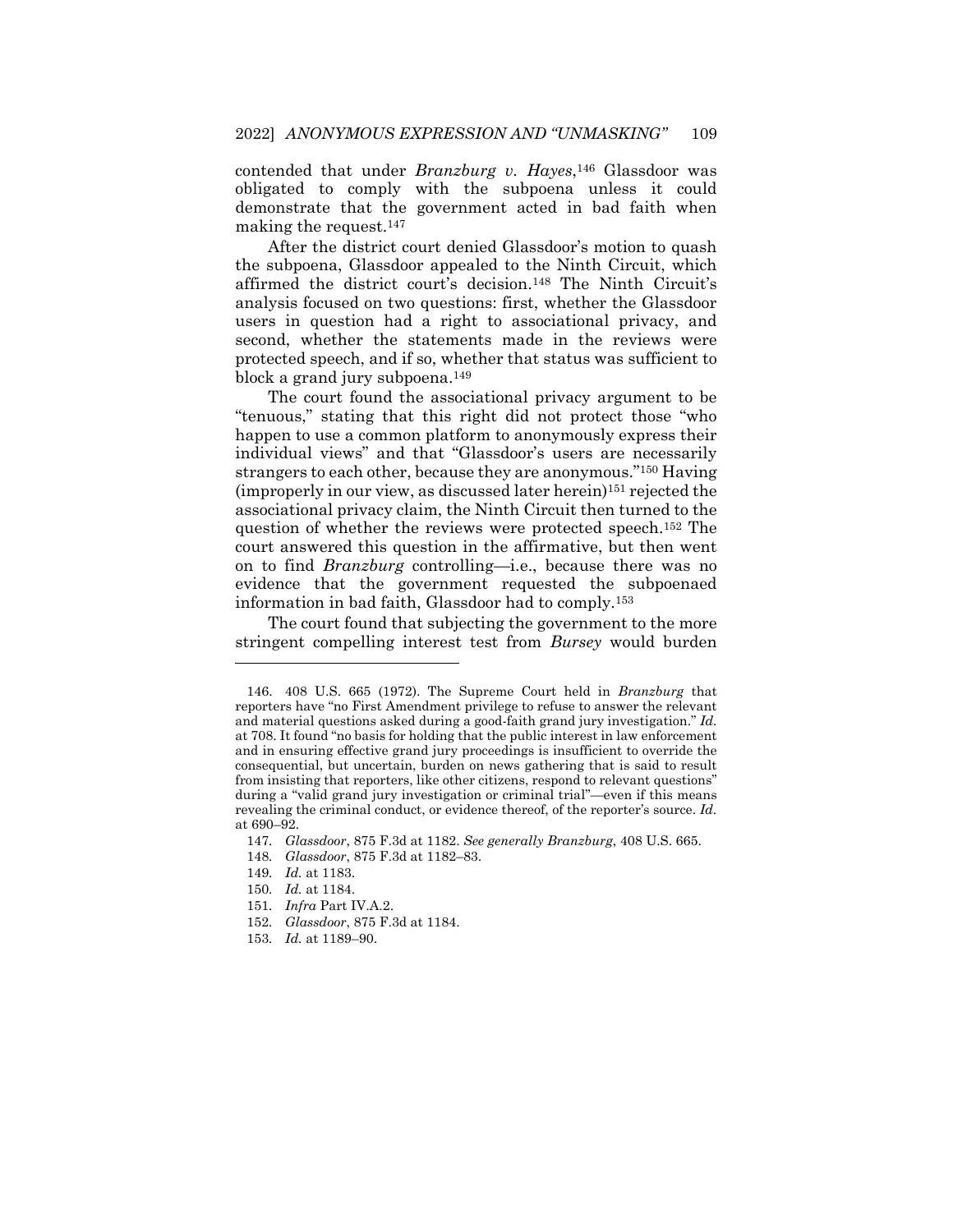contended that under *Branzburg v. Hayes*,[146] Glassdoor was obligated to comply with the subpoena unless it could demonstrate that the government acted in bad faith when making the request.[147]

After the district court denied Glassdoor's motion to quash the subpoena, Glassdoor appealed to the Ninth Circuit, which affirmed the district court's decision.[148] The Ninth Circuit's analysis focused on two questions: first, whether the Glassdoor users in question had a right to associational privacy, and second, whether the statements made in the reviews were protected speech, and if so, whether that status was sufficient to block a grand jury subpoena.[149]

The court found the associational privacy argument to be "tenuous," stating that this right did not protect those "who happen to use a common platform to anonymously express their individual views" and that "Glassdoor's users are necessarily strangers to each other, because they are anonymous."[150] Having (improperly in our view, as discussed later herein)[151] rejected the associational privacy claim, the Ninth Circuit then turned to the question of whether the reviews were protected speech.[152] The court answered this question in the affirmative, but then went on to find *Branzburg* controlling—i.e., because there was no evidence that the government requested the subpoenaed information in bad faith, Glassdoor had to comply.[153]

The court found that subjecting the government to the more stringent compelling interest test from *Bursey* would burden

---

146. 408 U.S. 665 (1972). The Supreme Court held in *Branzburg* that reporters have "no First Amendment privilege to refuse to answer the relevant and material questions asked during a good-faith grand jury investigation." *Id.* at 708. It found "no basis for holding that the public interest in law enforcement and in ensuring effective grand jury proceedings is insufficient to override the consequential, but uncertain, burden on news gathering that is said to result from insisting that reporters, like other citizens, respond to relevant questions" during a "valid grand jury investigation or criminal trial"—even if this means revealing the criminal conduct, or evidence thereof, of the reporter's source. *Id.* at 690–92.

147. *Glassdoor*, 875 F.3d at 1182. *See generally Branzburg*, 408 U.S. 665.

148. *Glassdoor*, 875 F.3d at 1182–83.

149. *Id.* at 1183.

150. *Id.* at 1184.

151. *Infra* Part IV.A.2.

152. *Glassdoor*, 875 F.3d at 1184.

153. *Id.* at 1189–90.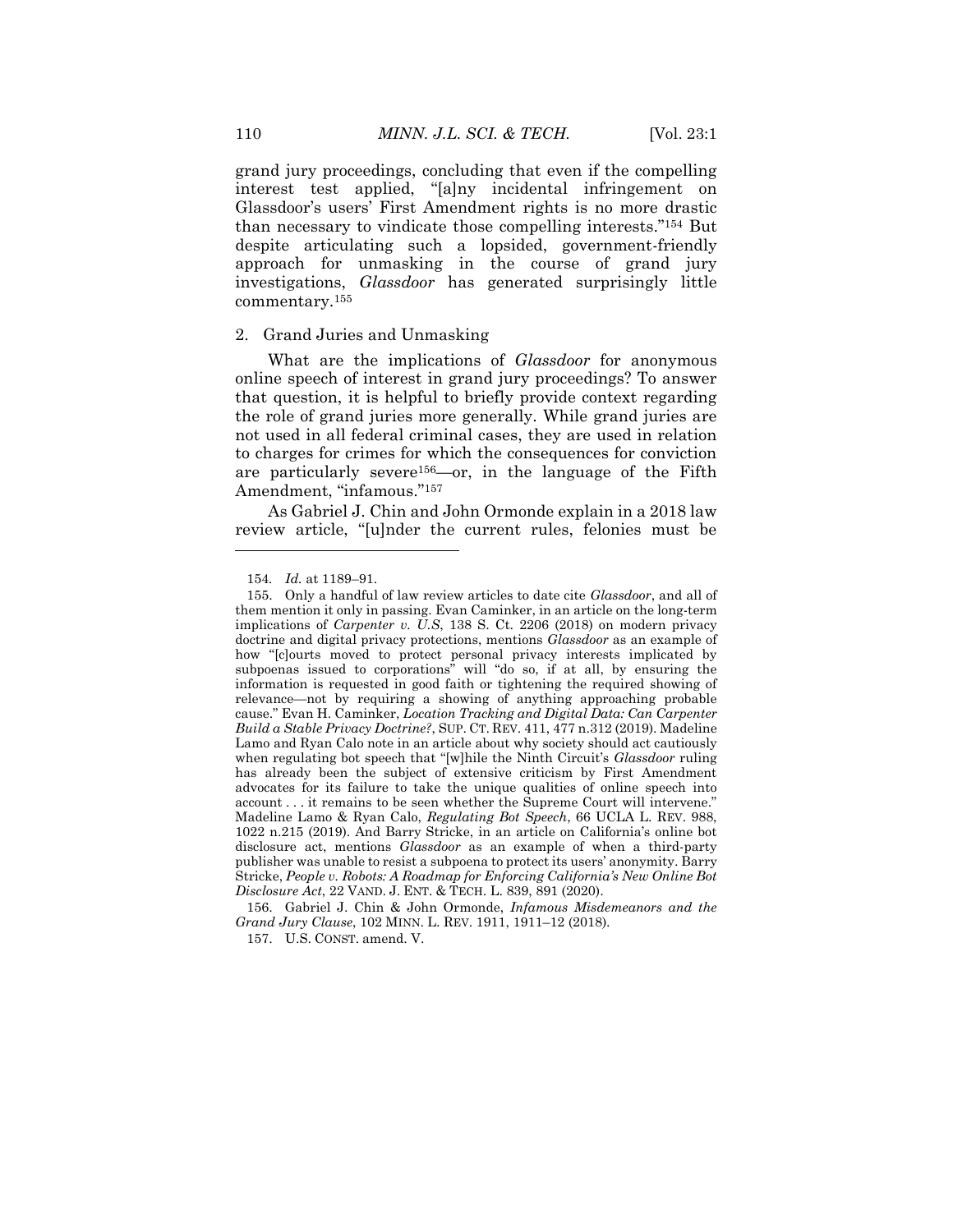grand jury proceedings, concluding that even if the compelling interest test applied, "[a]ny incidental infringement on Glassdoor's users' First Amendment rights is no more drastic than necessary to vindicate those compelling interests."[154] But despite articulating such a lopsided, government-friendly approach for unmasking in the course of grand jury investigations, *Glassdoor* has generated surprisingly little commentary.[155]

### 2. Grand Juries and Unmasking

What are the implications of *Glassdoor* for anonymous online speech of interest in grand jury proceedings? To answer that question, it is helpful to briefly provide context regarding the role of grand juries more generally. While grand juries are not used in all federal criminal cases, they are used in relation to charges for crimes for which the consequences for conviction are particularly severe[156]—or, in the language of the Fifth Amendment, "infamous."[157]

As Gabriel J. Chin and John Ormonde explain in a 2018 law review article, "[u]nder the current rules, felonies must be

---

154. *Id.* at 1189–91.

155. Only a handful of law review articles to date cite *Glassdoor*, and all of them mention it only in passing. Evan Caminker, in an article on the long-term implications of *Carpenter v. U.S*, 138 S. Ct. 2206 (2018) on modern privacy doctrine and digital privacy protections, mentions *Glassdoor* as an example of how "[c]ourts moved to protect personal privacy interests implicated by subpoenas issued to corporations" will "do so, if at all, by ensuring the information is requested in good faith or tightening the required showing of relevance—not by requiring a showing of anything approaching probable cause." Evan H. Caminker, *Location Tracking and Digital Data: Can Carpenter Build a Stable Privacy Doctrine?*, SUP. CT. REV. 411, 477 n.312 (2019). Madeline Lamo and Ryan Calo note in an article about why society should act cautiously when regulating bot speech that "[w]hile the Ninth Circuit's *Glassdoor* ruling has already been the subject of extensive criticism by First Amendment advocates for its failure to take the unique qualities of online speech into account . . . it remains to be seen whether the Supreme Court will intervene." Madeline Lamo & Ryan Calo, *Regulating Bot Speech*, 66 UCLA L. REV. 988, 1022 n.215 (2019). And Barry Stricke, in an article on California's online bot disclosure act, mentions *Glassdoor* as an example of when a third-party publisher was unable to resist a subpoena to protect its users' anonymity. Barry Stricke, *People v. Robots: A Roadmap for Enforcing California's New Online Bot Disclosure Act*, 22 VAND. J. ENT. & TECH. L. 839, 891 (2020).

156. Gabriel J. Chin & John Ormonde, *Infamous Misdemeanors and the Grand Jury Clause*, 102 MINN. L. REV. 1911, 1911–12 (2018).

157. U.S. CONST. amend. V.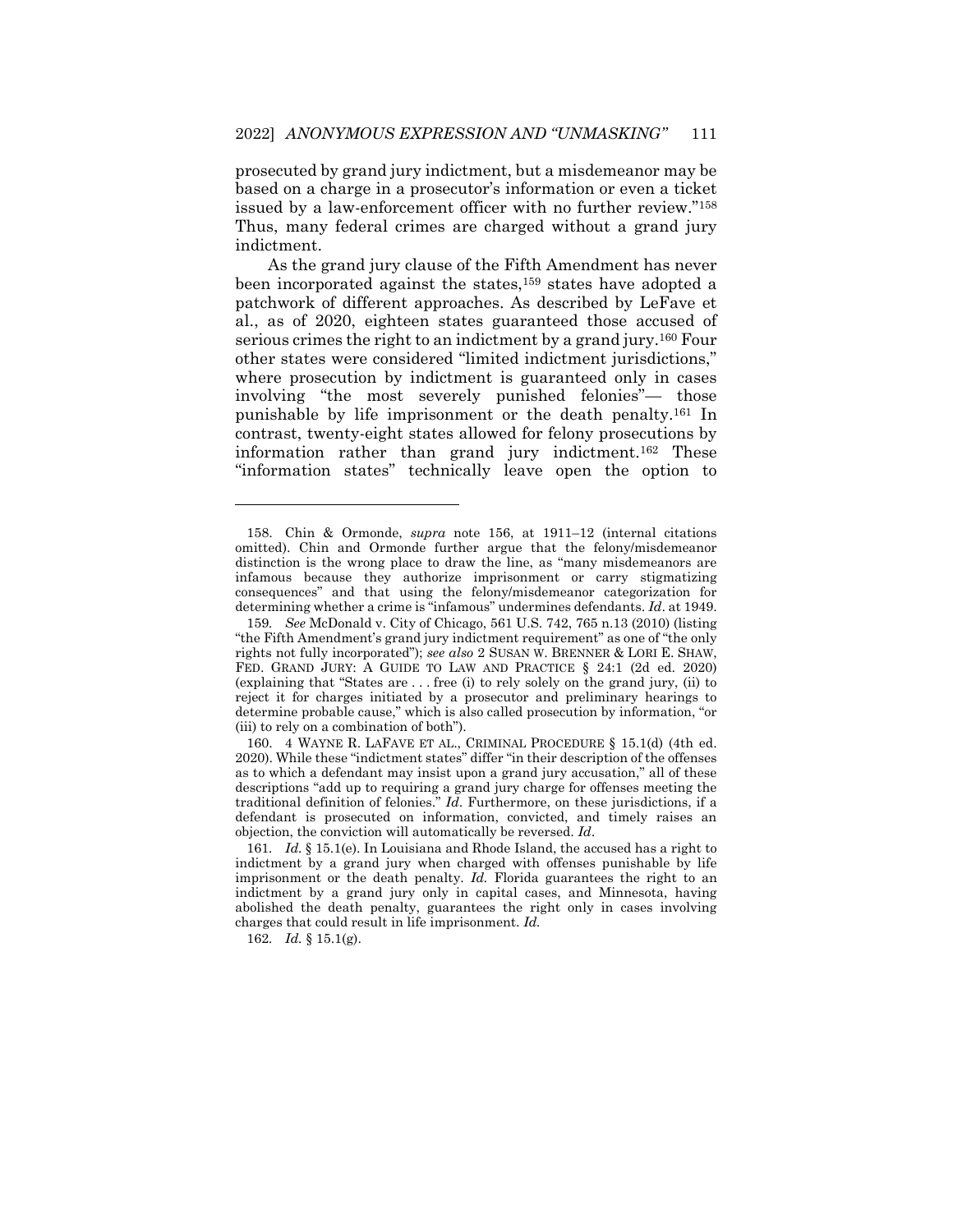prosecuted by grand jury indictment, but a misdemeanor may be based on a charge in a prosecutor's information or even a ticket issued by a law-enforcement officer with no further review."[158] Thus, many federal crimes are charged without a grand jury indictment.

As the grand jury clause of the Fifth Amendment has never been incorporated against the states,[159] states have adopted a patchwork of different approaches. As described by LeFave et al., as of 2020, eighteen states guaranteed those accused of serious crimes the right to an indictment by a grand jury.[160] Four other states were considered "limited indictment jurisdictions," where prosecution by indictment is guaranteed only in cases involving "the most severely punished felonies"— those punishable by life imprisonment or the death penalty.[161] In contrast, twenty-eight states allowed for felony prosecutions by information rather than grand jury indictment.[162] These "information states" technically leave open the option to

---

158. Chin & Ormonde, *supra* note 156, at 1911–12 (internal citations omitted). Chin and Ormonde further argue that the felony/misdemeanor distinction is the wrong place to draw the line, as "many misdemeanors are infamous because they authorize imprisonment or carry stigmatizing consequences" and that using the felony/misdemeanor categorization for determining whether a crime is "infamous" undermines defendants. *Id*. at 1949.

159. *See* McDonald v. City of Chicago, 561 U.S. 742, 765 n.13 (2010) (listing "the Fifth Amendment's grand jury indictment requirement" as one of "the only rights not fully incorporated"); *see also* 2 SUSAN W. BRENNER & LORI E. SHAW, FED. GRAND JURY: A GUIDE TO LAW AND PRACTICE § 24:1 (2d ed. 2020) (explaining that "States are . . . free (i) to rely solely on the grand jury, (ii) to reject it for charges initiated by a prosecutor and preliminary hearings to determine probable cause," which is also called prosecution by information, "or (iii) to rely on a combination of both").

160. 4 WAYNE R. LAFAVE ET AL., CRIMINAL PROCEDURE § 15.1(d) (4th ed. 2020). While these "indictment states" differ "in their description of the offenses as to which a defendant may insist upon a grand jury accusation," all of these descriptions "add up to requiring a grand jury charge for offenses meeting the traditional definition of felonies." *Id*. Furthermore, on these jurisdictions, if a defendant is prosecuted on information, convicted, and timely raises an objection, the conviction will automatically be reversed. *Id*.

161. *Id.* § 15.1(e). In Louisiana and Rhode Island, the accused has a right to indictment by a grand jury when charged with offenses punishable by life imprisonment or the death penalty. *Id.* Florida guarantees the right to an indictment by a grand jury only in capital cases, and Minnesota, having abolished the death penalty, guarantees the right only in cases involving charges that could result in life imprisonment. *Id.*

162. *Id.* § 15.1(g).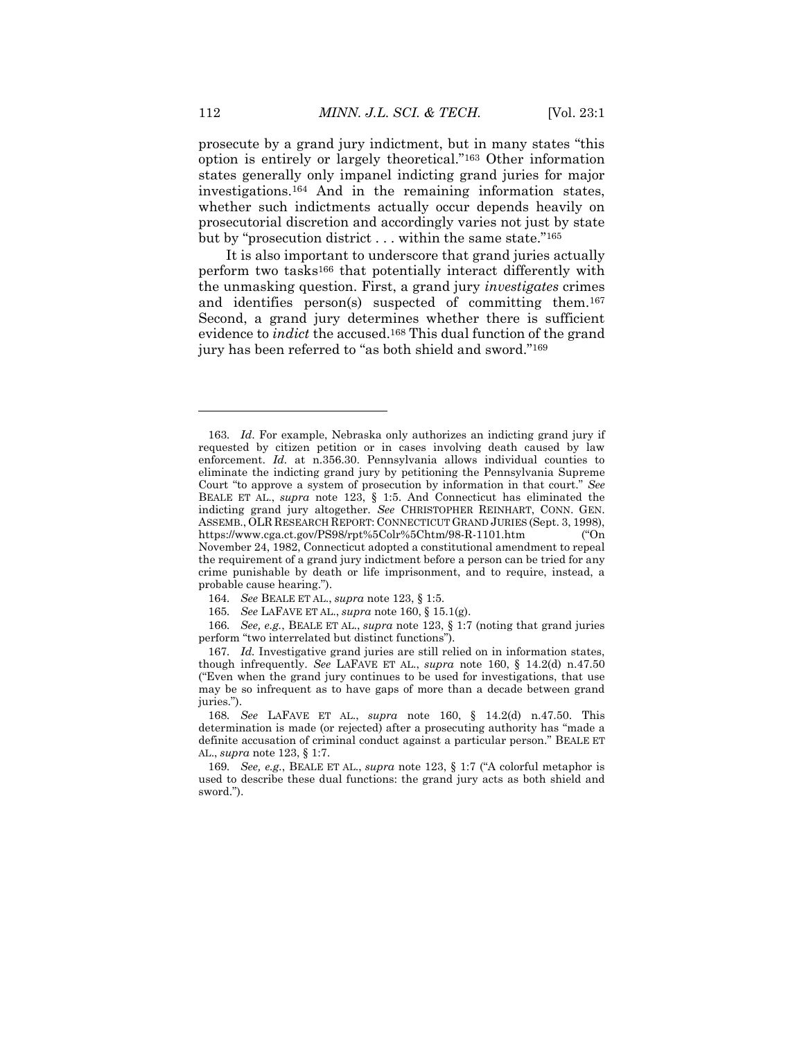prosecute by a grand jury indictment, but in many states "this option is entirely or largely theoretical."[163] Other information states generally only impanel indicting grand juries for major investigations.[164] And in the remaining information states, whether such indictments actually occur depends heavily on prosecutorial discretion and accordingly varies not just by state but by "prosecution district . . . within the same state."[165]

It is also important to underscore that grand juries actually perform two tasks[166] that potentially interact differently with the unmasking question. First, a grand jury *investigates* crimes and identifies person(s) suspected of committing them.[167] Second, a grand jury determines whether there is sufficient evidence to *indict* the accused.[168] This dual function of the grand jury has been referred to "as both shield and sword."[169]

---

163. *Id*. For example, Nebraska only authorizes an indicting grand jury if requested by citizen petition or in cases involving death caused by law enforcement. *Id.* at n.356.30. Pennsylvania allows individual counties to eliminate the indicting grand jury by petitioning the Pennsylvania Supreme Court "to approve a system of prosecution by information in that court." *See* BEALE ET AL., *supra* note 123, § 1:5. And Connecticut has eliminated the indicting grand jury altogether. *See* CHRISTOPHER REINHART, CONN. GEN. ASSEMB., OLR RESEARCH REPORT: CONNECTICUT GRAND JURIES (Sept. 3, 1998), https://www.cga.ct.gov/PS98/rpt%5Colr%5Chtm/98-R-1101.htm ("On November 24, 1982, Connecticut adopted a constitutional amendment to repeal the requirement of a grand jury indictment before a person can be tried for any crime punishable by death or life imprisonment, and to require, instead, a probable cause hearing.").

164. *See* BEALE ET AL., *supra* note 123, § 1:5.

165. *See* LAFAVE ET AL., *supra* note 160, § 15.1(g).

166. *See, e.g.*, BEALE ET AL., *supra* note 123, § 1:7 (noting that grand juries perform "two interrelated but distinct functions").

167. *Id.* Investigative grand juries are still relied on in information states, though infrequently. *See* LAFAVE ET AL., *supra* note 160, § 14.2(d) n.47.50 ("Even when the grand jury continues to be used for investigations, that use may be so infrequent as to have gaps of more than a decade between grand juries.").

168. *See* LAFAVE ET AL., *supra* note 160, § 14.2(d) n.47.50. This determination is made (or rejected) after a prosecuting authority has "made a definite accusation of criminal conduct against a particular person." BEALE ET AL., *supra* note 123, § 1:7.

169. *See, e.g.*, BEALE ET AL., *supra* note 123, § 1:7 ("A colorful metaphor is used to describe these dual functions: the grand jury acts as both shield and sword.").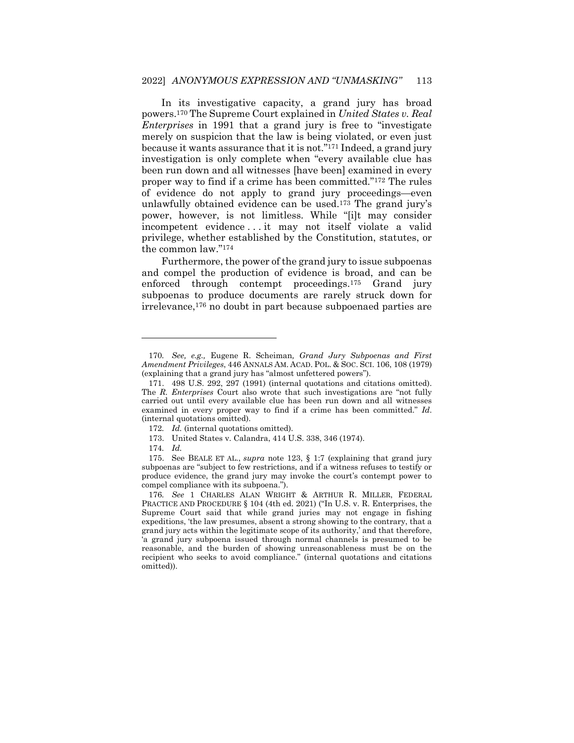In its investigative capacity, a grand jury has broad powers.[170] The Supreme Court explained in *United States v. Real Enterprises* in 1991 that a grand jury is free to "investigate merely on suspicion that the law is being violated, or even just because it wants assurance that it is not."[171] Indeed, a grand jury investigation is only complete when "every available clue has been run down and all witnesses [have been] examined in every proper way to find if a crime has been committed."[172] The rules of evidence do not apply to grand jury proceedings—even unlawfully obtained evidence can be used.[173] The grand jury's power, however, is not limitless. While "[i]t may consider incompetent evidence . . . it may not itself violate a valid privilege, whether established by the Constitution, statutes, or the common law."[174]

Furthermore, the power of the grand jury to issue subpoenas and compel the production of evidence is broad, and can be enforced through contempt proceedings.[175] Grand jury subpoenas to produce documents are rarely struck down for irrelevance,[176] no doubt in part because subpoenaed parties are

---

170. *See, e.g.,* Eugene R. Scheiman*, Grand Jury Subpoenas and First Amendment Privileges*, 446 ANNALS AM. ACAD. POL. & SOC. SCI. 106, 108 (1979) (explaining that a grand jury has "almost unfettered powers").

171. 498 U.S. 292, 297 (1991) (internal quotations and citations omitted). The *R. Enterprises* Court also wrote that such investigations are "not fully carried out until every available clue has been run down and all witnesses examined in every proper way to find if a crime has been committed." *Id*. (internal quotations omitted).

172. *Id.* (internal quotations omitted).

173. United States v. Calandra, 414 U.S. 338, 346 (1974).

174. *Id.*

175. See BEALE ET AL., *supra* note 123, § 1:7 (explaining that grand jury subpoenas are "subject to few restrictions, and if a witness refuses to testify or produce evidence, the grand jury may invoke the court's contempt power to compel compliance with its subpoena.").

176. *See* 1 CHARLES ALAN WRIGHT & ARTHUR R. MILLER, FEDERAL PRACTICE AND PROCEDURE § 104 (4th ed. 2021) ("In U.S. v. R. Enterprises, the Supreme Court said that while grand juries may not engage in fishing expeditions, 'the law presumes, absent a strong showing to the contrary, that a grand jury acts within the legitimate scope of its authority,' and that therefore, 'a grand jury subpoena issued through normal channels is presumed to be reasonable, and the burden of showing unreasonableness must be on the recipient who seeks to avoid compliance." (internal quotations and citations omitted)).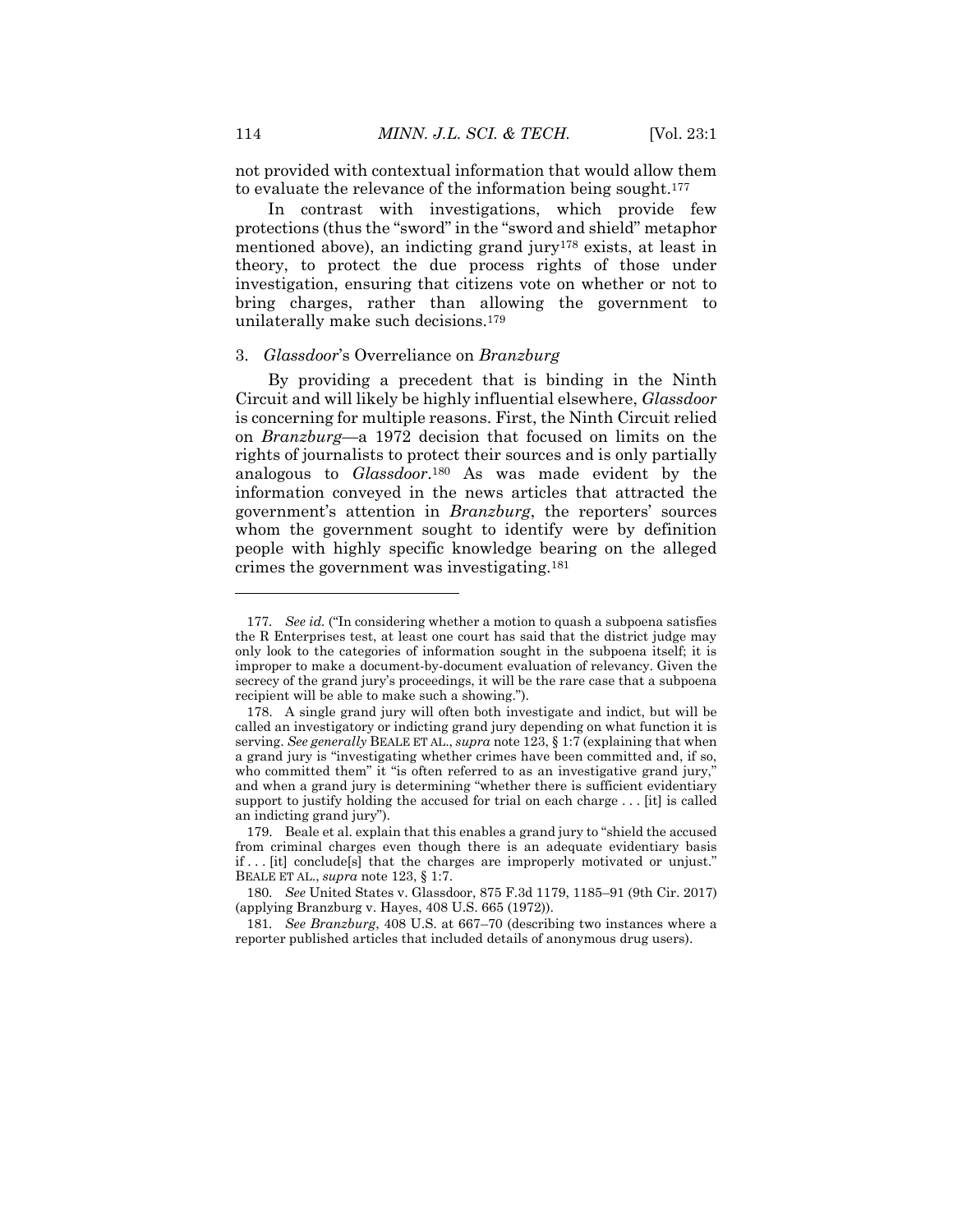not provided with contextual information that would allow them to evaluate the relevance of the information being sought.[177]

In contrast with investigations, which provide few protections (thus the "sword" in the "sword and shield" metaphor mentioned above), an indicting grand jury[178] exists, at least in theory, to protect the due process rights of those under investigation, ensuring that citizens vote on whether or not to bring charges, rather than allowing the government to unilaterally make such decisions.[179]

### 3. *Glassdoor*'s Overreliance on *Branzburg*

By providing a precedent that is binding in the Ninth Circuit and will likely be highly influential elsewhere, *Glassdoor* is concerning for multiple reasons. First, the Ninth Circuit relied on *Branzburg*—a 1972 decision that focused on limits on the rights of journalists to protect their sources and is only partially analogous to *Glassdoor*.[180] As was made evident by the information conveyed in the news articles that attracted the government's attention in *Branzburg*, the reporters' sources whom the government sought to identify were by definition people with highly specific knowledge bearing on the alleged crimes the government was investigating.[181]

---

177. *See id.* ("In considering whether a motion to quash a subpoena satisfies the R Enterprises test, at least one court has said that the district judge may only look to the categories of information sought in the subpoena itself; it is improper to make a document-by-document evaluation of relevancy. Given the secrecy of the grand jury's proceedings, it will be the rare case that a subpoena recipient will be able to make such a showing.").

178. A single grand jury will often both investigate and indict, but will be called an investigatory or indicting grand jury depending on what function it is serving. *See generally* BEALE ET AL., *supra* note 123, § 1:7 (explaining that when a grand jury is "investigating whether crimes have been committed and, if so, who committed them" it "is often referred to as an investigative grand jury," and when a grand jury is determining "whether there is sufficient evidentiary support to justify holding the accused for trial on each charge . . . [it] is called an indicting grand jury").

179. Beale et al. explain that this enables a grand jury to "shield the accused from criminal charges even though there is an adequate evidentiary basis if . . . [it] conclude[s] that the charges are improperly motivated or unjust." BEALE ET AL., *supra* note 123, § 1:7.

180. *See* United States v. Glassdoor, 875 F.3d 1179, 1185–91 (9th Cir. 2017) (applying Branzburg v. Hayes, 408 U.S. 665 (1972)).

181. *See Branzburg*, 408 U.S. at 667–70 (describing two instances where a reporter published articles that included details of anonymous drug users).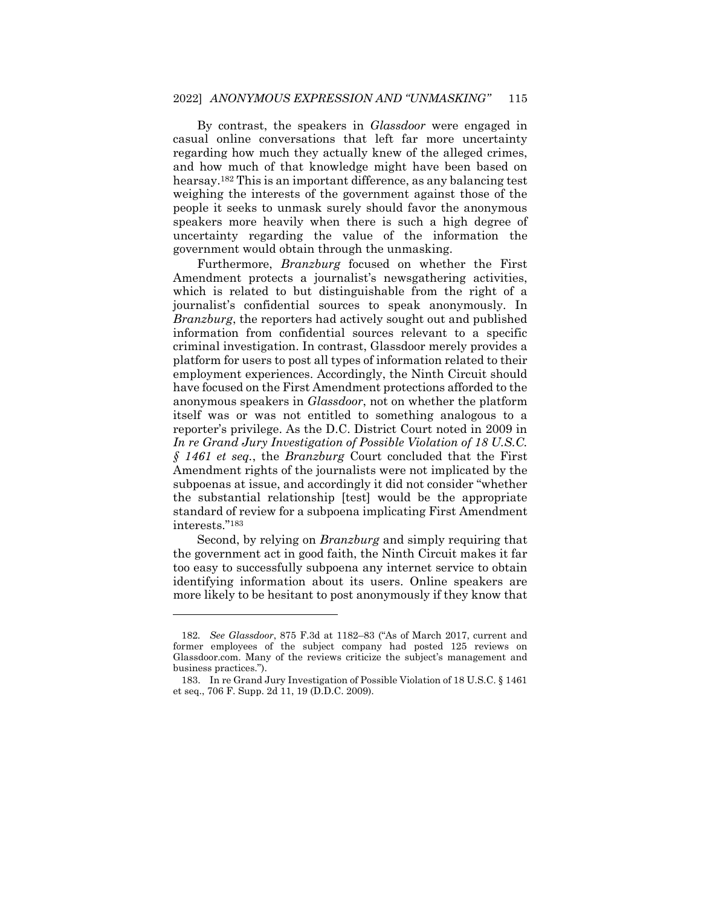By contrast, the speakers in *Glassdoor* were engaged in casual online conversations that left far more uncertainty regarding how much they actually knew of the alleged crimes, and how much of that knowledge might have been based on hearsay.[182] This is an important difference, as any balancing test weighing the interests of the government against those of the people it seeks to unmask surely should favor the anonymous speakers more heavily when there is such a high degree of uncertainty regarding the value of the information the government would obtain through the unmasking.

Furthermore, *Branzburg* focused on whether the First Amendment protects a journalist's newsgathering activities, which is related to but distinguishable from the right of a journalist's confidential sources to speak anonymously. In *Branzburg*, the reporters had actively sought out and published information from confidential sources relevant to a specific criminal investigation. In contrast, Glassdoor merely provides a platform for users to post all types of information related to their employment experiences. Accordingly, the Ninth Circuit should have focused on the First Amendment protections afforded to the anonymous speakers in *Glassdoor*, not on whether the platform itself was or was not entitled to something analogous to a reporter's privilege. As the D.C. District Court noted in 2009 in *In re Grand Jury Investigation of Possible Violation of 18 U.S.C. § 1461 et seq.*, the *Branzburg* Court concluded that the First Amendment rights of the journalists were not implicated by the subpoenas at issue, and accordingly it did not consider "whether the substantial relationship [test] would be the appropriate standard of review for a subpoena implicating First Amendment interests."[183]

Second, by relying on *Branzburg* and simply requiring that the government act in good faith, the Ninth Circuit makes it far too easy to successfully subpoena any internet service to obtain identifying information about its users. Online speakers are more likely to be hesitant to post anonymously if they know that

---

182. *See Glassdoor*, 875 F.3d at 1182–83 ("As of March 2017, current and former employees of the subject company had posted 125 reviews on Glassdoor.com. Many of the reviews criticize the subject's management and business practices.").

183. In re Grand Jury Investigation of Possible Violation of 18 U.S.C. § 1461 et seq., 706 F. Supp. 2d 11, 19 (D.D.C. 2009).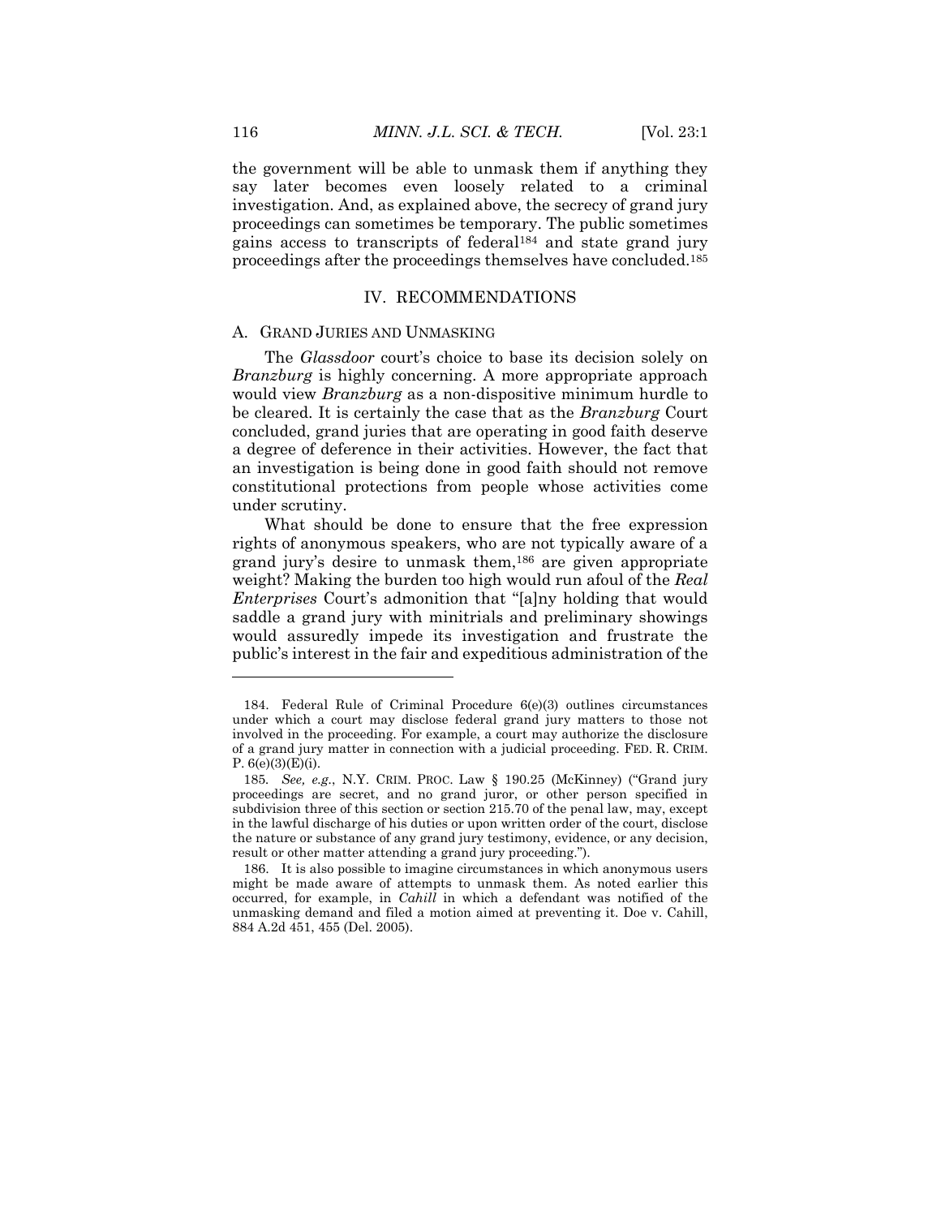the government will be able to unmask them if anything they say later becomes even loosely related to a criminal investigation. And, as explained above, the secrecy of grand jury proceedings can sometimes be temporary. The public sometimes gains access to transcripts of federal[184] and state grand jury proceedings after the proceedings themselves have concluded.[185]

## IV. RECOMMENDATIONS

### A. GRAND JURIES AND UNMASKING

The *Glassdoor* court's choice to base its decision solely on *Branzburg* is highly concerning. A more appropriate approach would view *Branzburg* as a non-dispositive minimum hurdle to be cleared. It is certainly the case that as the *Branzburg* Court concluded, grand juries that are operating in good faith deserve a degree of deference in their activities. However, the fact that an investigation is being done in good faith should not remove constitutional protections from people whose activities come under scrutiny.

What should be done to ensure that the free expression rights of anonymous speakers, who are not typically aware of a grand jury's desire to unmask them,[186] are given appropriate weight? Making the burden too high would run afoul of the *Real Enterprises* Court's admonition that "[a]ny holding that would saddle a grand jury with minitrials and preliminary showings would assuredly impede its investigation and frustrate the public's interest in the fair and expeditious administration of the

---

184. Federal Rule of Criminal Procedure 6(e)(3) outlines circumstances under which a court may disclose federal grand jury matters to those not involved in the proceeding. For example, a court may authorize the disclosure of a grand jury matter in connection with a judicial proceeding. FED. R. CRIM. P. 6(e)(3)(E)(i).

185. *See, e.g.*, N.Y. CRIM. PROC. Law § 190.25 (McKinney) ("Grand jury proceedings are secret, and no grand juror, or other person specified in subdivision three of this section or section 215.70 of the penal law, may, except in the lawful discharge of his duties or upon written order of the court, disclose the nature or substance of any grand jury testimony, evidence, or any decision, result or other matter attending a grand jury proceeding.").

186. It is also possible to imagine circumstances in which anonymous users might be made aware of attempts to unmask them. As noted earlier this occurred, for example, in *Cahill* in which a defendant was notified of the unmasking demand and filed a motion aimed at preventing it. Doe v. Cahill, 884 A.2d 451, 455 (Del. 2005).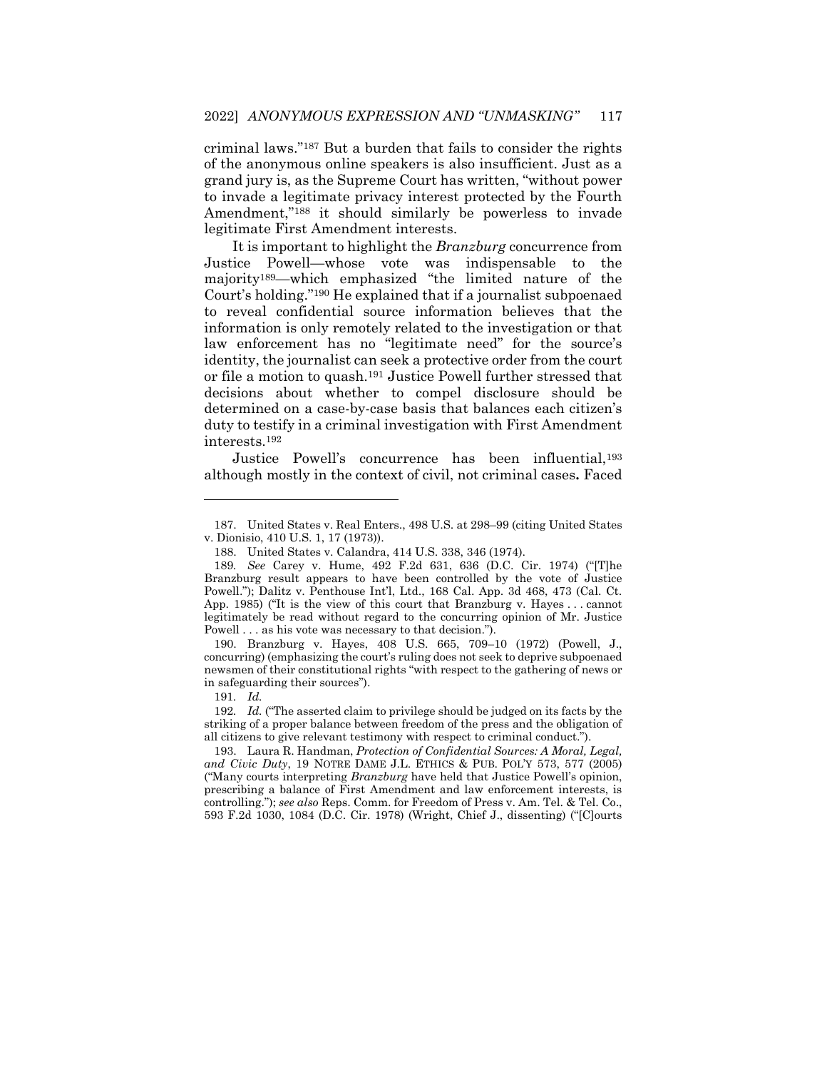criminal laws."[187] But a burden that fails to consider the rights of the anonymous online speakers is also insufficient. Just as a grand jury is, as the Supreme Court has written, "without power to invade a legitimate privacy interest protected by the Fourth Amendment,"[188] it should similarly be powerless to invade legitimate First Amendment interests.

It is important to highlight the *Branzburg* concurrence from Justice Powell—whose vote was indispensable to the majority[189]—which emphasized "the limited nature of the Court's holding."[190] He explained that if a journalist subpoenaed to reveal confidential source information believes that the information is only remotely related to the investigation or that law enforcement has no "legitimate need" for the source's identity, the journalist can seek a protective order from the court or file a motion to quash.[191] Justice Powell further stressed that decisions about whether to compel disclosure should be determined on a case-by-case basis that balances each citizen's duty to testify in a criminal investigation with First Amendment interests.[192]

Justice Powell's concurrence has been influential,[193] although mostly in the context of civil, not criminal cases**.** Faced

---

187. United States v. Real Enters., 498 U.S. at 298–99 (citing United States v. Dionisio, 410 U.S. 1, 17 (1973)).

188. United States v. Calandra, 414 U.S. 338, 346 (1974).

189. *See* Carey v. Hume, 492 F.2d 631, 636 (D.C. Cir. 1974) ("[T]he Branzburg result appears to have been controlled by the vote of Justice Powell."); Dalitz v. Penthouse Int'l, Ltd., 168 Cal. App. 3d 468, 473 (Cal. Ct. App. 1985) ("It is the view of this court that Branzburg v. Hayes . . . cannot legitimately be read without regard to the concurring opinion of Mr. Justice Powell . . . as his vote was necessary to that decision.").

190. Branzburg v. Hayes, 408 U.S. 665, 709–10 (1972) (Powell, J., concurring) (emphasizing the court's ruling does not seek to deprive subpoenaed newsmen of their constitutional rights "with respect to the gathering of news or in safeguarding their sources").

191. *Id.*

192. *Id.* ("The asserted claim to privilege should be judged on its facts by the striking of a proper balance between freedom of the press and the obligation of all citizens to give relevant testimony with respect to criminal conduct.").

193. Laura R. Handman, *Protection of Confidential Sources: A Moral, Legal, and Civic Duty*, 19 NOTRE DAME J.L. ETHICS & PUB. POL'Y 573, 577 (2005) ("Many courts interpreting *Branzburg* have held that Justice Powell's opinion, prescribing a balance of First Amendment and law enforcement interests, is controlling."); *see also* Reps. Comm. for Freedom of Press v. Am. Tel. & Tel. Co., 593 F.2d 1030, 1084 (D.C. Cir. 1978) (Wright, Chief J., dissenting) ("[C]ourts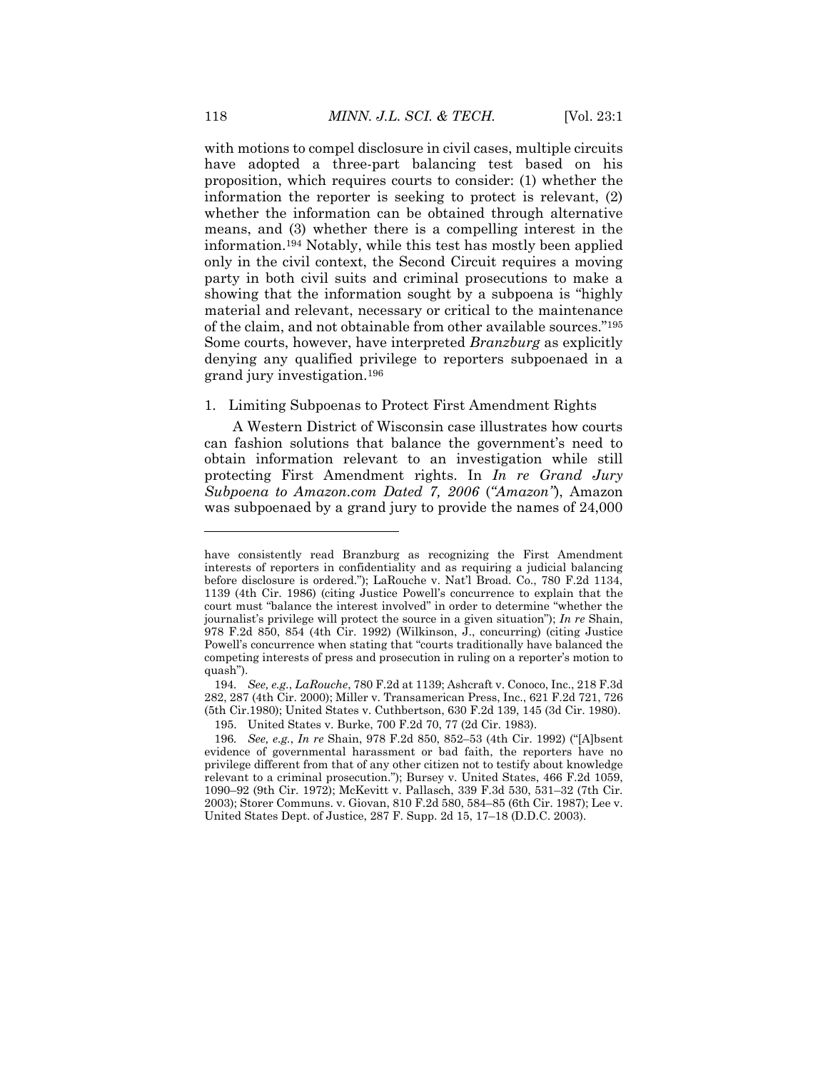with motions to compel disclosure in civil cases, multiple circuits have adopted a three-part balancing test based on his proposition, which requires courts to consider: (1) whether the information the reporter is seeking to protect is relevant, (2) whether the information can be obtained through alternative means, and (3) whether there is a compelling interest in the information.[194] Notably, while this test has mostly been applied only in the civil context, the Second Circuit requires a moving party in both civil suits and criminal prosecutions to make a showing that the information sought by a subpoena is "highly material and relevant, necessary or critical to the maintenance of the claim, and not obtainable from other available sources."[195] Some courts, however, have interpreted *Branzburg* as explicitly denying any qualified privilege to reporters subpoenaed in a grand jury investigation.[196]

1. Limiting Subpoenas to Protect First Amendment Rights

A Western District of Wisconsin case illustrates how courts can fashion solutions that balance the government's need to obtain information relevant to an investigation while still protecting First Amendment rights. In *In re Grand Jury Subpoena to Amazon.com Dated 7, 2006* (*"Amazon"*), Amazon was subpoenaed by a grand jury to provide the names of 24,000

---

have consistently read Branzburg as recognizing the First Amendment interests of reporters in confidentiality and as requiring a judicial balancing before disclosure is ordered."); LaRouche v. Nat'l Broad. Co., 780 F.2d 1134, 1139 (4th Cir. 1986) (citing Justice Powell's concurrence to explain that the court must "balance the interest involved" in order to determine "whether the journalist's privilege will protect the source in a given situation"); *In re* Shain, 978 F.2d 850, 854 (4th Cir. 1992) (Wilkinson, J., concurring) (citing Justice Powell's concurrence when stating that "courts traditionally have balanced the competing interests of press and prosecution in ruling on a reporter's motion to quash").

194. *See, e.g.*, *LaRouche*, 780 F.2d at 1139; Ashcraft v. Conoco, Inc., 218 F.3d 282, 287 (4th Cir. 2000); Miller v. Transamerican Press, Inc., 621 F.2d 721, 726 (5th Cir.1980); United States v. Cuthbertson, 630 F.2d 139, 145 (3d Cir. 1980).

195. United States v. Burke, 700 F.2d 70, 77 (2d Cir. 1983).

196. *See, e.g.*, *In re* Shain, 978 F.2d 850, 852–53 (4th Cir. 1992) ("[A]bsent evidence of governmental harassment or bad faith, the reporters have no privilege different from that of any other citizen not to testify about knowledge relevant to a criminal prosecution."); Bursey v. United States, 466 F.2d 1059, 1090–92 (9th Cir. 1972); McKevitt v. Pallasch, 339 F.3d 530, 531–32 (7th Cir. 2003); Storer Communs. v. Giovan, 810 F.2d 580, 584–85 (6th Cir. 1987); Lee v. United States Dept. of Justice, 287 F. Supp. 2d 15, 17–18 (D.D.C. 2003).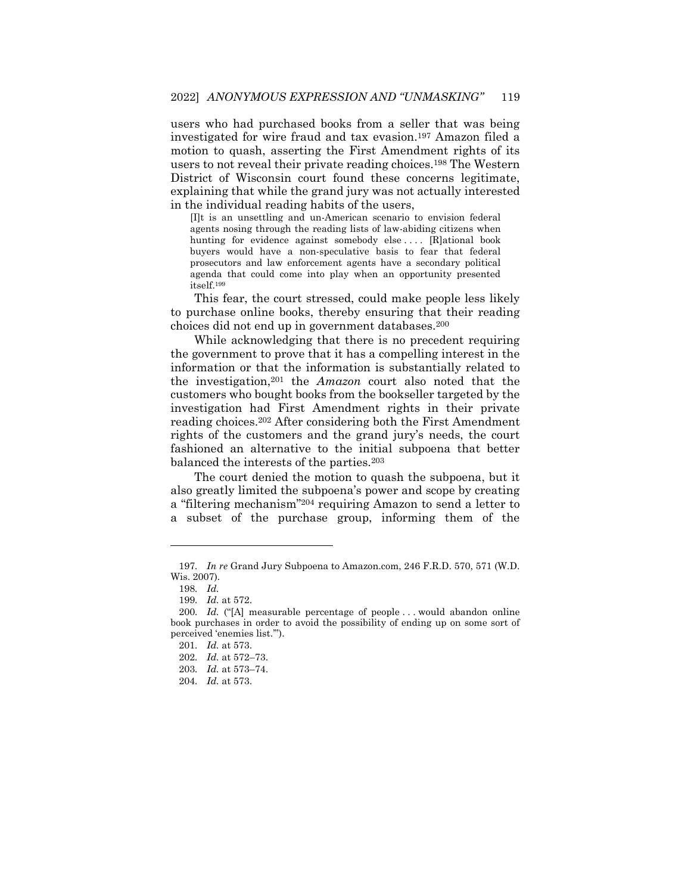users who had purchased books from a seller that was being investigated for wire fraud and tax evasion.[197] Amazon filed a motion to quash, asserting the First Amendment rights of its users to not reveal their private reading choices.[198] The Western District of Wisconsin court found these concerns legitimate, explaining that while the grand jury was not actually interested in the individual reading habits of the users,

> [I]t is an unsettling and un-American scenario to envision federal agents nosing through the reading lists of law-abiding citizens when hunting for evidence against somebody else . . . . [R]ational book buyers would have a non-speculative basis to fear that federal prosecutors and law enforcement agents have a secondary political agenda that could come into play when an opportunity presented itself.[199]

This fear, the court stressed, could make people less likely to purchase online books, thereby ensuring that their reading choices did not end up in government databases.[200]

While acknowledging that there is no precedent requiring the government to prove that it has a compelling interest in the information or that the information is substantially related to the investigation,[201] the *Amazon* court also noted that the customers who bought books from the bookseller targeted by the investigation had First Amendment rights in their private reading choices.[202] After considering both the First Amendment rights of the customers and the grand jury's needs, the court fashioned an alternative to the initial subpoena that better balanced the interests of the parties.[203]

The court denied the motion to quash the subpoena, but it also greatly limited the subpoena's power and scope by creating a "filtering mechanism"[204] requiring Amazon to send a letter to a subset of the purchase group, informing them of the

---

197. *In re* Grand Jury Subpoena to Amazon.com, 246 F.R.D. 570, 571 (W.D. Wis. 2007).

198. *Id.*

199. *Id.* at 572.

200. *Id.* ("[A] measurable percentage of people . . . would abandon online book purchases in order to avoid the possibility of ending up on some sort of perceived 'enemies list.'").

201. *Id.* at 573.

202. *Id.* at 572–73.

203. *Id.* at 573–74.

204. *Id.* at 573.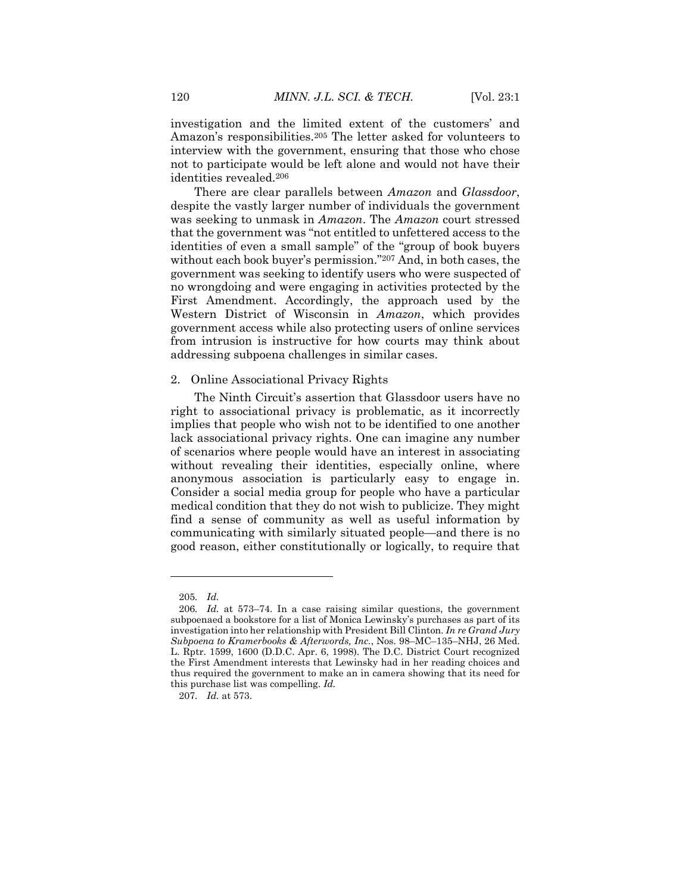investigation and the limited extent of the customers' and Amazon's responsibilities.[205] The letter asked for volunteers to interview with the government, ensuring that those who chose not to participate would be left alone and would not have their identities revealed.[206]

There are clear parallels between *Amazon* and *Glassdoor*, despite the vastly larger number of individuals the government was seeking to unmask in *Amazon*. The *Amazon* court stressed that the government was "not entitled to unfettered access to the identities of even a small sample" of the "group of book buyers without each book buyer's permission."[207] And, in both cases, the government was seeking to identify users who were suspected of no wrongdoing and were engaging in activities protected by the First Amendment. Accordingly, the approach used by the Western District of Wisconsin in *Amazon*, which provides government access while also protecting users of online services from intrusion is instructive for how courts may think about addressing subpoena challenges in similar cases.

2. Online Associational Privacy Rights

The Ninth Circuit's assertion that Glassdoor users have no right to associational privacy is problematic, as it incorrectly implies that people who wish not to be identified to one another lack associational privacy rights. One can imagine any number of scenarios where people would have an interest in associating without revealing their identities, especially online, where anonymous association is particularly easy to engage in. Consider a social media group for people who have a particular medical condition that they do not wish to publicize. They might find a sense of community as well as useful information by communicating with similarly situated people—and there is no good reason, either constitutionally or logically, to require that

---

205. *Id.*

206. *Id.* at 573–74. In a case raising similar questions, the government subpoenaed a bookstore for a list of Monica Lewinsky's purchases as part of its investigation into her relationship with President Bill Clinton. *In re Grand Jury Subpoena to Kramerbooks & Afterwords, Inc.*, Nos. 98–MC–135–NHJ, 26 Med. L. Rptr. 1599, 1600 (D.D.C. Apr. 6, 1998). The D.C. District Court recognized the First Amendment interests that Lewinsky had in her reading choices and thus required the government to make an in camera showing that its need for this purchase list was compelling. *Id.*

207. *Id.* at 573.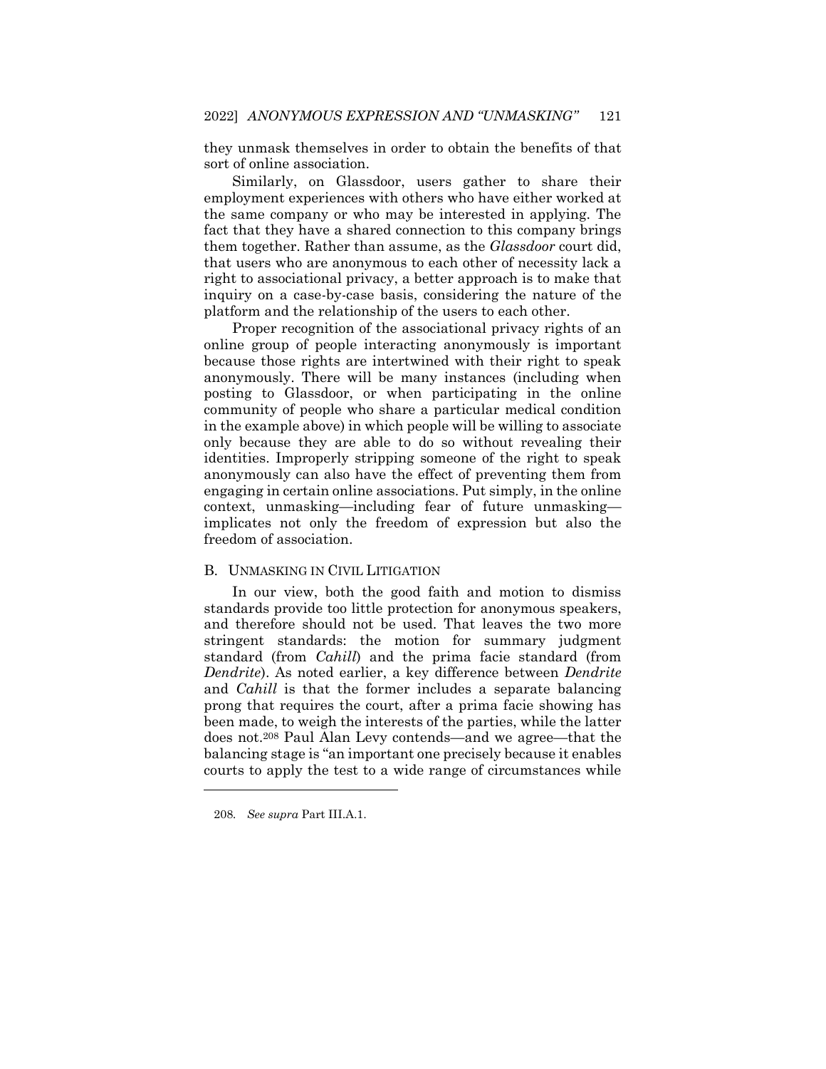they unmask themselves in order to obtain the benefits of that sort of online association.

Similarly, on Glassdoor, users gather to share their employment experiences with others who have either worked at the same company or who may be interested in applying. The fact that they have a shared connection to this company brings them together. Rather than assume, as the *Glassdoor* court did, that users who are anonymous to each other of necessity lack a right to associational privacy, a better approach is to make that inquiry on a case-by-case basis, considering the nature of the platform and the relationship of the users to each other.

Proper recognition of the associational privacy rights of an online group of people interacting anonymously is important because those rights are intertwined with their right to speak anonymously. There will be many instances (including when posting to Glassdoor, or when participating in the online community of people who share a particular medical condition in the example above) in which people will be willing to associate only because they are able to do so without revealing their identities. Improperly stripping someone of the right to speak anonymously can also have the effect of preventing them from engaging in certain online associations. Put simply, in the online context, unmasking—including fear of future unmasking—implicates not only the freedom of expression but also the freedom of association.

### B. Unmasking in Civil Litigation

In our view, both the good faith and motion to dismiss standards provide too little protection for anonymous speakers, and therefore should not be used. That leaves the two more stringent standards: the motion for summary judgment standard (from *Cahill*) and the prima facie standard (from *Dendrite*). As noted earlier, a key difference between *Dendrite* and *Cahill* is that the former includes a separate balancing prong that requires the court, after a prima facie showing has been made, to weigh the interests of the parties, while the latter does not.[208] Paul Alan Levy contends—and we agree—that the balancing stage is "an important one precisely because it enables courts to apply the test to a wide range of circumstances while

208. *See supra* Part III.A.1.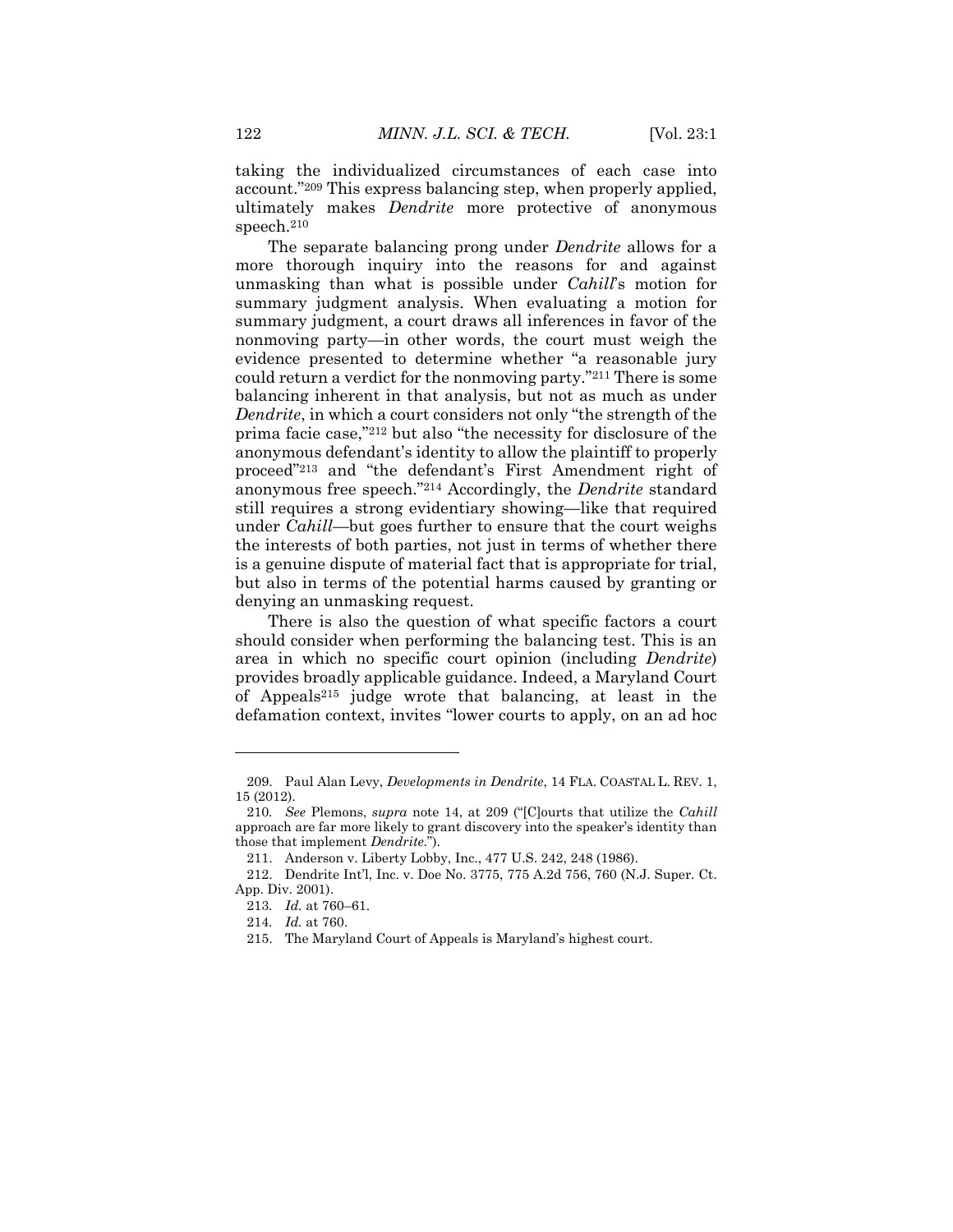taking the individualized circumstances of each case into account."[209] This express balancing step, when properly applied, ultimately makes *Dendrite* more protective of anonymous speech.[210]

The separate balancing prong under *Dendrite* allows for a more thorough inquiry into the reasons for and against unmasking than what is possible under *Cahill*'s motion for summary judgment analysis. When evaluating a motion for summary judgment, a court draws all inferences in favor of the nonmoving party—in other words, the court must weigh the evidence presented to determine whether "a reasonable jury could return a verdict for the nonmoving party."[211] There is some balancing inherent in that analysis, but not as much as under *Dendrite*, in which a court considers not only "the strength of the prima facie case,"[212] but also "the necessity for disclosure of the anonymous defendant's identity to allow the plaintiff to properly proceed"[213] and "the defendant's First Amendment right of anonymous free speech."[214] Accordingly, the *Dendrite* standard still requires a strong evidentiary showing—like that required under *Cahill*—but goes further to ensure that the court weighs the interests of both parties, not just in terms of whether there is a genuine dispute of material fact that is appropriate for trial, but also in terms of the potential harms caused by granting or denying an unmasking request.

There is also the question of what specific factors a court should consider when performing the balancing test. This is an area in which no specific court opinion (including *Dendrite*) provides broadly applicable guidance. Indeed, a Maryland Court of Appeals[215] judge wrote that balancing, at least in the defamation context, invites "lower courts to apply, on an ad hoc

---

209. Paul Alan Levy, *Developments in Dendrite*, 14 FLA. COASTAL L. REV. 1, 15 (2012).

210. *See* Plemons, *supra* note 14, at 209 ("[C]ourts that utilize the *Cahill* approach are far more likely to grant discovery into the speaker's identity than those that implement *Dendrite*.").

211. Anderson v. Liberty Lobby, Inc., 477 U.S. 242, 248 (1986).

212. Dendrite Int'l, Inc. v. Doe No. 3775, 775 A.2d 756, 760 (N.J. Super. Ct. App. Div. 2001).

213. *Id.* at 760–61.

214. *Id.* at 760.

215. The Maryland Court of Appeals is Maryland's highest court.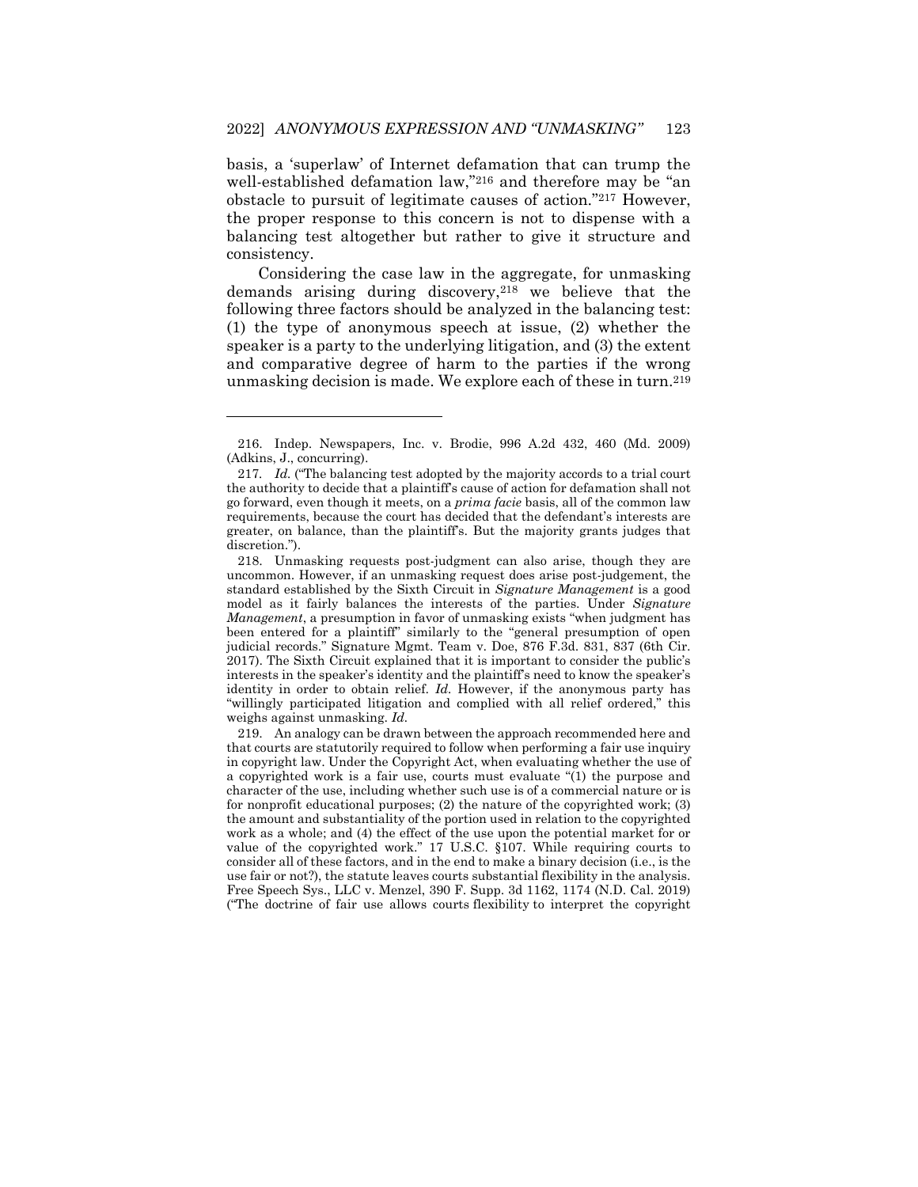basis, a 'superlaw' of Internet defamation that can trump the well-established defamation law,"[216] and therefore may be "an obstacle to pursuit of legitimate causes of action."[217] However, the proper response to this concern is not to dispense with a balancing test altogether but rather to give it structure and consistency.

Considering the case law in the aggregate, for unmasking demands arising during discovery,[218] we believe that the following three factors should be analyzed in the balancing test: (1) the type of anonymous speech at issue, (2) whether the speaker is a party to the underlying litigation, and (3) the extent and comparative degree of harm to the parties if the wrong unmasking decision is made. We explore each of these in turn.[219]

---

216. Indep. Newspapers, Inc. v. Brodie, 996 A.2d 432, 460 (Md. 2009) (Adkins, J., concurring).

217. *Id.* ("The balancing test adopted by the majority accords to a trial court the authority to decide that a plaintiff's cause of action for defamation shall not go forward, even though it meets, on a *prima facie* basis, all of the common law requirements, because the court has decided that the defendant's interests are greater, on balance, than the plaintiff's. But the majority grants judges that discretion.").

218. Unmasking requests post-judgment can also arise, though they are uncommon. However, if an unmasking request does arise post-judgement, the standard established by the Sixth Circuit in *Signature Management* is a good model as it fairly balances the interests of the parties. Under *Signature Management*, a presumption in favor of unmasking exists "when judgment has been entered for a plaintiff" similarly to the "general presumption of open judicial records." Signature Mgmt. Team v. Doe, 876 F.3d. 831, 837 (6th Cir. 2017). The Sixth Circuit explained that it is important to consider the public's interests in the speaker's identity and the plaintiff's need to know the speaker's identity in order to obtain relief. *Id.* However, if the anonymous party has "willingly participated litigation and complied with all relief ordered," this weighs against unmasking. *Id.*

219. An analogy can be drawn between the approach recommended here and that courts are statutorily required to follow when performing a fair use inquiry in copyright law. Under the Copyright Act, when evaluating whether the use of a copyrighted work is a fair use, courts must evaluate "(1) the purpose and character of the use, including whether such use is of a commercial nature or is for nonprofit educational purposes; (2) the nature of the copyrighted work; (3) the amount and substantiality of the portion used in relation to the copyrighted work as a whole; and (4) the effect of the use upon the potential market for or value of the copyrighted work." 17 U.S.C. §107. While requiring courts to consider all of these factors, and in the end to make a binary decision (i.e., is the use fair or not?), the statute leaves courts substantial flexibility in the analysis. Free Speech Sys., LLC v. Menzel, 390 F. Supp. 3d 1162, 1174 (N.D. Cal. 2019) ("The doctrine of fair use allows courts flexibility to interpret the copyright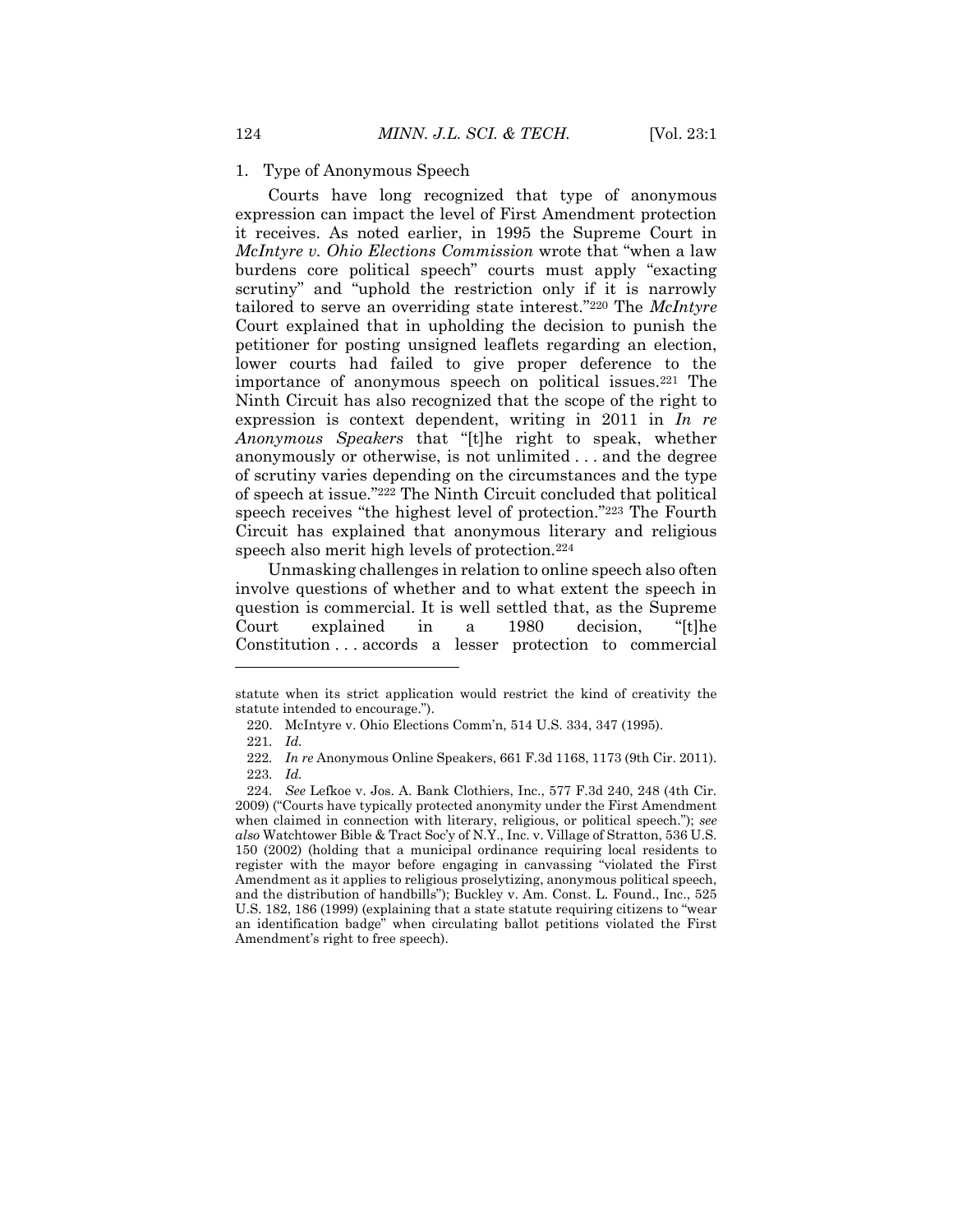### 1. Type of Anonymous Speech

Courts have long recognized that type of anonymous expression can impact the level of First Amendment protection it receives. As noted earlier, in 1995 the Supreme Court in *McIntyre v. Ohio Elections Commission* wrote that "when a law burdens core political speech" courts must apply "exacting scrutiny" and "uphold the restriction only if it is narrowly tailored to serve an overriding state interest."[220] The *McIntyre* Court explained that in upholding the decision to punish the petitioner for posting unsigned leaflets regarding an election, lower courts had failed to give proper deference to the importance of anonymous speech on political issues.[221] The Ninth Circuit has also recognized that the scope of the right to expression is context dependent, writing in 2011 in *In re Anonymous Speakers* that "[t]he right to speak, whether anonymously or otherwise, is not unlimited . . . and the degree of scrutiny varies depending on the circumstances and the type of speech at issue."[222] The Ninth Circuit concluded that political speech receives "the highest level of protection."[223] The Fourth Circuit has explained that anonymous literary and religious speech also merit high levels of protection.[224]

Unmasking challenges in relation to online speech also often involve questions of whether and to what extent the speech in question is commercial. It is well settled that, as the Supreme Court explained in a 1980 decision, "[t]he Constitution . . . accords a lesser protection to commercial

---

statute when its strict application would restrict the kind of creativity the statute intended to encourage.").

220. McIntyre v. Ohio Elections Comm'n, 514 U.S. 334, 347 (1995).

221. *Id.*

222. *In re* Anonymous Online Speakers, 661 F.3d 1168, 1173 (9th Cir. 2011).

223. *Id.*

224. *See* Lefkoe v. Jos. A. Bank Clothiers, Inc., 577 F.3d 240, 248 (4th Cir. 2009) ("Courts have typically protected anonymity under the First Amendment when claimed in connection with literary, religious, or political speech."); *see also* Watchtower Bible & Tract Soc'y of N.Y., Inc. v. Village of Stratton, 536 U.S. 150 (2002) (holding that a municipal ordinance requiring local residents to register with the mayor before engaging in canvassing "violated the First Amendment as it applies to religious proselytizing, anonymous political speech, and the distribution of handbills"); Buckley v. Am. Const. L. Found., Inc., 525 U.S. 182, 186 (1999) (explaining that a state statute requiring citizens to "wear an identification badge" when circulating ballot petitions violated the First Amendment's right to free speech).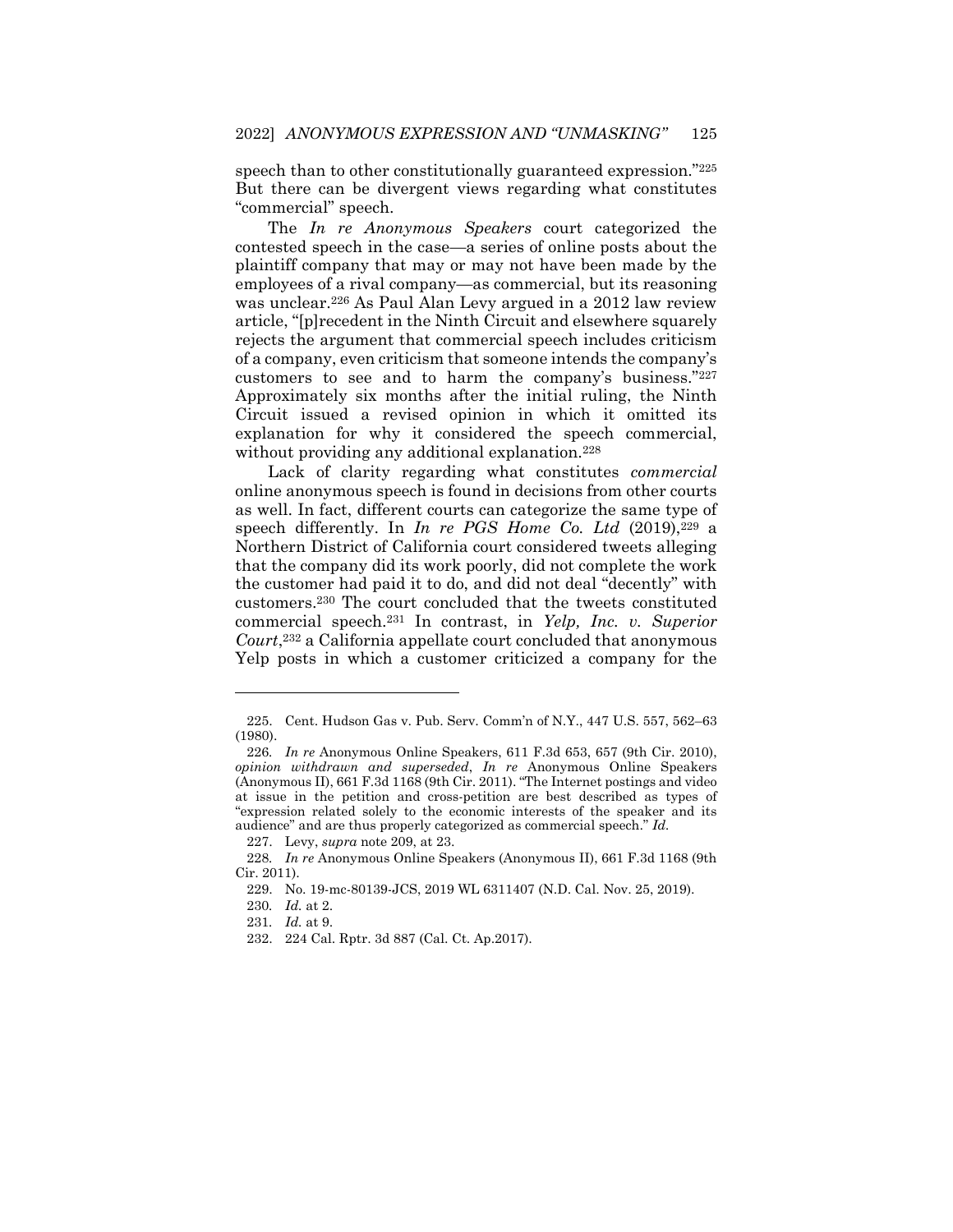speech than to other constitutionally guaranteed expression."[225] But there can be divergent views regarding what constitutes "commercial" speech.

The *In re Anonymous Speakers* court categorized the contested speech in the case—a series of online posts about the plaintiff company that may or may not have been made by the employees of a rival company—as commercial, but its reasoning was unclear.[226] As Paul Alan Levy argued in a 2012 law review article, "[p]recedent in the Ninth Circuit and elsewhere squarely rejects the argument that commercial speech includes criticism of a company, even criticism that someone intends the company's customers to see and to harm the company's business."[227] Approximately six months after the initial ruling, the Ninth Circuit issued a revised opinion in which it omitted its explanation for why it considered the speech commercial, without providing any additional explanation.[228]

Lack of clarity regarding what constitutes *commercial* online anonymous speech is found in decisions from other courts as well. In fact, different courts can categorize the same type of speech differently. In *In re PGS Home Co. Ltd* (2019),[229] a Northern District of California court considered tweets alleging that the company did its work poorly, did not complete the work the customer had paid it to do, and did not deal "decently" with customers.[230] The court concluded that the tweets constituted commercial speech.[231] In contrast, in *Yelp, Inc. v. Superior Court*,[232] a California appellate court concluded that anonymous Yelp posts in which a customer criticized a company for the

---

225. Cent. Hudson Gas v. Pub. Serv. Comm'n of N.Y., 447 U.S. 557, 562–63 (1980).

226. *In re* Anonymous Online Speakers, 611 F.3d 653, 657 (9th Cir. 2010), *opinion withdrawn and superseded*, *In re* Anonymous Online Speakers (Anonymous II), 661 F.3d 1168 (9th Cir. 2011). "The Internet postings and video at issue in the petition and cross-petition are best described as types of "expression related solely to the economic interests of the speaker and its audience" and are thus properly categorized as commercial speech." *Id.*

227. Levy, *supra* note 209, at 23.

228. *In re* Anonymous Online Speakers (Anonymous II), 661 F.3d 1168 (9th Cir. 2011).

229. No. 19-mc-80139-JCS, 2019 WL 6311407 (N.D. Cal. Nov. 25, 2019).

230. *Id.* at 2.

231. *Id.* at 9.

232. 224 Cal. Rptr. 3d 887 (Cal. Ct. Ap.2017).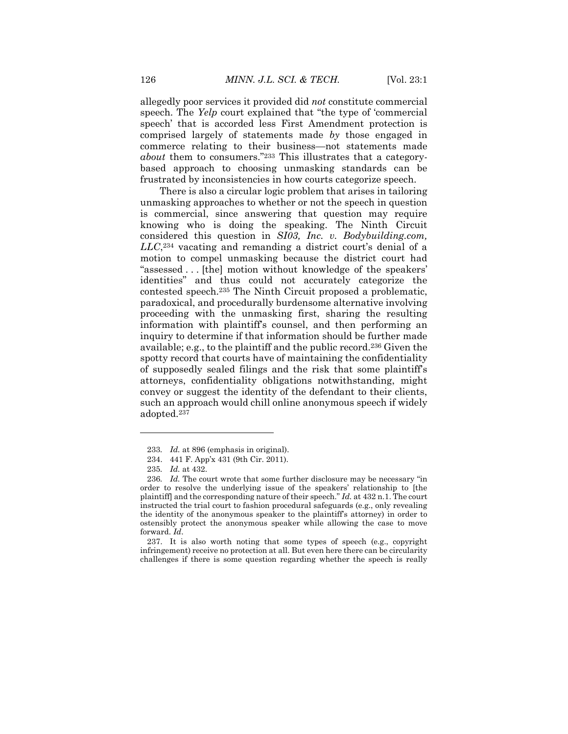allegedly poor services it provided did *not* constitute commercial speech. The *Yelp* court explained that "the type of 'commercial speech' that is accorded less First Amendment protection is comprised largely of statements made *by* those engaged in commerce relating to their business—not statements made *about* them to consumers."[233] This illustrates that a category-based approach to choosing unmasking standards can be frustrated by inconsistencies in how courts categorize speech.

There is also a circular logic problem that arises in tailoring unmasking approaches to whether or not the speech in question is commercial, since answering that question may require knowing who is doing the speaking. The Ninth Circuit considered this question in *SI03, Inc. v. Bodybuilding.com, LLC*,[234] vacating and remanding a district court's denial of a motion to compel unmasking because the district court had "assessed . . . [the] motion without knowledge of the speakers' identities" and thus could not accurately categorize the contested speech.[235] The Ninth Circuit proposed a problematic, paradoxical, and procedurally burdensome alternative involving proceeding with the unmasking first, sharing the resulting information with plaintiff's counsel, and then performing an inquiry to determine if that information should be further made available; e.g., to the plaintiff and the public record.[236] Given the spotty record that courts have of maintaining the confidentiality of supposedly sealed filings and the risk that some plaintiff's attorneys, confidentiality obligations notwithstanding, might convey or suggest the identity of the defendant to their clients, such an approach would chill online anonymous speech if widely adopted.[237]

---

233. *Id.* at 896 (emphasis in original).

234. 441 F. App'x 431 (9th Cir. 2011).

235. *Id.* at 432.

236. *Id.* The court wrote that some further disclosure may be necessary "in order to resolve the underlying issue of the speakers' relationship to [the plaintiff] and the corresponding nature of their speech." *Id.* at 432 n.1. The court instructed the trial court to fashion procedural safeguards (e.g., only revealing the identity of the anonymous speaker to the plaintiff's attorney) in order to ostensibly protect the anonymous speaker while allowing the case to move forward. *Id*.

237. It is also worth noting that some types of speech (e.g., copyright infringement) receive no protection at all. But even here there can be circularity challenges if there is some question regarding whether the speech is really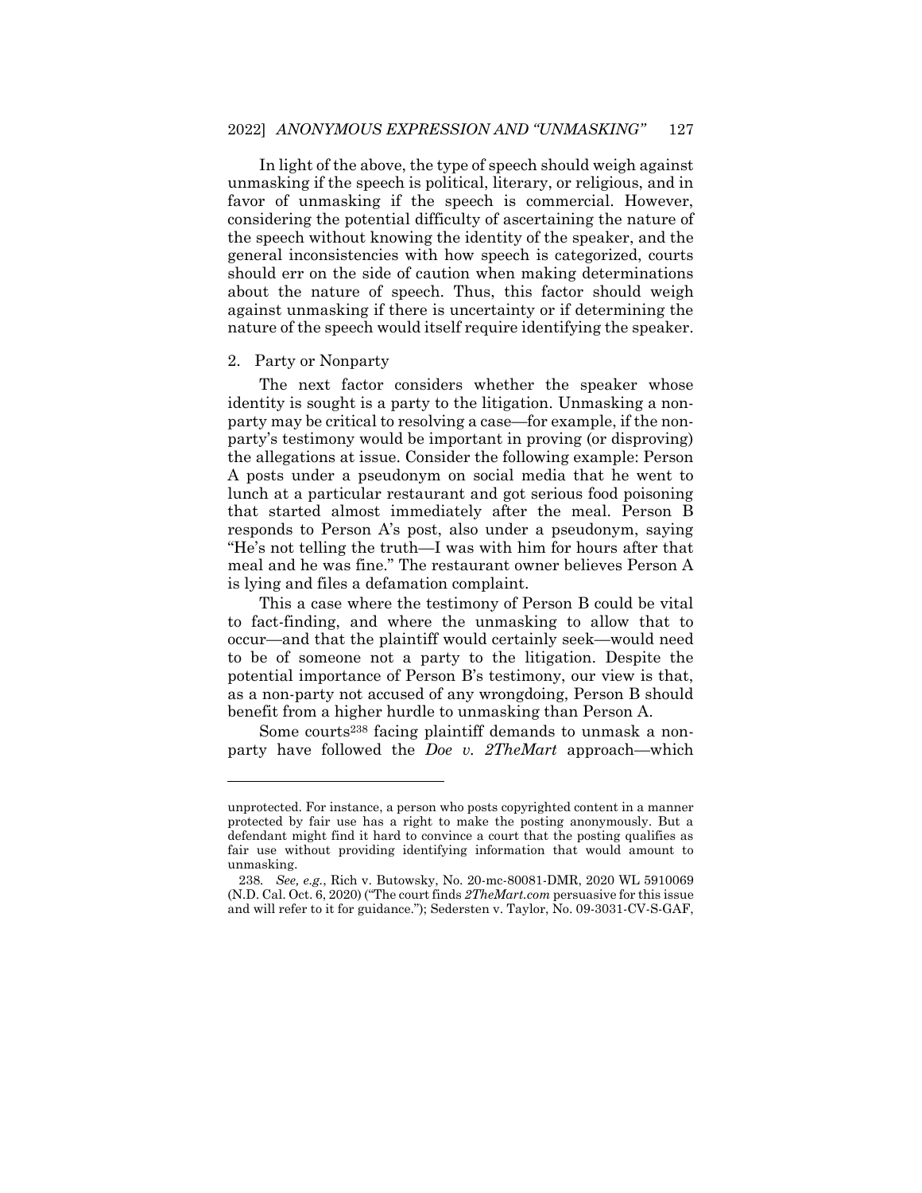In light of the above, the type of speech should weigh against unmasking if the speech is political, literary, or religious, and in favor of unmasking if the speech is commercial. However, considering the potential difficulty of ascertaining the nature of the speech without knowing the identity of the speaker, and the general inconsistencies with how speech is categorized, courts should err on the side of caution when making determinations about the nature of speech. Thus, this factor should weigh against unmasking if there is uncertainty or if determining the nature of the speech would itself require identifying the speaker.

2. Party or Nonparty

The next factor considers whether the speaker whose identity is sought is a party to the litigation. Unmasking a non-party may be critical to resolving a case—for example, if the non-party's testimony would be important in proving (or disproving) the allegations at issue. Consider the following example: Person A posts under a pseudonym on social media that he went to lunch at a particular restaurant and got serious food poisoning that started almost immediately after the meal. Person B responds to Person A's post, also under a pseudonym, saying "He's not telling the truth—I was with him for hours after that meal and he was fine." The restaurant owner believes Person A is lying and files a defamation complaint.

This a case where the testimony of Person B could be vital to fact-finding, and where the unmasking to allow that to occur—and that the plaintiff would certainly seek—would need to be of someone not a party to the litigation. Despite the potential importance of Person B's testimony, our view is that, as a non-party not accused of any wrongdoing, Person B should benefit from a higher hurdle to unmasking than Person A.

Some courts[238] facing plaintiff demands to unmask a non-party have followed the *Doe v. 2TheMart* approach—which

---

unprotected. For instance, a person who posts copyrighted content in a manner protected by fair use has a right to make the posting anonymously. But a defendant might find it hard to convince a court that the posting qualifies as fair use without providing identifying information that would amount to unmasking.

238. *See, e.g.*, Rich v. Butowsky, No. 20-mc-80081-DMR, 2020 WL 5910069 (N.D. Cal. Oct. 6, 2020) ("The court finds *2TheMart.com* persuasive for this issue and will refer to it for guidance."); Sedersten v. Taylor, No. 09-3031-CV-S-GAF,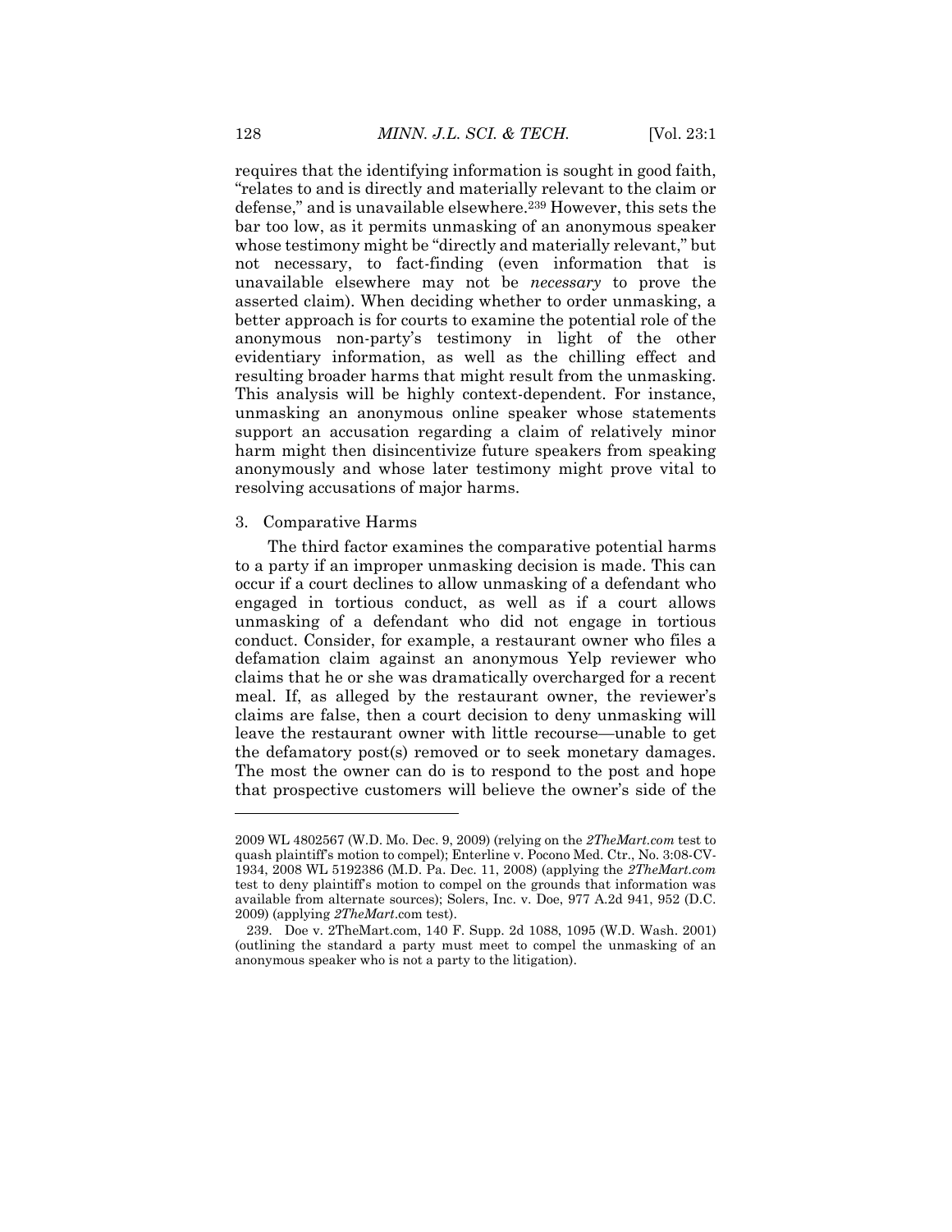requires that the identifying information is sought in good faith, "relates to and is directly and materially relevant to the claim or defense," and is unavailable elsewhere.[239] However, this sets the bar too low, as it permits unmasking of an anonymous speaker whose testimony might be "directly and materially relevant," but not necessary, to fact-finding (even information that is unavailable elsewhere may not be *necessary* to prove the asserted claim). When deciding whether to order unmasking, a better approach is for courts to examine the potential role of the anonymous non-party's testimony in light of the other evidentiary information, as well as the chilling effect and resulting broader harms that might result from the unmasking. This analysis will be highly context-dependent. For instance, unmasking an anonymous online speaker whose statements support an accusation regarding a claim of relatively minor harm might then disincentivize future speakers from speaking anonymously and whose later testimony might prove vital to resolving accusations of major harms.

### 3. Comparative Harms

The third factor examines the comparative potential harms to a party if an improper unmasking decision is made. This can occur if a court declines to allow unmasking of a defendant who engaged in tortious conduct, as well as if a court allows unmasking of a defendant who did not engage in tortious conduct. Consider, for example, a restaurant owner who files a defamation claim against an anonymous Yelp reviewer who claims that he or she was dramatically overcharged for a recent meal. If, as alleged by the restaurant owner, the reviewer's claims are false, then a court decision to deny unmasking will leave the restaurant owner with little recourse—unable to get the defamatory post(s) removed or to seek monetary damages. The most the owner can do is to respond to the post and hope that prospective customers will believe the owner's side of the

---

2009 WL 4802567 (W.D. Mo. Dec. 9, 2009) (relying on the *2TheMart.com* test to quash plaintiff's motion to compel); Enterline v. Pocono Med. Ctr., No. 3:08-CV-1934, 2008 WL 5192386 (M.D. Pa. Dec. 11, 2008) (applying the *2TheMart.com* test to deny plaintiff's motion to compel on the grounds that information was available from alternate sources); Solers, Inc. v. Doe, 977 A.2d 941, 952 (D.C. 2009) (applying *2TheMart*.com test).

239. Doe v. 2TheMart.com, 140 F. Supp. 2d 1088, 1095 (W.D. Wash. 2001) (outlining the standard a party must meet to compel the unmasking of an anonymous speaker who is not a party to the litigation).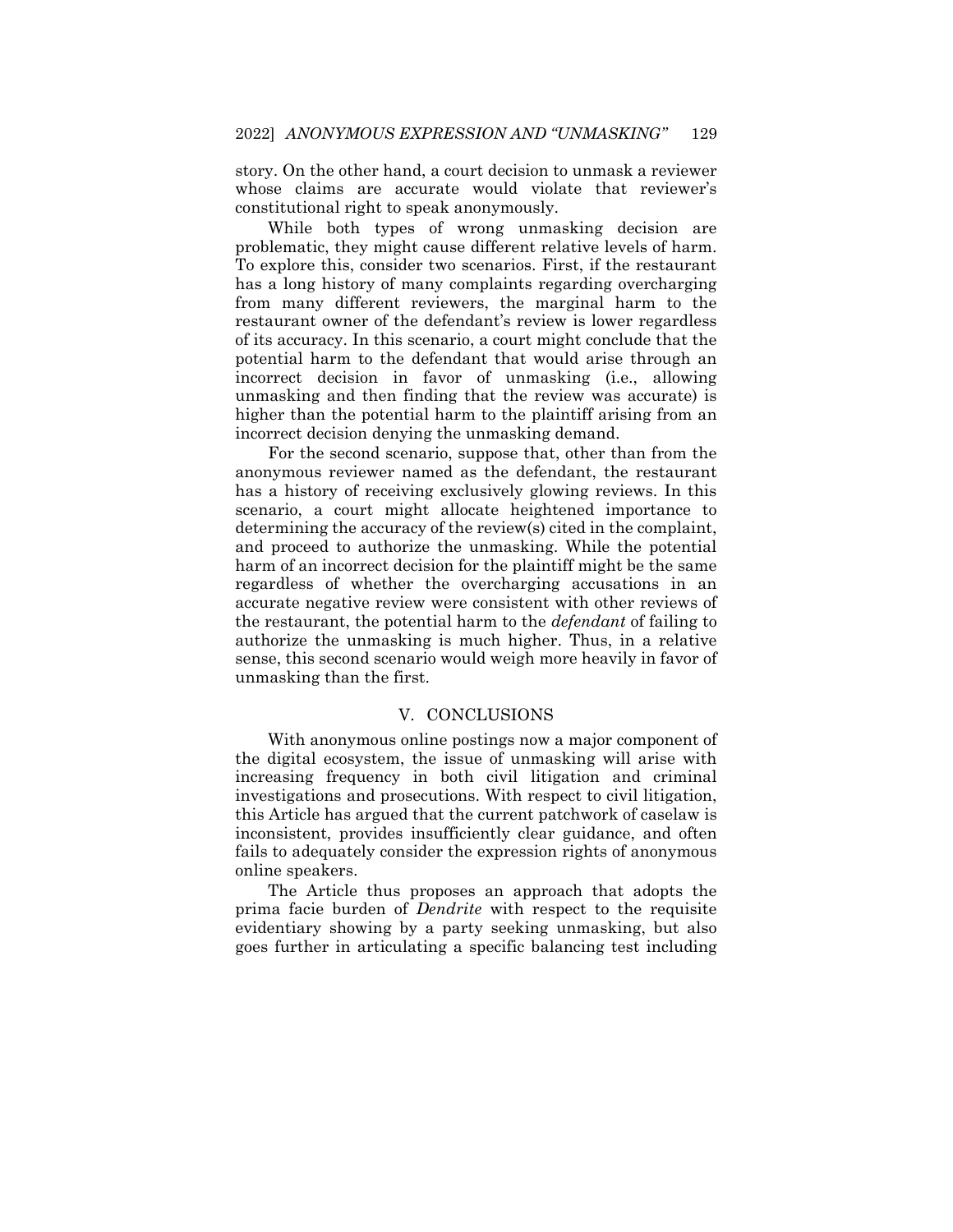story. On the other hand, a court decision to unmask a reviewer whose claims are accurate would violate that reviewer's constitutional right to speak anonymously.

While both types of wrong unmasking decision are problematic, they might cause different relative levels of harm. To explore this, consider two scenarios. First, if the restaurant has a long history of many complaints regarding overcharging from many different reviewers, the marginal harm to the restaurant owner of the defendant's review is lower regardless of its accuracy. In this scenario, a court might conclude that the potential harm to the defendant that would arise through an incorrect decision in favor of unmasking (i.e., allowing unmasking and then finding that the review was accurate) is higher than the potential harm to the plaintiff arising from an incorrect decision denying the unmasking demand.

For the second scenario, suppose that, other than from the anonymous reviewer named as the defendant, the restaurant has a history of receiving exclusively glowing reviews. In this scenario, a court might allocate heightened importance to determining the accuracy of the review(s) cited in the complaint, and proceed to authorize the unmasking. While the potential harm of an incorrect decision for the plaintiff might be the same regardless of whether the overcharging accusations in an accurate negative review were consistent with other reviews of the restaurant, the potential harm to the *defendant* of failing to authorize the unmasking is much higher. Thus, in a relative sense, this second scenario would weigh more heavily in favor of unmasking than the first.

## V. CONCLUSIONS

With anonymous online postings now a major component of the digital ecosystem, the issue of unmasking will arise with increasing frequency in both civil litigation and criminal investigations and prosecutions. With respect to civil litigation, this Article has argued that the current patchwork of caselaw is inconsistent, provides insufficiently clear guidance, and often fails to adequately consider the expression rights of anonymous online speakers.

The Article thus proposes an approach that adopts the prima facie burden of *Dendrite* with respect to the requisite evidentiary showing by a party seeking unmasking, but also goes further in articulating a specific balancing test including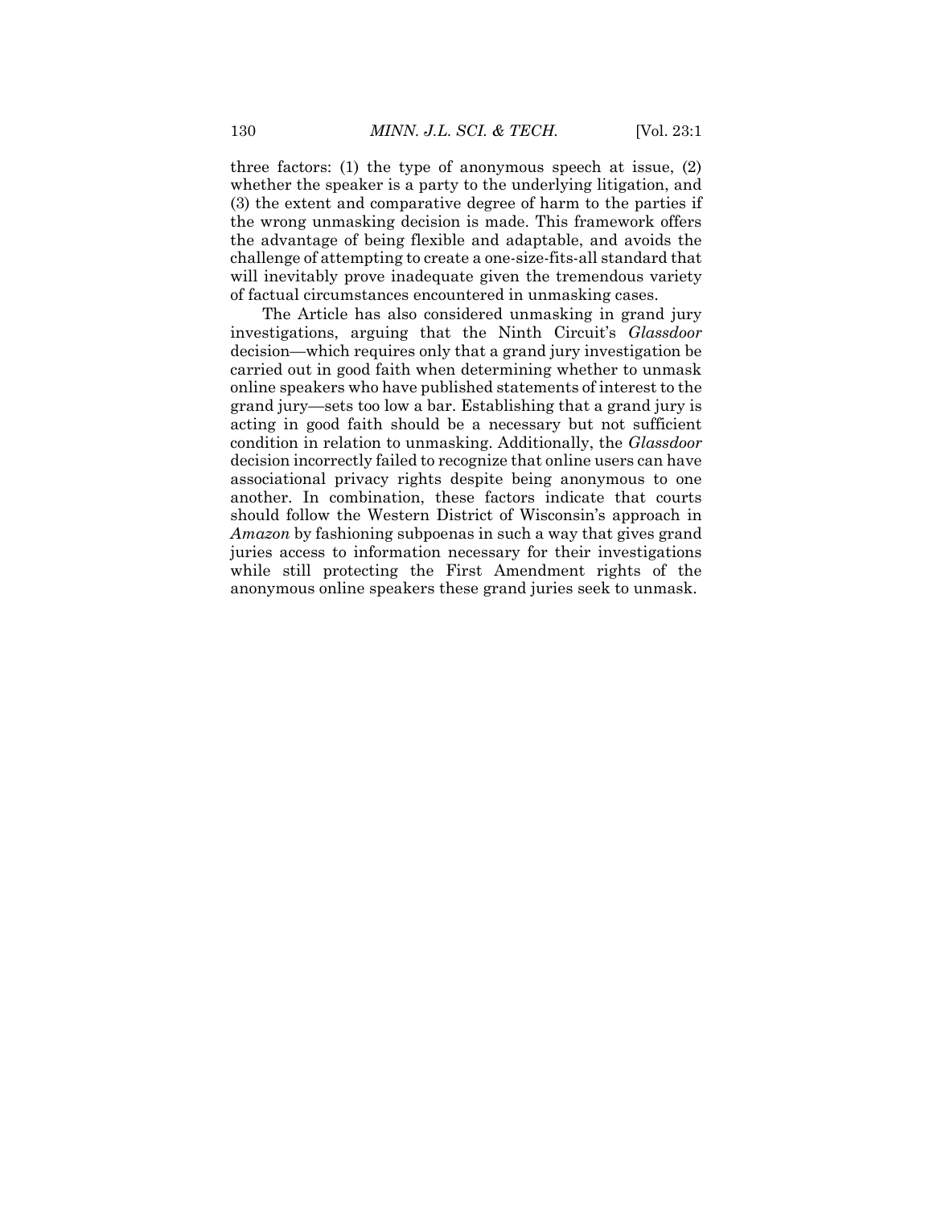three factors: (1) the type of anonymous speech at issue, (2) whether the speaker is a party to the underlying litigation, and (3) the extent and comparative degree of harm to the parties if the wrong unmasking decision is made. This framework offers the advantage of being flexible and adaptable, and avoids the challenge of attempting to create a one-size-fits-all standard that will inevitably prove inadequate given the tremendous variety of factual circumstances encountered in unmasking cases.

The Article has also considered unmasking in grand jury investigations, arguing that the Ninth Circuit's *Glassdoor* decision—which requires only that a grand jury investigation be carried out in good faith when determining whether to unmask online speakers who have published statements of interest to the grand jury—sets too low a bar. Establishing that a grand jury is acting in good faith should be a necessary but not sufficient condition in relation to unmasking. Additionally, the *Glassdoor* decision incorrectly failed to recognize that online users can have associational privacy rights despite being anonymous to one another. In combination, these factors indicate that courts should follow the Western District of Wisconsin's approach in *Amazon* by fashioning subpoenas in such a way that gives grand juries access to information necessary for their investigations while still protecting the First Amendment rights of the anonymous online speakers these grand juries seek to unmask.